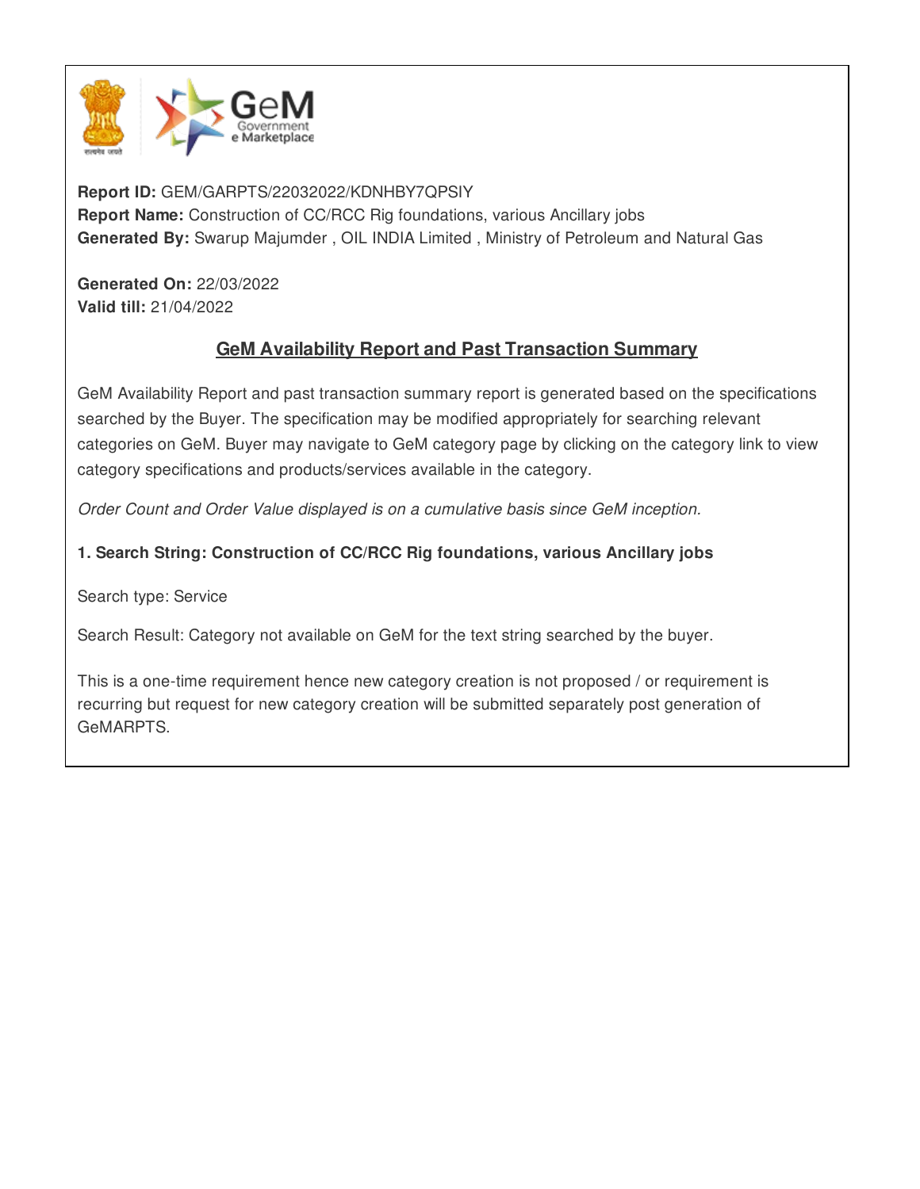**Report ID:** GEM/GARPTS/22032022/KDNHBY7QPSIY
**Report Name:** Construction of CC/RCC Rig foundations, various Ancillary jobs
**Generated By:** Swarup Majumder , OIL INDIA Limited , Ministry of Petroleum and Natural Gas

**Generated On:** 22/03/2022
**Valid till:** 21/04/2022

## GeM Availability Report and Past Transaction Summary

GeM Availability Report and past transaction summary report is generated based on the specifications searched by the Buyer. The specification may be modified appropriately for searching relevant categories on GeM. Buyer may navigate to GeM category page by clicking on the category link to view category specifications and products/services available in the category.

*Order Count and Order Value displayed is on a cumulative basis since GeM inception.*

**1. Search String: Construction of CC/RCC Rig foundations, various Ancillary jobs**

Search type: Service

Search Result: Category not available on GeM for the text string searched by the buyer.

This is a one-time requirement hence new category creation is not proposed / or requirement is recurring but request for new category creation will be submitted separately post generation of GeMARPTS.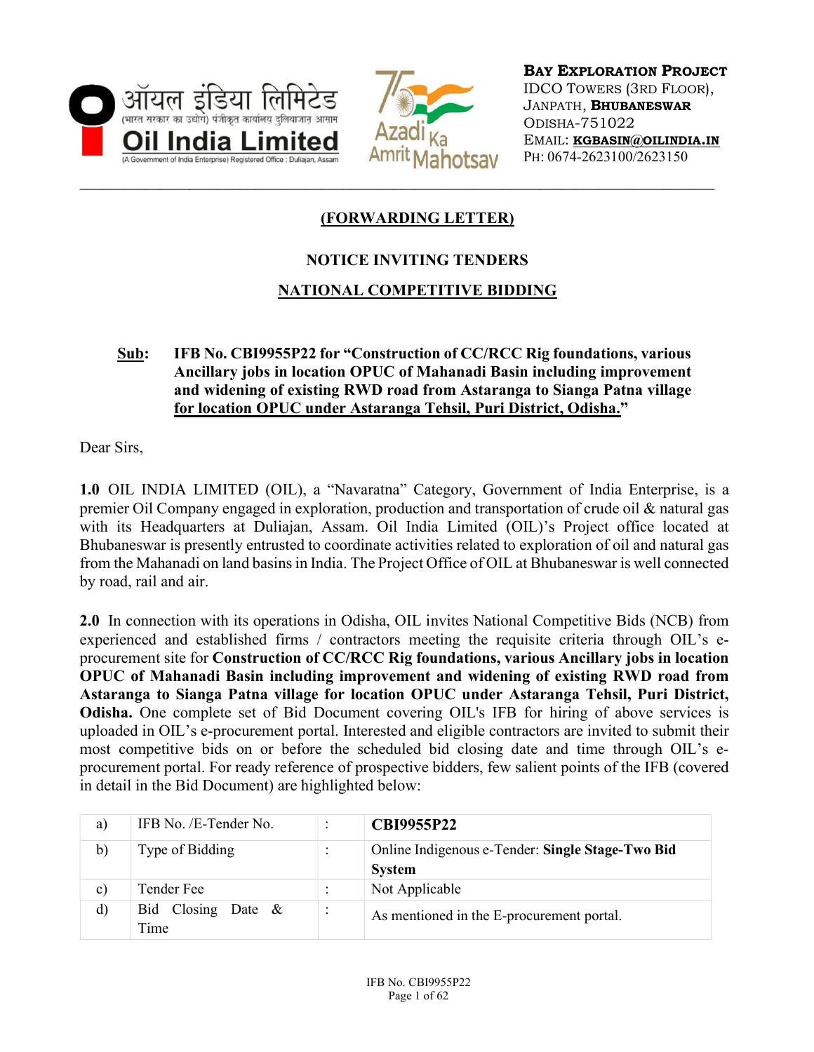**BAY EXPLORATION PROJECT**
IDCO TOWERS (3RD FLOOR),
JANPATH, **BHUBANESWAR**
ODISHA-751022
EMAIL: **KGBASIN@OILINDIA.IN**
PH: 0674-2623100/2623150

## (FORWARDING LETTER)

## NOTICE INVITING TENDERS

## NATIONAL COMPETITIVE BIDDING

**Sub:** **IFB No. CBI9955P22 for "Construction of CC/RCC Rig foundations, various Ancillary jobs in location OPUC of Mahanadi Basin including improvement and widening of existing RWD road from Astaranga to Sianga Patna village for location OPUC under Astaranga Tehsil, Puri District, Odisha."**

Dear Sirs,

**1.0** OIL INDIA LIMITED (OIL), a "Navaratna" Category, Government of India Enterprise, is a premier Oil Company engaged in exploration, production and transportation of crude oil & natural gas with its Headquarters at Duliajan, Assam. Oil India Limited (OIL)'s Project office located at Bhubaneswar is presently entrusted to coordinate activities related to exploration of oil and natural gas from the Mahanadi on land basins in India. The Project Office of OIL at Bhubaneswar is well connected by road, rail and air.

**2.0** In connection with its operations in Odisha, OIL invites National Competitive Bids (NCB) from experienced and established firms / contractors meeting the requisite criteria through OIL's e-procurement site for **Construction of CC/RCC Rig foundations, various Ancillary jobs in location OPUC of Mahanadi Basin including improvement and widening of existing RWD road from Astaranga to Sianga Patna village for location OPUC under Astaranga Tehsil, Puri District, Odisha.** One complete set of Bid Document covering OIL's IFB for hiring of above services is uploaded in OIL's e-procurement portal. Interested and eligible contractors are invited to submit their most competitive bids on or before the scheduled bid closing date and time through OIL's e-procurement portal. For ready reference of prospective bidders, few salient points of the IFB (covered in detail in the Bid Document) are highlighted below:

| | | | |
|---|---|---|---|
| a) | IFB No. /E-Tender No. | : | **CBI9955P22** |
| b) | Type of Bidding | : | Online Indigenous e-Tender: **Single Stage-Two Bid System** |
| c) | Tender Fee | : | Not Applicable |
| d) | Bid Closing Date & Time | : | As mentioned in the E-procurement portal. |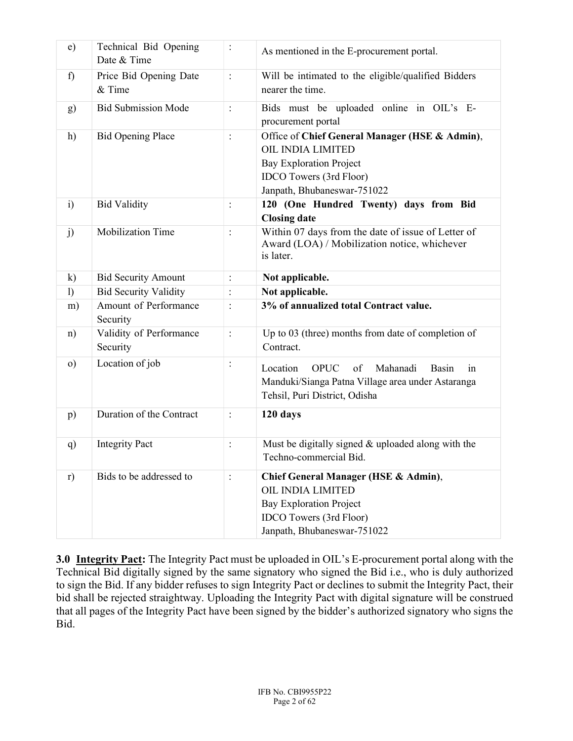| | | | |
|---|---|---|---|
| e) | Technical Bid Opening Date & Time | : | As mentioned in the E-procurement portal. |
| f) | Price Bid Opening Date & Time | : | Will be intimated to the eligible/qualified Bidders nearer the time. |
| g) | Bid Submission Mode | : | Bids must be uploaded online in OIL's E-procurement portal |
| h) | Bid Opening Place | : | Office of **Chief General Manager (HSE & Admin)**, OIL INDIA LIMITED<br>Bay Exploration Project<br>IDCO Towers (3rd Floor)<br>Janpath, Bhubaneswar-751022 |
| i) | Bid Validity | : | **120 (One Hundred Twenty) days from Bid Closing date** |
| j) | Mobilization Time | : | Within 07 days from the date of issue of Letter of Award (LOA) / Mobilization notice, whichever is later. |
| k) | Bid Security Amount | : | **Not applicable.** |
| l) | Bid Security Validity | : | **Not applicable.** |
| m) | Amount of Performance Security | : | **3% of annualized total Contract value.** |
| n) | Validity of Performance Security | : | Up to 03 (three) months from date of completion of Contract. |
| o) | Location of job | : | Location OPUC of Mahanadi Basin in Manduki/Sianga Patna Village area under Astaranga Tehsil, Puri District, Odisha |
| p) | Duration of the Contract | : | **120 days** |
| q) | Integrity Pact | : | Must be digitally signed & uploaded along with the Techno-commercial Bid. |
| r) | Bids to be addressed to | : | **Chief General Manager (HSE & Admin)**,<br>OIL INDIA LIMITED<br>Bay Exploration Project<br>IDCO Towers (3rd Floor)<br>Janpath, Bhubaneswar-751022 |

**3.0 <u>Integrity Pact</u>:** The Integrity Pact must be uploaded in OIL's E-procurement portal along with the Technical Bid digitally signed by the same signatory who signed the Bid i.e., who is duly authorized to sign the Bid. If any bidder refuses to sign Integrity Pact or declines to submit the Integrity Pact, their bid shall be rejected straightway. Uploading the Integrity Pact with digital signature will be construed that all pages of the Integrity Pact have been signed by the bidder's authorized signatory who signs the Bid.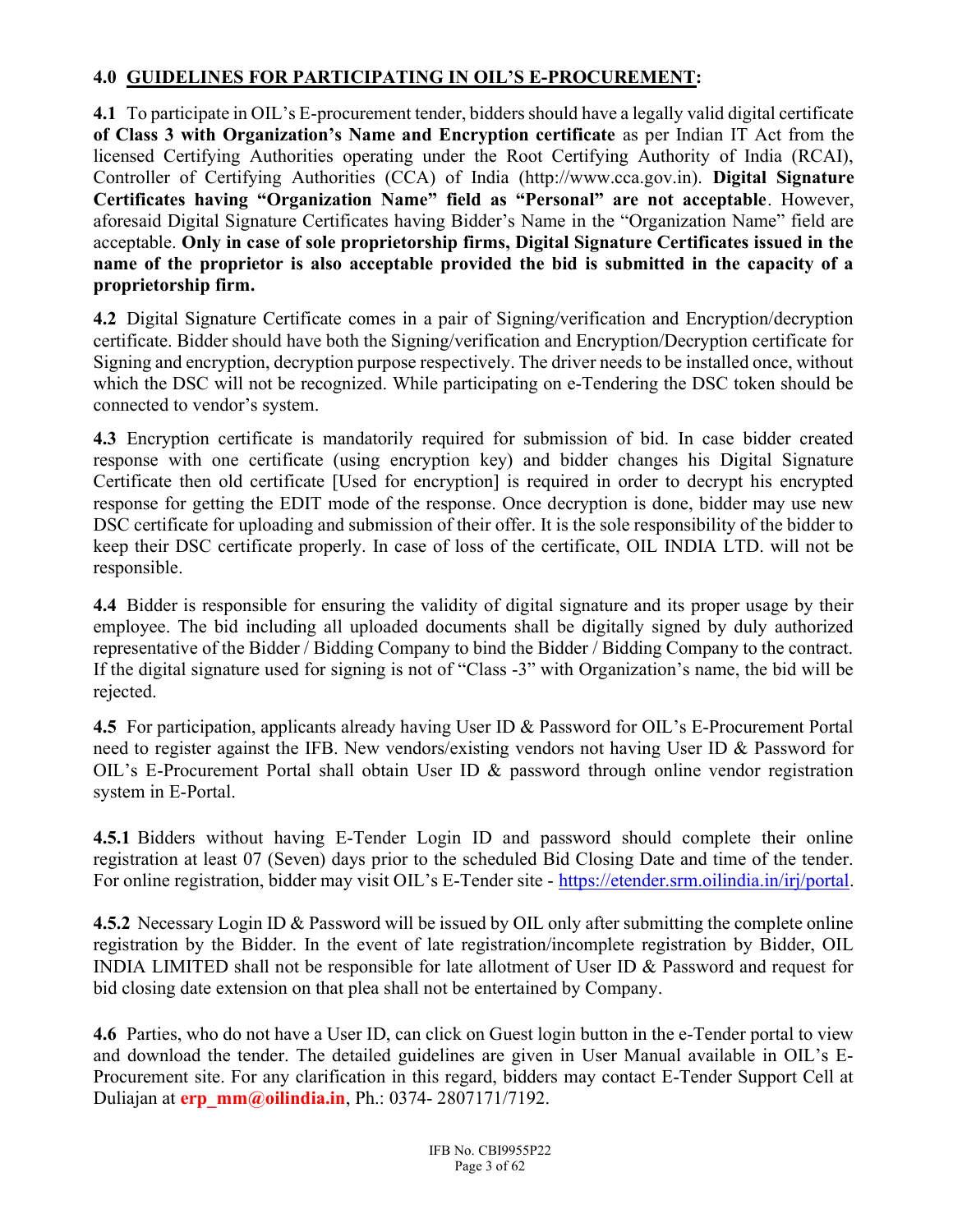## 4.0 <u>GUIDELINES FOR PARTICIPATING IN OIL'S E-PROCUREMENT</u>:

**4.1** To participate in OIL's E-procurement tender, bidders should have a legally valid digital certificate **of Class 3 with Organization's Name and Encryption certificate** as per Indian IT Act from the licensed Certifying Authorities operating under the Root Certifying Authority of India (RCAI), Controller of Certifying Authorities (CCA) of India (http://www.cca.gov.in). **Digital Signature Certificates having "Organization Name" field as "Personal" are not acceptable**. However, aforesaid Digital Signature Certificates having Bidder's Name in the "Organization Name" field are acceptable. **Only in case of sole proprietorship firms, Digital Signature Certificates issued in the name of the proprietor is also acceptable provided the bid is submitted in the capacity of a proprietorship firm.**

**4.2** Digital Signature Certificate comes in a pair of Signing/verification and Encryption/decryption certificate. Bidder should have both the Signing/verification and Encryption/Decryption certificate for Signing and encryption, decryption purpose respectively. The driver needs to be installed once, without which the DSC will not be recognized. While participating on e-Tendering the DSC token should be connected to vendor's system.

**4.3** Encryption certificate is mandatorily required for submission of bid. In case bidder created response with one certificate (using encryption key) and bidder changes his Digital Signature Certificate then old certificate [Used for encryption] is required in order to decrypt his encrypted response for getting the EDIT mode of the response. Once decryption is done, bidder may use new DSC certificate for uploading and submission of their offer. It is the sole responsibility of the bidder to keep their DSC certificate properly. In case of loss of the certificate, OIL INDIA LTD. will not be responsible.

**4.4** Bidder is responsible for ensuring the validity of digital signature and its proper usage by their employee. The bid including all uploaded documents shall be digitally signed by duly authorized representative of the Bidder / Bidding Company to bind the Bidder / Bidding Company to the contract. If the digital signature used for signing is not of "Class -3" with Organization's name, the bid will be rejected.

**4.5** For participation, applicants already having User ID & Password for OIL's E-Procurement Portal need to register against the IFB. New vendors/existing vendors not having User ID & Password for OIL's E-Procurement Portal shall obtain User ID & password through online vendor registration system in E-Portal.

**4.5.1** Bidders without having E-Tender Login ID and password should complete their online registration at least 07 (Seven) days prior to the scheduled Bid Closing Date and time of the tender. For online registration, bidder may visit OIL's E-Tender site - https://etender.srm.oilindia.in/irj/portal.

**4.5.2** Necessary Login ID & Password will be issued by OIL only after submitting the complete online registration by the Bidder. In the event of late registration/incomplete registration by Bidder, OIL INDIA LIMITED shall not be responsible for late allotment of User ID & Password and request for bid closing date extension on that plea shall not be entertained by Company.

**4.6** Parties, who do not have a User ID, can click on Guest login button in the e-Tender portal to view and download the tender. The detailed guidelines are given in User Manual available in OIL's E-Procurement site. For any clarification in this regard, bidders may contact E-Tender Support Cell at Duliajan at **erp_mm@oilindia.in**, Ph.: 0374- 2807171/7192.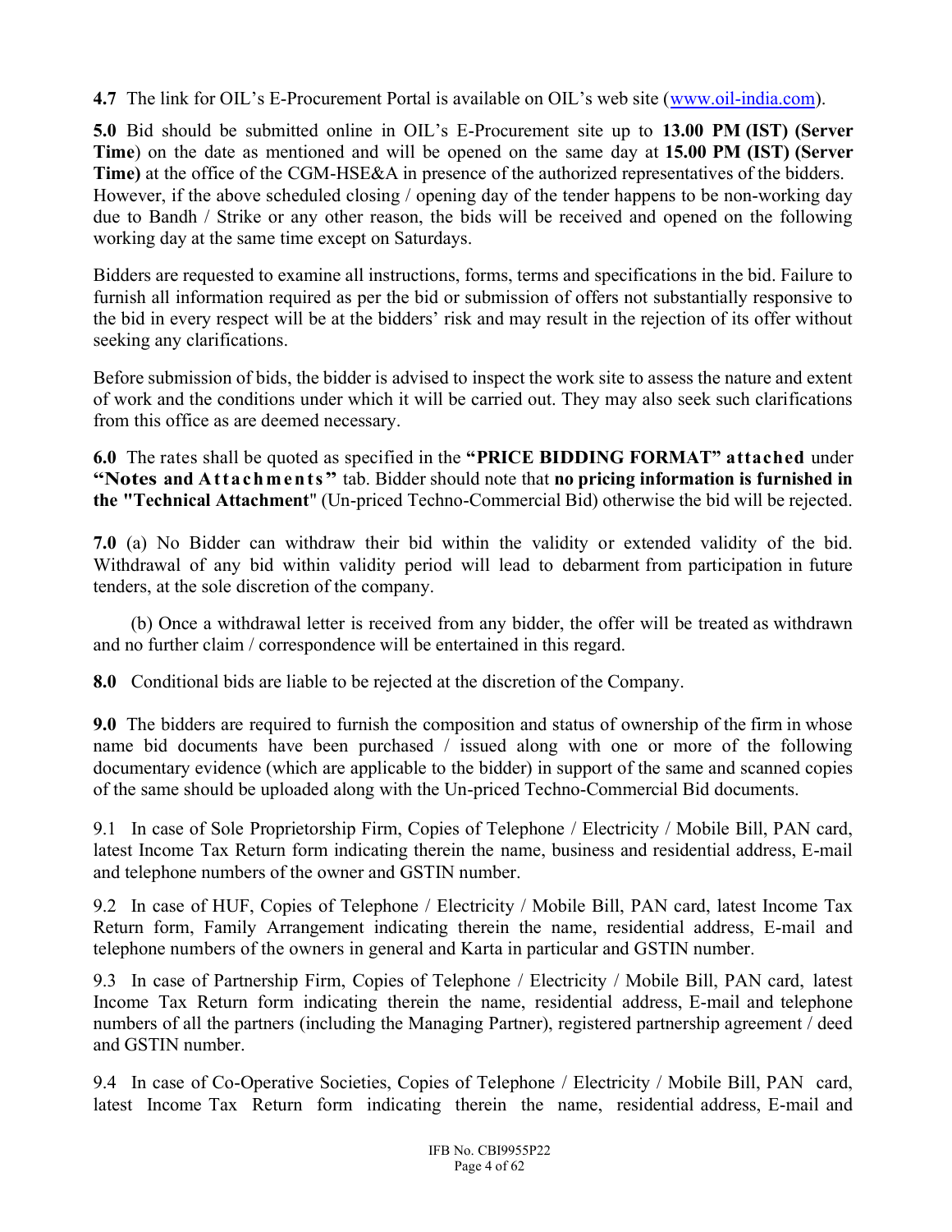**4.7** The link for OIL's E-Procurement Portal is available on OIL's web site (www.oil-india.com).

**5.0** Bid should be submitted online in OIL's E-Procurement site up to **13.00 PM (IST) (Server Time**) on the date as mentioned and will be opened on the same day at **15.00 PM (IST) (Server Time)** at the office of the CGM-HSE&A in presence of the authorized representatives of the bidders. However, if the above scheduled closing / opening day of the tender happens to be non-working day due to Bandh / Strike or any other reason, the bids will be received and opened on the following working day at the same time except on Saturdays.

Bidders are requested to examine all instructions, forms, terms and specifications in the bid. Failure to furnish all information required as per the bid or submission of offers not substantially responsive to the bid in every respect will be at the bidders' risk and may result in the rejection of its offer without seeking any clarifications.

Before submission of bids, the bidder is advised to inspect the work site to assess the nature and extent of work and the conditions under which it will be carried out. They may also seek such clarifications from this office as are deemed necessary.

**6.0** The rates shall be quoted as specified in the **"PRICE BIDDING FORMAT" attached** under **"Notes and Attachments"** tab. Bidder should note that **no pricing information is furnished in the "Technical Attachment"** (Un-priced Techno-Commercial Bid) otherwise the bid will be rejected.

**7.0** (a) No Bidder can withdraw their bid within the validity or extended validity of the bid. Withdrawal of any bid within validity period will lead to debarment from participation in future tenders, at the sole discretion of the company.

(b) Once a withdrawal letter is received from any bidder, the offer will be treated as withdrawn and no further claim / correspondence will be entertained in this regard.

**8.0** Conditional bids are liable to be rejected at the discretion of the Company.

**9.0** The bidders are required to furnish the composition and status of ownership of the firm in whose name bid documents have been purchased / issued along with one or more of the following documentary evidence (which are applicable to the bidder) in support of the same and scanned copies of the same should be uploaded along with the Un-priced Techno-Commercial Bid documents.

9.1 In case of Sole Proprietorship Firm, Copies of Telephone / Electricity / Mobile Bill, PAN card, latest Income Tax Return form indicating therein the name, business and residential address, E-mail and telephone numbers of the owner and GSTIN number.

9.2 In case of HUF, Copies of Telephone / Electricity / Mobile Bill, PAN card, latest Income Tax Return form, Family Arrangement indicating therein the name, residential address, E-mail and telephone numbers of the owners in general and Karta in particular and GSTIN number.

9.3 In case of Partnership Firm, Copies of Telephone / Electricity / Mobile Bill, PAN card, latest Income Tax Return form indicating therein the name, residential address, E-mail and telephone numbers of all the partners (including the Managing Partner), registered partnership agreement / deed and GSTIN number.

9.4 In case of Co-Operative Societies, Copies of Telephone / Electricity / Mobile Bill, PAN card, latest Income Tax Return form indicating therein the name, residential address, E-mail and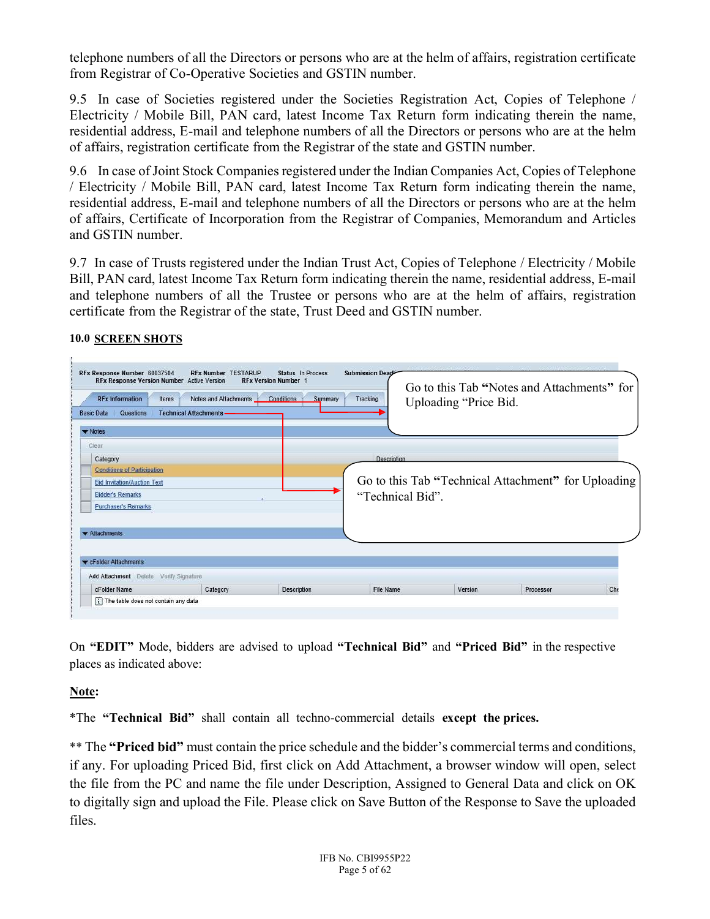telephone numbers of all the Directors or persons who are at the helm of affairs, registration certificate from Registrar of Co-Operative Societies and GSTIN number.

9.5 In case of Societies registered under the Societies Registration Act, Copies of Telephone / Electricity / Mobile Bill, PAN card, latest Income Tax Return form indicating therein the name, residential address, E-mail and telephone numbers of all the Directors or persons who are at the helm of affairs, registration certificate from the Registrar of the state and GSTIN number.

9.6 In case of Joint Stock Companies registered under the Indian Companies Act, Copies of Telephone / Electricity / Mobile Bill, PAN card, latest Income Tax Return form indicating therein the name, residential address, E-mail and telephone numbers of all the Directors or persons who are at the helm of affairs, Certificate of Incorporation from the Registrar of Companies, Memorandum and Articles and GSTIN number.

9.7 In case of Trusts registered under the Indian Trust Act, Copies of Telephone / Electricity / Mobile Bill, PAN card, latest Income Tax Return form indicating therein the name, residential address, E-mail and telephone numbers of all the Trustee or persons who are at the helm of affairs, registration certificate from the Registrar of the state, Trust Deed and GSTIN number.

## 10.0 SCREEN SHOTS

Go to this Tab **"Notes and Attachments"** for Uploading "Price Bid.

Go to this Tab **"Technical Attachment"** for Uploading "Technical Bid".

On **"EDIT"** Mode, bidders are advised to upload **"Technical Bid"** and **"Priced Bid"** in the respective places as indicated above:

**Note:**

*The **"Technical Bid"** shall contain all techno-commercial details **except the prices.**

** The **"Priced bid"** must contain the price schedule and the bidder's commercial terms and conditions, if any. For uploading Priced Bid, first click on Add Attachment, a browser window will open, select the file from the PC and name the file under Description, Assigned to General Data and click on OK to digitally sign and upload the File. Please click on Save Button of the Response to Save the uploaded files.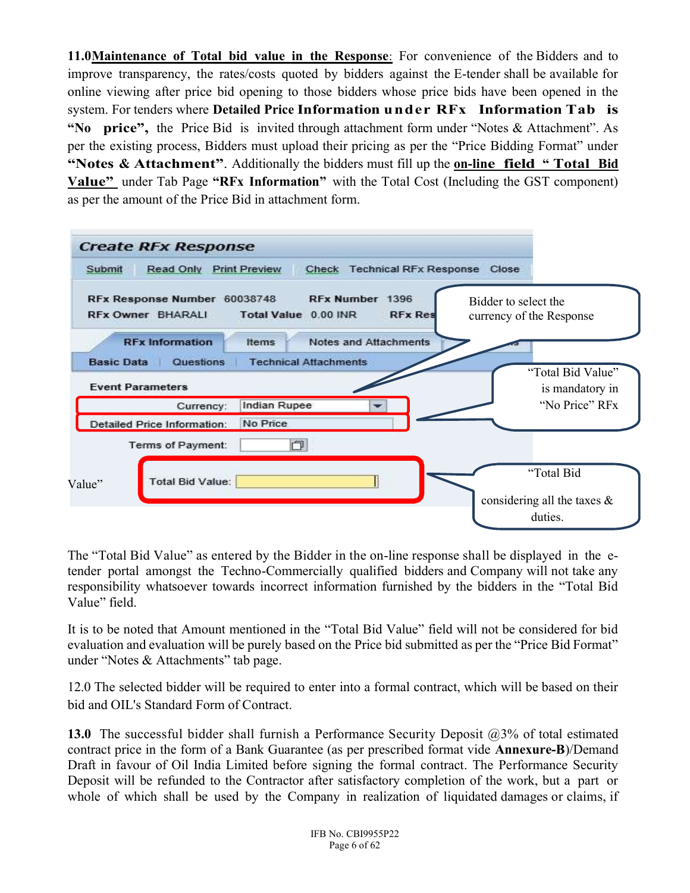**11.0 Maintenance of Total bid value in the Response**: For convenience of the Bidders and to improve transparency, the rates/costs quoted by bidders against the E-tender shall be available for online viewing after price bid opening to those bidders whose price bids have been opened in the system. For tenders where **Detailed Price Information under RFx Information Tab is "No price",** the Price Bid is invited through attachment form under "Notes & Attachment". As per the existing process, Bidders must upload their pricing as per the "Price Bidding Format" under **"Notes & Attachment"**. Additionally the bidders must fill up the **on-line field "Total Bid Value"** under Tab Page **"RFx Information"** with the Total Cost (Including the GST component) as per the amount of the Price Bid in attachment form.

Create RFx Response

Submit | Read Only | Print Preview | Check | Technical RFx Response | Close

RFx Response Number 60038748 RFx Number 1396
RFx Owner BHARALI Total Value 0.00 INR RFx Res

RFx Information | Items | Notes and Attachments

Basic Data | Questions | Technical Attachments

Event Parameters

Currency: Indian Rupee

Detailed Price Information: No Price

Terms of Payment:

Total Bid Value:

Bidder to select the currency of the Response

"Total Bid Value" is mandatory in "No Price" RFx

"Total Bid Value" considering all the taxes & duties.

The "Total Bid Value" as entered by the Bidder in the on-line response shall be displayed in the e-tender portal amongst the Techno-Commercially qualified bidders and Company will not take any responsibility whatsoever towards incorrect information furnished by the bidders in the "Total Bid Value" field.

It is to be noted that Amount mentioned in the "Total Bid Value" field will not be considered for bid evaluation and evaluation will be purely based on the Price bid submitted as per the "Price Bid Format" under "Notes & Attachments" tab page.

12.0 The selected bidder will be required to enter into a formal contract, which will be based on their bid and OIL's Standard Form of Contract.

**13.0** The successful bidder shall furnish a Performance Security Deposit @3% of total estimated contract price in the form of a Bank Guarantee (as per prescribed format vide **Annexure-B**)/Demand Draft in favour of Oil India Limited before signing the formal contract. The Performance Security Deposit will be refunded to the Contractor after satisfactory completion of the work, but a part or whole of which shall be used by the Company in realization of liquidated damages or claims, if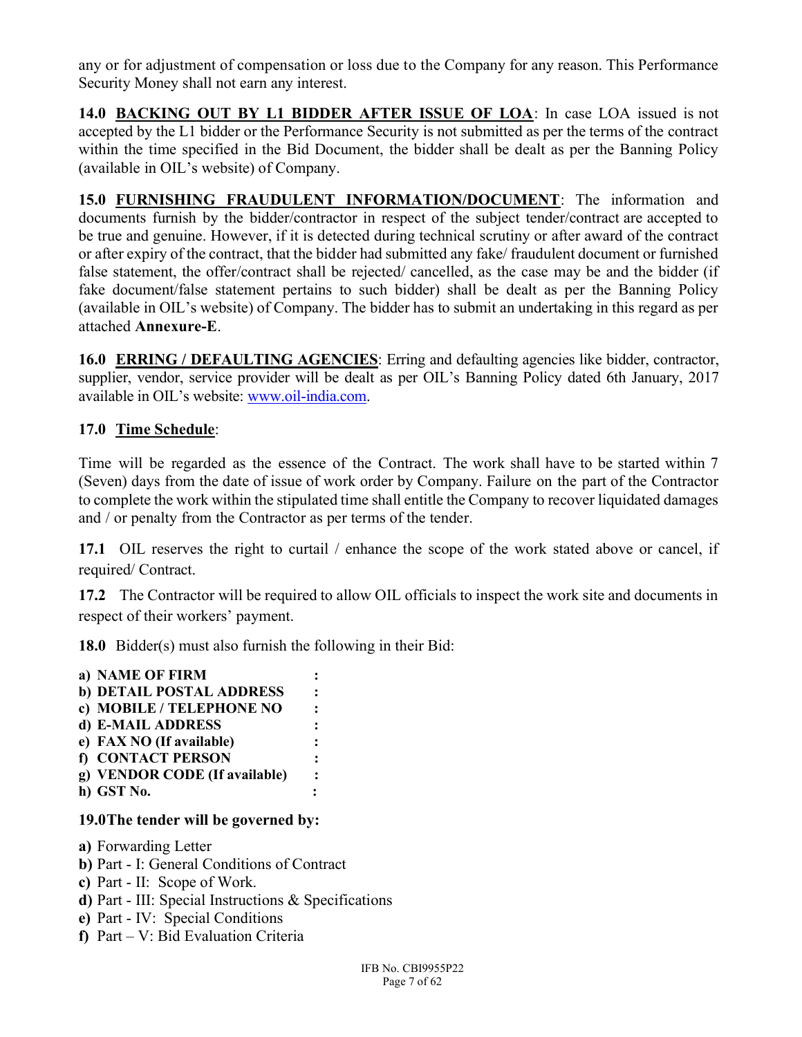any or for adjustment of compensation or loss due to the Company for any reason. This Performance Security Money shall not earn any interest.

**14.0 <u>BACKING OUT BY L1 BIDDER AFTER ISSUE OF LOA</u>**: In case LOA issued is not accepted by the L1 bidder or the Performance Security is not submitted as per the terms of the contract within the time specified in the Bid Document, the bidder shall be dealt as per the Banning Policy (available in OIL's website) of Company.

**15.0 <u>FURNISHING FRAUDULENT INFORMATION/DOCUMENT</u>**: The information and documents furnish by the bidder/contractor in respect of the subject tender/contract are accepted to be true and genuine. However, if it is detected during technical scrutiny or after award of the contract or after expiry of the contract, that the bidder had submitted any fake/ fraudulent document or furnished false statement, the offer/contract shall be rejected/ cancelled, as the case may be and the bidder (if fake document/false statement pertains to such bidder) shall be dealt as per the Banning Policy (available in OIL's website) of Company. The bidder has to submit an undertaking in this regard as per attached **Annexure-E**.

**16.0 <u>ERRING / DEFAULTING AGENCIES</u>**: Erring and defaulting agencies like bidder, contractor, supplier, vendor, service provider will be dealt as per OIL's Banning Policy dated 6th January, 2017 available in OIL's website: www.oil-india.com.

**17.0 <u>Time Schedule</u>**:

Time will be regarded as the essence of the Contract. The work shall have to be started within 7 (Seven) days from the date of issue of work order by Company. Failure on the part of the Contractor to complete the work within the stipulated time shall entitle the Company to recover liquidated damages and / or penalty from the Contractor as per terms of the tender.

**17.1** OIL reserves the right to curtail / enhance the scope of the work stated above or cancel, if required/ Contract.

**17.2** The Contractor will be required to allow OIL officials to inspect the work site and documents in respect of their workers' payment.

**18.0** Bidder(s) must also furnish the following in their Bid:

**a) NAME OF FIRM :**
**b) DETAIL POSTAL ADDRESS :**
**c) MOBILE / TELEPHONE NO :**
**d) E-MAIL ADDRESS :**
**e) FAX NO (If available) :**
**f) CONTACT PERSON :**
**g) VENDOR CODE (If available) :**
**h) GST No. :**

**19.0 The tender will be governed by:**

**a)** Forwarding Letter
**b)** Part - I: General Conditions of Contract
**c)** Part - II: Scope of Work.
**d)** Part - III: Special Instructions & Specifications
**e)** Part - IV: Special Conditions
**f)** Part – V: Bid Evaluation Criteria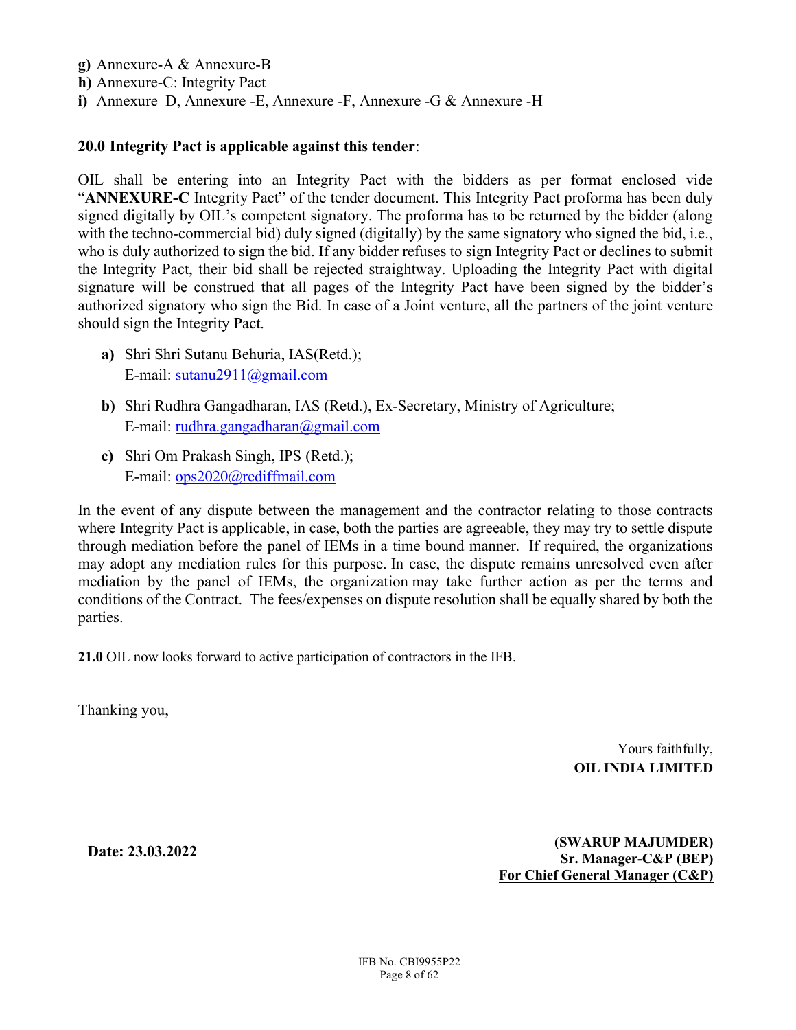**g)** Annexure-A & Annexure-B

**h)** Annexure-C: Integrity Pact

**i)** Annexure–D, Annexure -E, Annexure -F, Annexure -G & Annexure -H

**20.0 Integrity Pact is applicable against this tender**:

OIL shall be entering into an Integrity Pact with the bidders as per format enclosed vide "**ANNEXURE-C** Integrity Pact" of the tender document. This Integrity Pact proforma has been duly signed digitally by OIL's competent signatory. The proforma has to be returned by the bidder (along with the techno-commercial bid) duly signed (digitally) by the same signatory who signed the bid, i.e., who is duly authorized to sign the bid. If any bidder refuses to sign Integrity Pact or declines to submit the Integrity Pact, their bid shall be rejected straightway. Uploading the Integrity Pact with digital signature will be construed that all pages of the Integrity Pact have been signed by the bidder's authorized signatory who sign the Bid. In case of a Joint venture, all the partners of the joint venture should sign the Integrity Pact.

**a)** Shri Shri Sutanu Behuria, IAS(Retd.);
E-mail: sutanu2911@gmail.com

**b)** Shri Rudhra Gangadharan, IAS (Retd.), Ex-Secretary, Ministry of Agriculture;
E-mail: rudhra.gangadharan@gmail.com

**c)** Shri Om Prakash Singh, IPS (Retd.);
E-mail: ops2020@rediffmail.com

In the event of any dispute between the management and the contractor relating to those contracts where Integrity Pact is applicable, in case, both the parties are agreeable, they may try to settle dispute through mediation before the panel of IEMs in a time bound manner. If required, the organizations may adopt any mediation rules for this purpose. In case, the dispute remains unresolved even after mediation by the panel of IEMs, the organization may take further action as per the terms and conditions of the Contract. The fees/expenses on dispute resolution shall be equally shared by both the parties.

**21.0** OIL now looks forward to active participation of contractors in the IFB.

Thanking you,

Yours faithfully,
**OIL INDIA LIMITED**

**Date: 23.03.2022**

**(SWARUP MAJUMDER)**
**Sr. Manager-C&P (BEP)**
**For Chief General Manager (C&P)**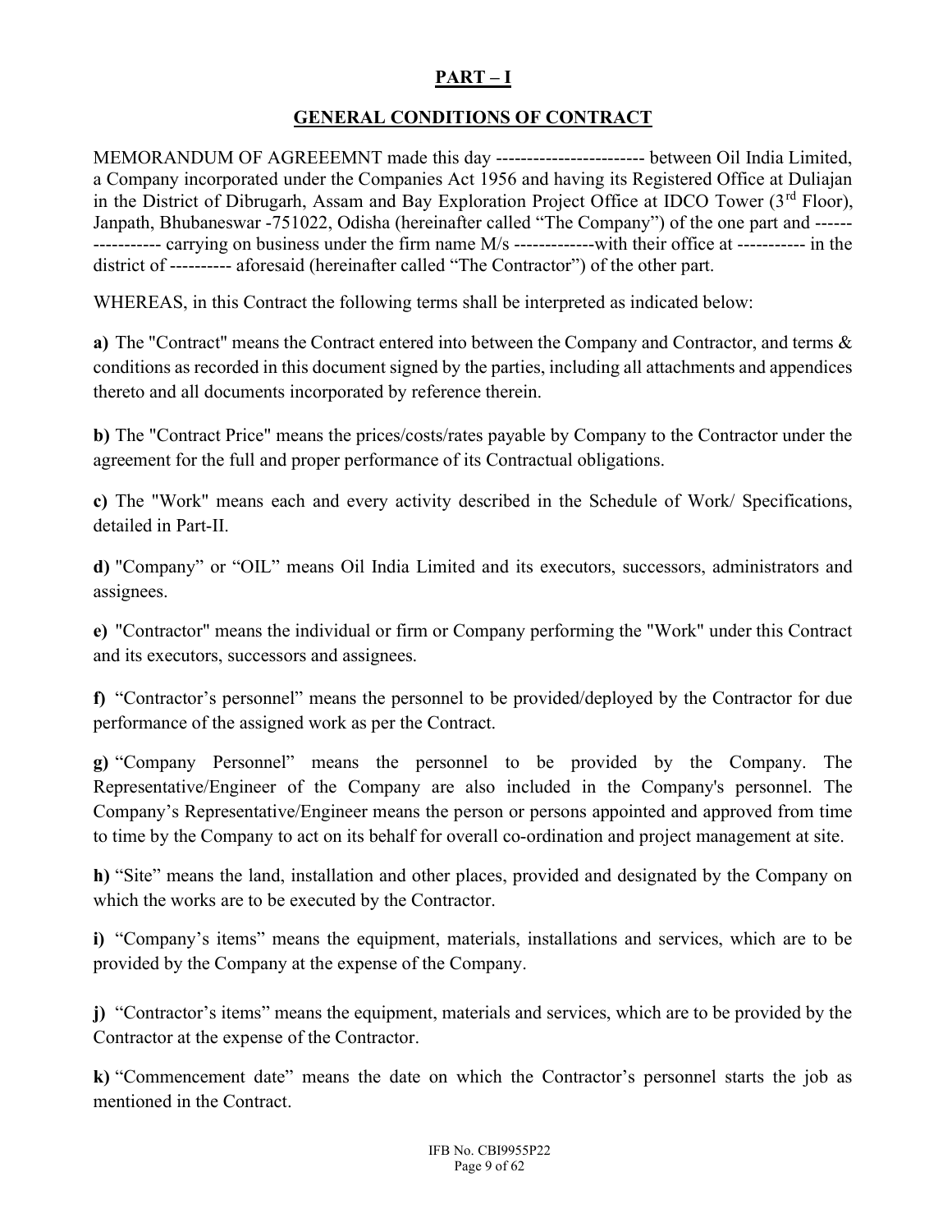## PART – I

## GENERAL CONDITIONS OF CONTRACT

MEMORANDUM OF AGREEEMNT made this day ----------------------- between Oil India Limited, a Company incorporated under the Companies Act 1956 and having its Registered Office at Duliajan in the District of Dibrugarh, Assam and Bay Exploration Project Office at IDCO Tower (3rd Floor), Janpath, Bhubaneswar -751022, Odisha (hereinafter called "The Company") of the one part and ----------------- carrying on business under the firm name M/s -------------with their office at ----------- in the district of ---------- aforesaid (hereinafter called "The Contractor") of the other part.

WHEREAS, in this Contract the following terms shall be interpreted as indicated below:

**a)** The "Contract" means the Contract entered into between the Company and Contractor, and terms & conditions as recorded in this document signed by the parties, including all attachments and appendices thereto and all documents incorporated by reference therein.

**b)** The "Contract Price" means the prices/costs/rates payable by Company to the Contractor under the agreement for the full and proper performance of its Contractual obligations.

**c)** The "Work" means each and every activity described in the Schedule of Work/ Specifications, detailed in Part-II.

**d)** "Company" or "OIL" means Oil India Limited and its executors, successors, administrators and assignees.

**e)** "Contractor" means the individual or firm or Company performing the "Work" under this Contract and its executors, successors and assignees.

**f)** "Contractor's personnel" means the personnel to be provided/deployed by the Contractor for due performance of the assigned work as per the Contract.

**g)** "Company Personnel" means the personnel to be provided by the Company. The Representative/Engineer of the Company are also included in the Company's personnel. The Company's Representative/Engineer means the person or persons appointed and approved from time to time by the Company to act on its behalf for overall co-ordination and project management at site.

**h)** "Site" means the land, installation and other places, provided and designated by the Company on which the works are to be executed by the Contractor.

**i)** "Company's items" means the equipment, materials, installations and services, which are to be provided by the Company at the expense of the Company.

**j)** "Contractor's items" means the equipment, materials and services, which are to be provided by the Contractor at the expense of the Contractor.

**k)** "Commencement date" means the date on which the Contractor's personnel starts the job as mentioned in the Contract.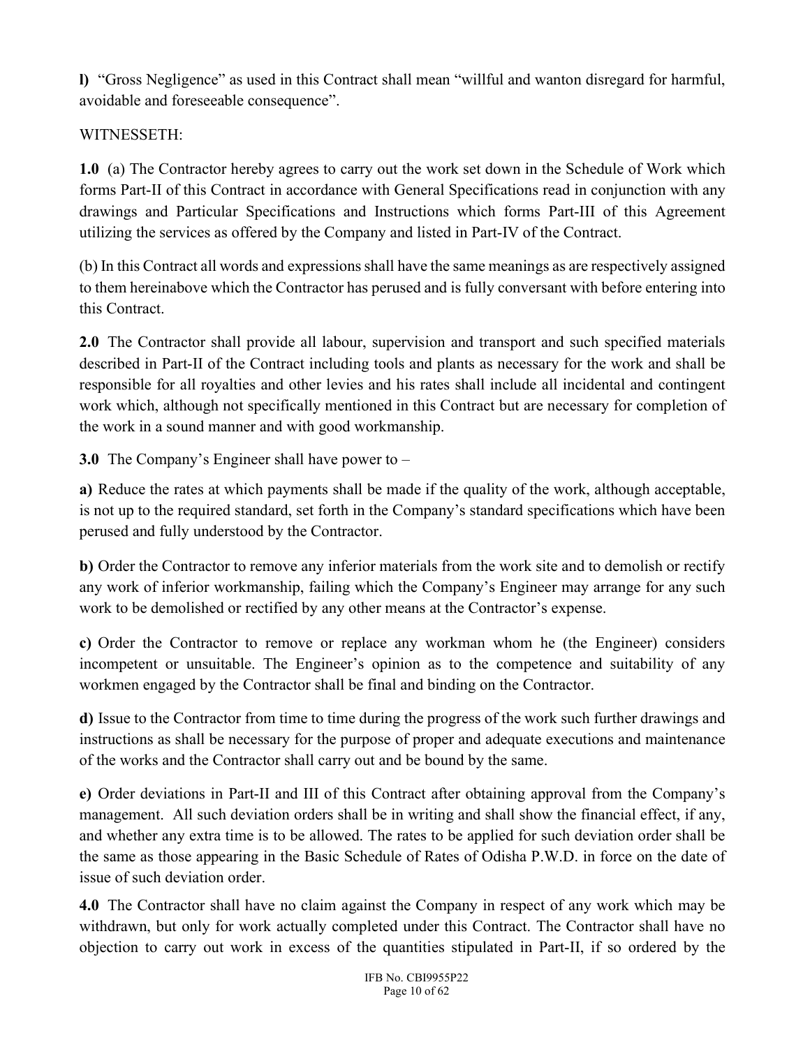**l)** "Gross Negligence" as used in this Contract shall mean "willful and wanton disregard for harmful, avoidable and foreseeable consequence".

WITNESSETH:

**1.0** (a) The Contractor hereby agrees to carry out the work set down in the Schedule of Work which forms Part-II of this Contract in accordance with General Specifications read in conjunction with any drawings and Particular Specifications and Instructions which forms Part-III of this Agreement utilizing the services as offered by the Company and listed in Part-IV of the Contract.

(b) In this Contract all words and expressions shall have the same meanings as are respectively assigned to them hereinabove which the Contractor has perused and is fully conversant with before entering into this Contract.

**2.0** The Contractor shall provide all labour, supervision and transport and such specified materials described in Part-II of the Contract including tools and plants as necessary for the work and shall be responsible for all royalties and other levies and his rates shall include all incidental and contingent work which, although not specifically mentioned in this Contract but are necessary for completion of the work in a sound manner and with good workmanship.

**3.0** The Company's Engineer shall have power to –

**a)** Reduce the rates at which payments shall be made if the quality of the work, although acceptable, is not up to the required standard, set forth in the Company's standard specifications which have been perused and fully understood by the Contractor.

**b)** Order the Contractor to remove any inferior materials from the work site and to demolish or rectify any work of inferior workmanship, failing which the Company's Engineer may arrange for any such work to be demolished or rectified by any other means at the Contractor's expense.

**c)** Order the Contractor to remove or replace any workman whom he (the Engineer) considers incompetent or unsuitable. The Engineer's opinion as to the competence and suitability of any workmen engaged by the Contractor shall be final and binding on the Contractor.

**d)** Issue to the Contractor from time to time during the progress of the work such further drawings and instructions as shall be necessary for the purpose of proper and adequate executions and maintenance of the works and the Contractor shall carry out and be bound by the same.

**e)** Order deviations in Part-II and III of this Contract after obtaining approval from the Company's management. All such deviation orders shall be in writing and shall show the financial effect, if any, and whether any extra time is to be allowed. The rates to be applied for such deviation order shall be the same as those appearing in the Basic Schedule of Rates of Odisha P.W.D. in force on the date of issue of such deviation order.

**4.0** The Contractor shall have no claim against the Company in respect of any work which may be withdrawn, but only for work actually completed under this Contract. The Contractor shall have no objection to carry out work in excess of the quantities stipulated in Part-II, if so ordered by the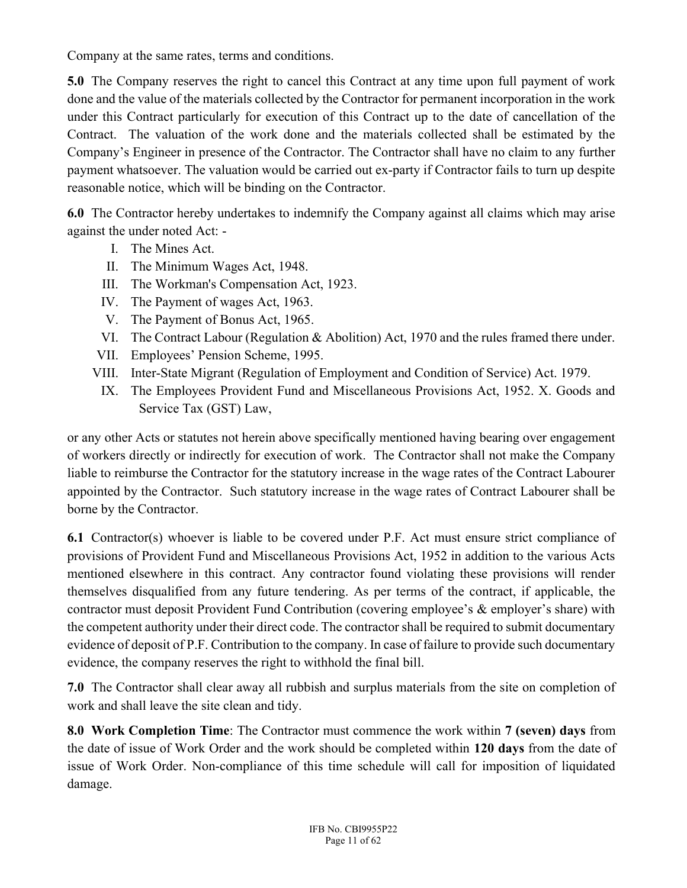Company at the same rates, terms and conditions.

**5.0** The Company reserves the right to cancel this Contract at any time upon full payment of work done and the value of the materials collected by the Contractor for permanent incorporation in the work under this Contract particularly for execution of this Contract up to the date of cancellation of the Contract. The valuation of the work done and the materials collected shall be estimated by the Company's Engineer in presence of the Contractor. The Contractor shall have no claim to any further payment whatsoever. The valuation would be carried out ex-party if Contractor fails to turn up despite reasonable notice, which will be binding on the Contractor.

**6.0** The Contractor hereby undertakes to indemnify the Company against all claims which may arise against the under noted Act: -

I. The Mines Act.
II. The Minimum Wages Act, 1948.
III. The Workman's Compensation Act, 1923.
IV. The Payment of wages Act, 1963.
V. The Payment of Bonus Act, 1965.
VI. The Contract Labour (Regulation & Abolition) Act, 1970 and the rules framed there under.
VII. Employees' Pension Scheme, 1995.
VIII. Inter-State Migrant (Regulation of Employment and Condition of Service) Act. 1979.
IX. The Employees Provident Fund and Miscellaneous Provisions Act, 1952. X. Goods and Service Tax (GST) Law,

or any other Acts or statutes not herein above specifically mentioned having bearing over engagement of workers directly or indirectly for execution of work. The Contractor shall not make the Company liable to reimburse the Contractor for the statutory increase in the wage rates of the Contract Labourer appointed by the Contractor. Such statutory increase in the wage rates of Contract Labourer shall be borne by the Contractor.

**6.1** Contractor(s) whoever is liable to be covered under P.F. Act must ensure strict compliance of provisions of Provident Fund and Miscellaneous Provisions Act, 1952 in addition to the various Acts mentioned elsewhere in this contract. Any contractor found violating these provisions will render themselves disqualified from any future tendering. As per terms of the contract, if applicable, the contractor must deposit Provident Fund Contribution (covering employee's & employer's share) with the competent authority under their direct code. The contractor shall be required to submit documentary evidence of deposit of P.F. Contribution to the company. In case of failure to provide such documentary evidence, the company reserves the right to withhold the final bill.

**7.0** The Contractor shall clear away all rubbish and surplus materials from the site on completion of work and shall leave the site clean and tidy.

**8.0 Work Completion Time**: The Contractor must commence the work within **7 (seven) days** from the date of issue of Work Order and the work should be completed within **120 days** from the date of issue of Work Order. Non-compliance of this time schedule will call for imposition of liquidated damage.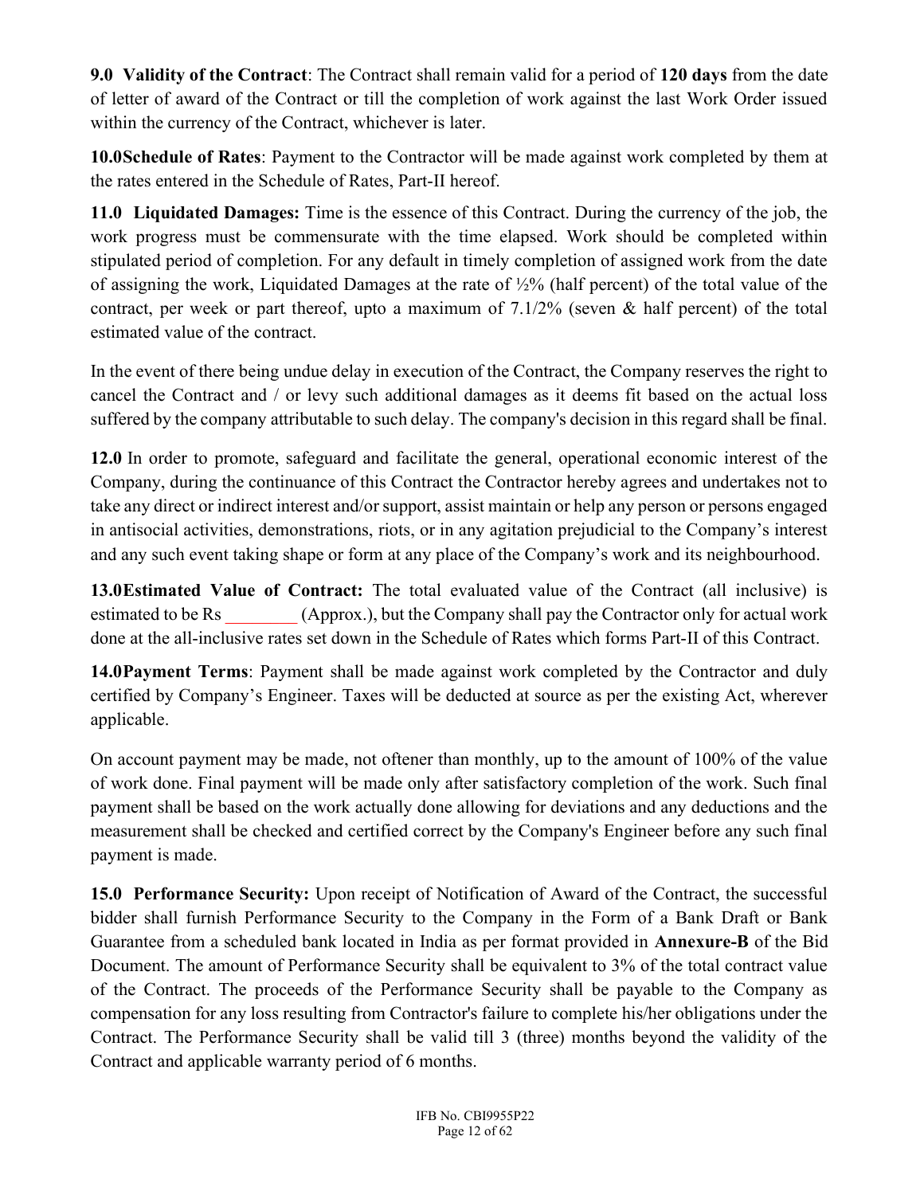**9.0 Validity of the Contract**: The Contract shall remain valid for a period of **120 days** from the date of letter of award of the Contract or till the completion of work against the last Work Order issued within the currency of the Contract, whichever is later.

**10.0Schedule of Rates**: Payment to the Contractor will be made against work completed by them at the rates entered in the Schedule of Rates, Part-II hereof.

**11.0 Liquidated Damages:** Time is the essence of this Contract. During the currency of the job, the work progress must be commensurate with the time elapsed. Work should be completed within stipulated period of completion. For any default in timely completion of assigned work from the date of assigning the work, Liquidated Damages at the rate of ½% (half percent) of the total value of the contract, per week or part thereof, upto a maximum of 7.1/2% (seven & half percent) of the total estimated value of the contract.

In the event of there being undue delay in execution of the Contract, the Company reserves the right to cancel the Contract and / or levy such additional damages as it deems fit based on the actual loss suffered by the company attributable to such delay. The company's decision in this regard shall be final.

**12.0** In order to promote, safeguard and facilitate the general, operational economic interest of the Company, during the continuance of this Contract the Contractor hereby agrees and undertakes not to take any direct or indirect interest and/or support, assist maintain or help any person or persons engaged in antisocial activities, demonstrations, riots, or in any agitation prejudicial to the Company's interest and any such event taking shape or form at any place of the Company's work and its neighbourhood.

**13.0Estimated Value of Contract:** The total evaluated value of the Contract (all inclusive) is estimated to be Rs ________ (Approx.), but the Company shall pay the Contractor only for actual work done at the all-inclusive rates set down in the Schedule of Rates which forms Part-II of this Contract.

**14.0Payment Terms**: Payment shall be made against work completed by the Contractor and duly certified by Company's Engineer. Taxes will be deducted at source as per the existing Act, wherever applicable.

On account payment may be made, not oftener than monthly, up to the amount of 100% of the value of work done. Final payment will be made only after satisfactory completion of the work. Such final payment shall be based on the work actually done allowing for deviations and any deductions and the measurement shall be checked and certified correct by the Company's Engineer before any such final payment is made.

**15.0 Performance Security:** Upon receipt of Notification of Award of the Contract, the successful bidder shall furnish Performance Security to the Company in the Form of a Bank Draft or Bank Guarantee from a scheduled bank located in India as per format provided in **Annexure-B** of the Bid Document. The amount of Performance Security shall be equivalent to 3% of the total contract value of the Contract. The proceeds of the Performance Security shall be payable to the Company as compensation for any loss resulting from Contractor's failure to complete his/her obligations under the Contract. The Performance Security shall be valid till 3 (three) months beyond the validity of the Contract and applicable warranty period of 6 months.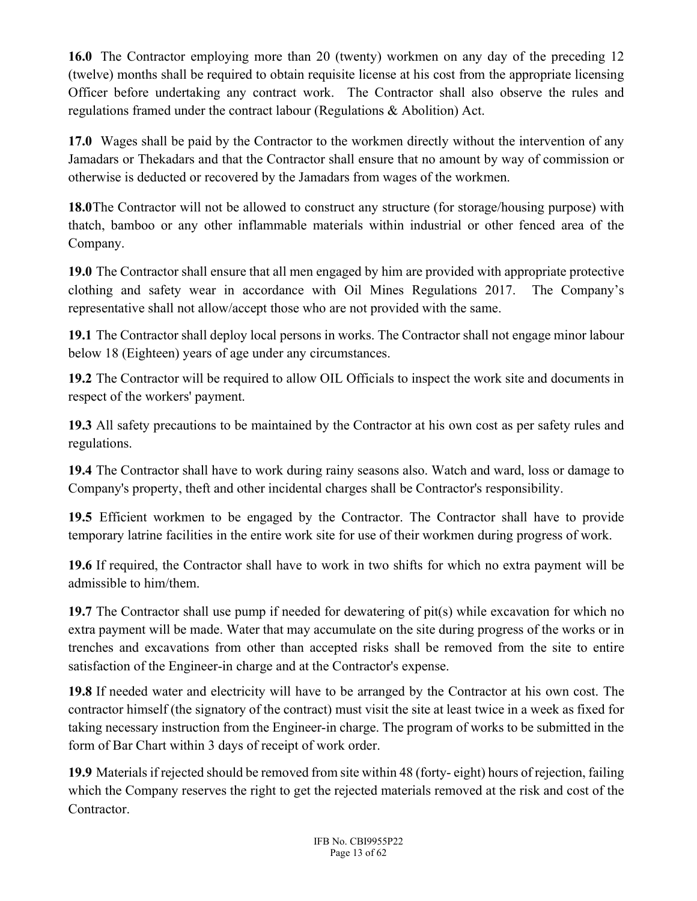**16.0** The Contractor employing more than 20 (twenty) workmen on any day of the preceding 12 (twelve) months shall be required to obtain requisite license at his cost from the appropriate licensing Officer before undertaking any contract work. The Contractor shall also observe the rules and regulations framed under the contract labour (Regulations & Abolition) Act.

**17.0** Wages shall be paid by the Contractor to the workmen directly without the intervention of any Jamadars or Thekadars and that the Contractor shall ensure that no amount by way of commission or otherwise is deducted or recovered by the Jamadars from wages of the workmen.

**18.0**The Contractor will not be allowed to construct any structure (for storage/housing purpose) with thatch, bamboo or any other inflammable materials within industrial or other fenced area of the Company.

**19.0** The Contractor shall ensure that all men engaged by him are provided with appropriate protective clothing and safety wear in accordance with Oil Mines Regulations 2017. The Company's representative shall not allow/accept those who are not provided with the same.

**19.1** The Contractor shall deploy local persons in works. The Contractor shall not engage minor labour below 18 (Eighteen) years of age under any circumstances.

**19.2** The Contractor will be required to allow OIL Officials to inspect the work site and documents in respect of the workers' payment.

**19.3** All safety precautions to be maintained by the Contractor at his own cost as per safety rules and regulations.

**19.4** The Contractor shall have to work during rainy seasons also. Watch and ward, loss or damage to Company's property, theft and other incidental charges shall be Contractor's responsibility.

**19.5** Efficient workmen to be engaged by the Contractor. The Contractor shall have to provide temporary latrine facilities in the entire work site for use of their workmen during progress of work.

**19.6** If required, the Contractor shall have to work in two shifts for which no extra payment will be admissible to him/them.

**19.7** The Contractor shall use pump if needed for dewatering of pit(s) while excavation for which no extra payment will be made. Water that may accumulate on the site during progress of the works or in trenches and excavations from other than accepted risks shall be removed from the site to entire satisfaction of the Engineer-in charge and at the Contractor's expense.

**19.8** If needed water and electricity will have to be arranged by the Contractor at his own cost. The contractor himself (the signatory of the contract) must visit the site at least twice in a week as fixed for taking necessary instruction from the Engineer-in charge. The program of works to be submitted in the form of Bar Chart within 3 days of receipt of work order.

**19.9** Materials if rejected should be removed from site within 48 (forty- eight) hours of rejection, failing which the Company reserves the right to get the rejected materials removed at the risk and cost of the Contractor.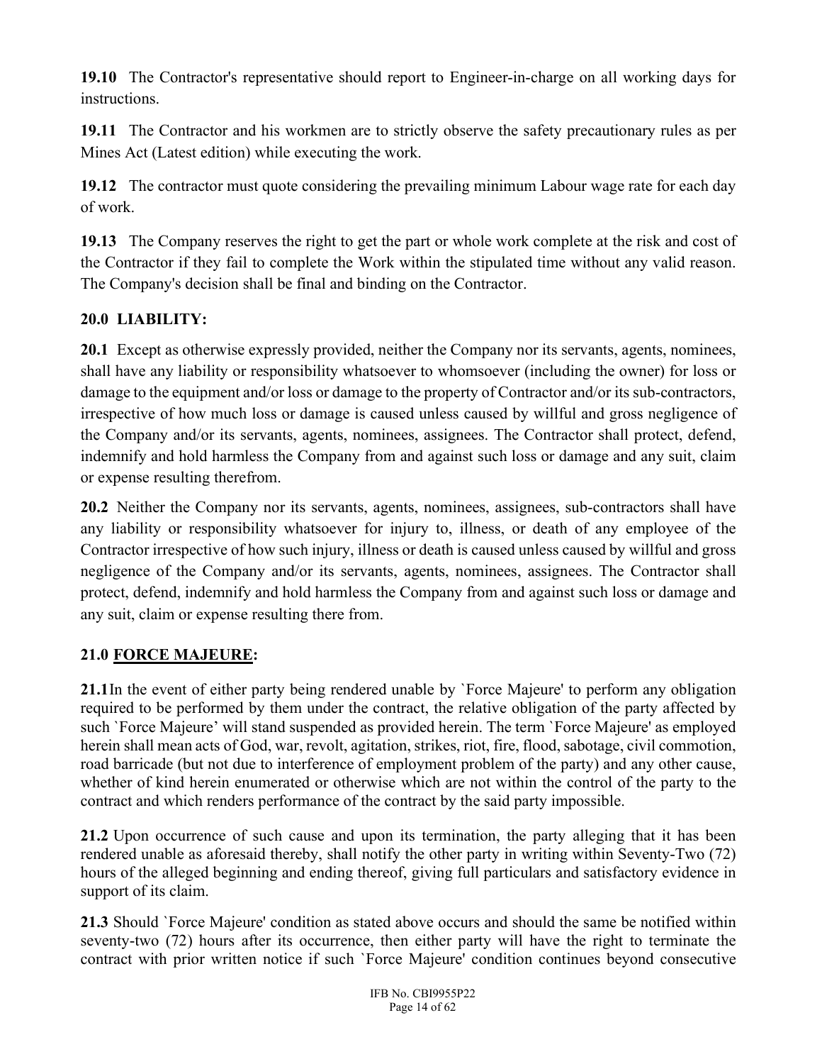**19.10** The Contractor's representative should report to Engineer-in-charge on all working days for instructions.

**19.11** The Contractor and his workmen are to strictly observe the safety precautionary rules as per Mines Act (Latest edition) while executing the work.

**19.12** The contractor must quote considering the prevailing minimum Labour wage rate for each day of work.

**19.13** The Company reserves the right to get the part or whole work complete at the risk and cost of the Contractor if they fail to complete the Work within the stipulated time without any valid reason. The Company's decision shall be final and binding on the Contractor.

## 20.0 LIABILITY:

**20.1** Except as otherwise expressly provided, neither the Company nor its servants, agents, nominees, shall have any liability or responsibility whatsoever to whomsoever (including the owner) for loss or damage to the equipment and/or loss or damage to the property of Contractor and/or its sub-contractors, irrespective of how much loss or damage is caused unless caused by willful and gross negligence of the Company and/or its servants, agents, nominees, assignees. The Contractor shall protect, defend, indemnify and hold harmless the Company from and against such loss or damage and any suit, claim or expense resulting therefrom.

**20.2** Neither the Company nor its servants, agents, nominees, assignees, sub-contractors shall have any liability or responsibility whatsoever for injury to, illness, or death of any employee of the Contractor irrespective of how such injury, illness or death is caused unless caused by willful and gross negligence of the Company and/or its servants, agents, nominees, assignees. The Contractor shall protect, defend, indemnify and hold harmless the Company from and against such loss or damage and any suit, claim or expense resulting there from.

## 21.0 FORCE MAJEURE:

**21.1** In the event of either party being rendered unable by `Force Majeure' to perform any obligation required to be performed by them under the contract, the relative obligation of the party affected by such `Force Majeure' will stand suspended as provided herein. The term `Force Majeure' as employed herein shall mean acts of God, war, revolt, agitation, strikes, riot, fire, flood, sabotage, civil commotion, road barricade (but not due to interference of employment problem of the party) and any other cause, whether of kind herein enumerated or otherwise which are not within the control of the party to the contract and which renders performance of the contract by the said party impossible.

**21.2** Upon occurrence of such cause and upon its termination, the party alleging that it has been rendered unable as aforesaid thereby, shall notify the other party in writing within Seventy-Two (72) hours of the alleged beginning and ending thereof, giving full particulars and satisfactory evidence in support of its claim.

**21.3** Should `Force Majeure' condition as stated above occurs and should the same be notified within seventy-two (72) hours after its occurrence, then either party will have the right to terminate the contract with prior written notice if such `Force Majeure' condition continues beyond consecutive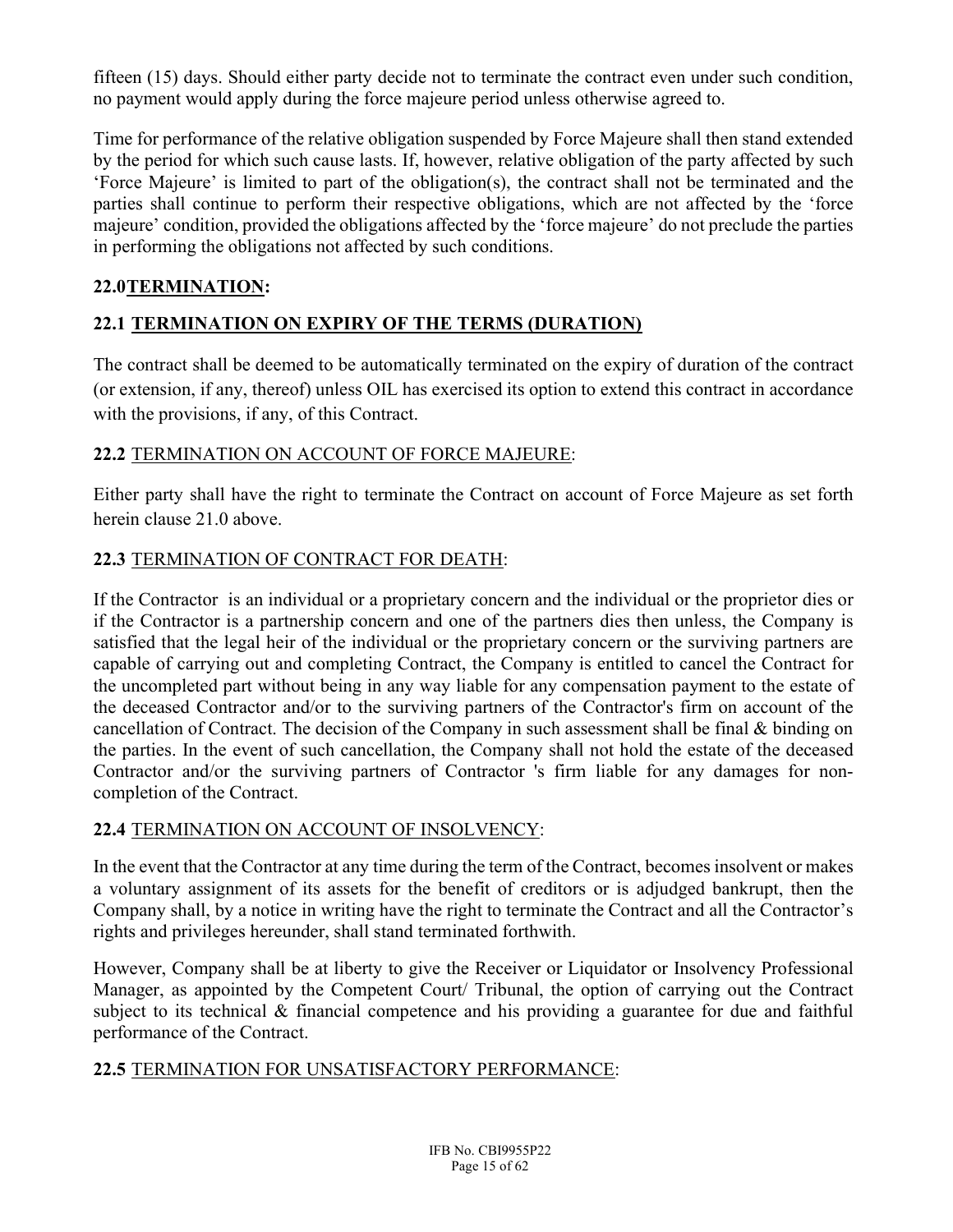fifteen (15) days. Should either party decide not to terminate the contract even under such condition, no payment would apply during the force majeure period unless otherwise agreed to.

Time for performance of the relative obligation suspended by Force Majeure shall then stand extended by the period for which such cause lasts. If, however, relative obligation of the party affected by such 'Force Majeure' is limited to part of the obligation(s), the contract shall not be terminated and the parties shall continue to perform their respective obligations, which are not affected by the 'force majeure' condition, provided the obligations affected by the 'force majeure' do not preclude the parties in performing the obligations not affected by such conditions.

## 22.0 TERMINATION:

### 22.1 TERMINATION ON EXPIRY OF THE TERMS (DURATION)

The contract shall be deemed to be automatically terminated on the expiry of duration of the contract (or extension, if any, thereof) unless OIL has exercised its option to extend this contract in accordance with the provisions, if any, of this Contract.

### 22.2 TERMINATION ON ACCOUNT OF FORCE MAJEURE:

Either party shall have the right to terminate the Contract on account of Force Majeure as set forth herein clause 21.0 above.

### 22.3 TERMINATION OF CONTRACT FOR DEATH:

If the Contractor is an individual or a proprietary concern and the individual or the proprietor dies or if the Contractor is a partnership concern and one of the partners dies then unless, the Company is satisfied that the legal heir of the individual or the proprietary concern or the surviving partners are capable of carrying out and completing Contract, the Company is entitled to cancel the Contract for the uncompleted part without being in any way liable for any compensation payment to the estate of the deceased Contractor and/or to the surviving partners of the Contractor's firm on account of the cancellation of Contract. The decision of the Company in such assessment shall be final & binding on the parties. In the event of such cancellation, the Company shall not hold the estate of the deceased Contractor and/or the surviving partners of Contractor 's firm liable for any damages for non-completion of the Contract.

### 22.4 TERMINATION ON ACCOUNT OF INSOLVENCY:

In the event that the Contractor at any time during the term of the Contract, becomes insolvent or makes a voluntary assignment of its assets for the benefit of creditors or is adjudged bankrupt, then the Company shall, by a notice in writing have the right to terminate the Contract and all the Contractor's rights and privileges hereunder, shall stand terminated forthwith.

However, Company shall be at liberty to give the Receiver or Liquidator or Insolvency Professional Manager, as appointed by the Competent Court/ Tribunal, the option of carrying out the Contract subject to its technical & financial competence and his providing a guarantee for due and faithful performance of the Contract.

### 22.5 TERMINATION FOR UNSATISFACTORY PERFORMANCE: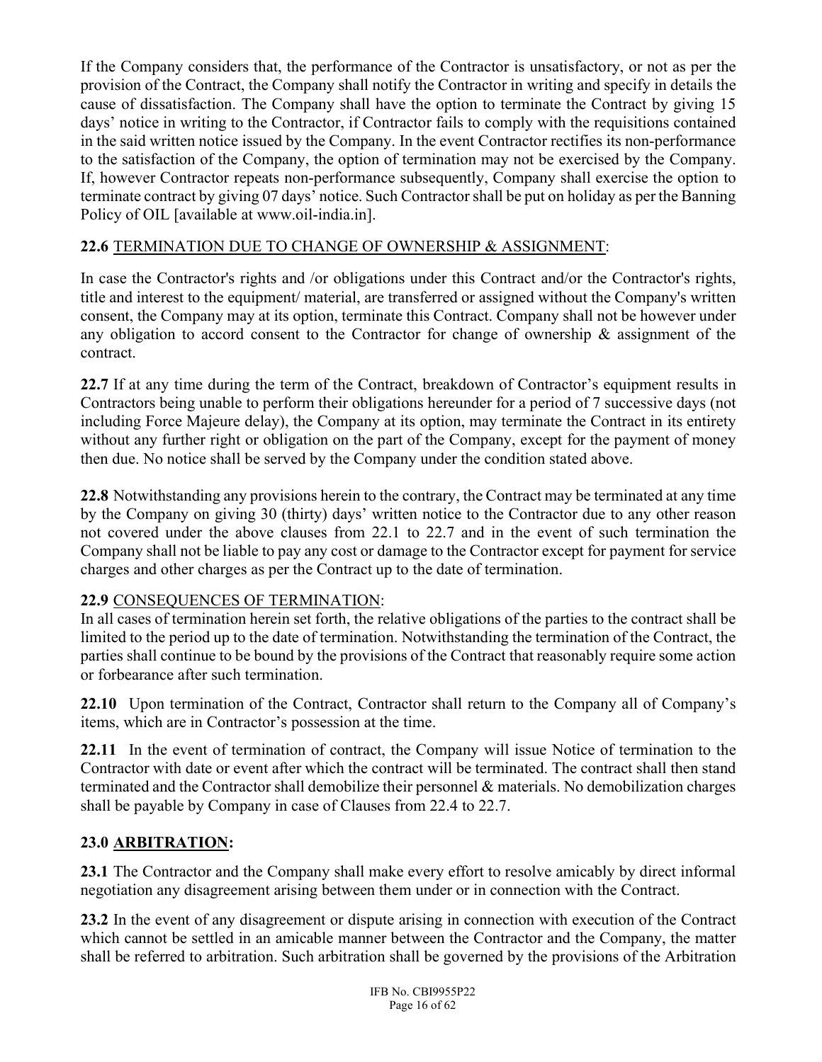If the Company considers that, the performance of the Contractor is unsatisfactory, or not as per the provision of the Contract, the Company shall notify the Contractor in writing and specify in details the cause of dissatisfaction. The Company shall have the option to terminate the Contract by giving 15 days' notice in writing to the Contractor, if Contractor fails to comply with the requisitions contained in the said written notice issued by the Company. In the event Contractor rectifies its non-performance to the satisfaction of the Company, the option of termination may not be exercised by the Company. If, however Contractor repeats non-performance subsequently, Company shall exercise the option to terminate contract by giving 07 days' notice. Such Contractor shall be put on holiday as per the Banning Policy of OIL [available at www.oil-india.in].

**22.6** <u>TERMINATION DUE TO CHANGE OF OWNERSHIP & ASSIGNMENT</u>:

In case the Contractor's rights and /or obligations under this Contract and/or the Contractor's rights, title and interest to the equipment/ material, are transferred or assigned without the Company's written consent, the Company may at its option, terminate this Contract. Company shall not be however under any obligation to accord consent to the Contractor for change of ownership & assignment of the contract.

**22.7** If at any time during the term of the Contract, breakdown of Contractor's equipment results in Contractors being unable to perform their obligations hereunder for a period of 7 successive days (not including Force Majeure delay), the Company at its option, may terminate the Contract in its entirety without any further right or obligation on the part of the Company, except for the payment of money then due. No notice shall be served by the Company under the condition stated above.

**22.8** Notwithstanding any provisions herein to the contrary, the Contract may be terminated at any time by the Company on giving 30 (thirty) days' written notice to the Contractor due to any other reason not covered under the above clauses from 22.1 to 22.7 and in the event of such termination the Company shall not be liable to pay any cost or damage to the Contractor except for payment for service charges and other charges as per the Contract up to the date of termination.

**22.9** <u>CONSEQUENCES OF TERMINATION</u>:

In all cases of termination herein set forth, the relative obligations of the parties to the contract shall be limited to the period up to the date of termination. Notwithstanding the termination of the Contract, the parties shall continue to be bound by the provisions of the Contract that reasonably require some action or forbearance after such termination.

**22.10** Upon termination of the Contract, Contractor shall return to the Company all of Company's items, which are in Contractor's possession at the time.

**22.11** In the event of termination of contract, the Company will issue Notice of termination to the Contractor with date or event after which the contract will be terminated. The contract shall then stand terminated and the Contractor shall demobilize their personnel & materials. No demobilization charges shall be payable by Company in case of Clauses from 22.4 to 22.7.

## 23.0 <u>ARBITRATION</u>:

**23.1** The Contractor and the Company shall make every effort to resolve amicably by direct informal negotiation any disagreement arising between them under or in connection with the Contract.

**23.2** In the event of any disagreement or dispute arising in connection with execution of the Contract which cannot be settled in an amicable manner between the Contractor and the Company, the matter shall be referred to arbitration. Such arbitration shall be governed by the provisions of the Arbitration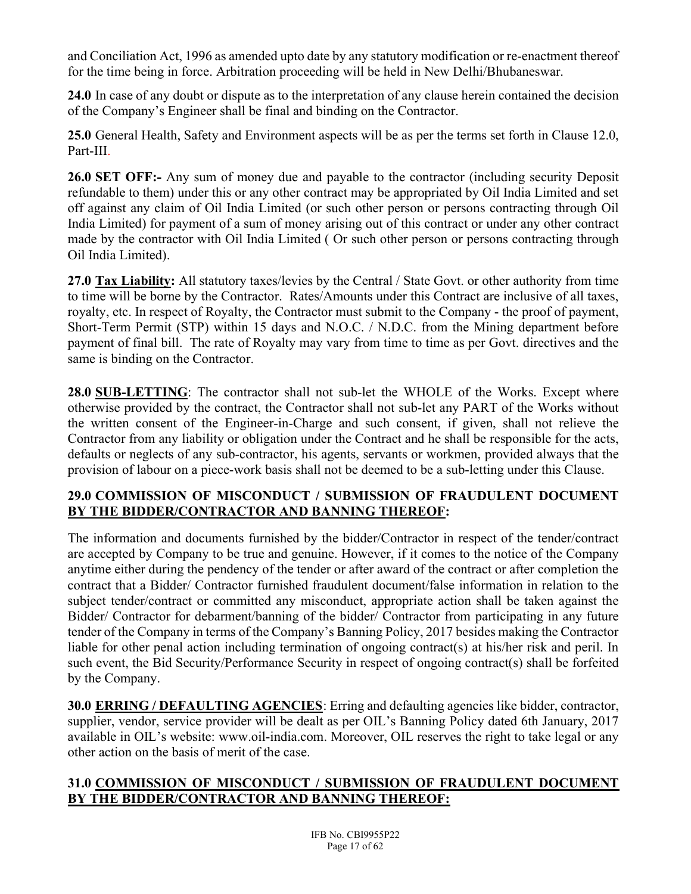and Conciliation Act, 1996 as amended upto date by any statutory modification or re-enactment thereof for the time being in force. Arbitration proceeding will be held in New Delhi/Bhubaneswar.

**24.0** In case of any doubt or dispute as to the interpretation of any clause herein contained the decision of the Company's Engineer shall be final and binding on the Contractor.

**25.0** General Health, Safety and Environment aspects will be as per the terms set forth in Clause 12.0, Part-III.

**26.0 SET OFF:-** Any sum of money due and payable to the contractor (including security Deposit refundable to them) under this or any other contract may be appropriated by Oil India Limited and set off against any claim of Oil India Limited (or such other person or persons contracting through Oil India Limited) for payment of a sum of money arising out of this contract or under any other contract made by the contractor with Oil India Limited ( Or such other person or persons contracting through Oil India Limited).

**27.0 Tax Liability:** All statutory taxes/levies by the Central / State Govt. or other authority from time to time will be borne by the Contractor. Rates/Amounts under this Contract are inclusive of all taxes, royalty, etc. In respect of Royalty, the Contractor must submit to the Company - the proof of payment, Short-Term Permit (STP) within 15 days and N.O.C. / N.D.C. from the Mining department before payment of final bill. The rate of Royalty may vary from time to time as per Govt. directives and the same is binding on the Contractor.

**28.0 SUB-LETTING**: The contractor shall not sub-let the WHOLE of the Works. Except where otherwise provided by the contract, the Contractor shall not sub-let any PART of the Works without the written consent of the Engineer-in-Charge and such consent, if given, shall not relieve the Contractor from any liability or obligation under the Contract and he shall be responsible for the acts, defaults or neglects of any sub-contractor, his agents, servants or workmen, provided always that the provision of labour on a piece-work basis shall not be deemed to be a sub-letting under this Clause.

**29.0 COMMISSION OF MISCONDUCT / SUBMISSION OF FRAUDULENT DOCUMENT BY THE BIDDER/CONTRACTOR AND BANNING THEREOF:**

The information and documents furnished by the bidder/Contractor in respect of the tender/contract are accepted by Company to be true and genuine. However, if it comes to the notice of the Company anytime either during the pendency of the tender or after award of the contract or after completion the contract that a Bidder/ Contractor furnished fraudulent document/false information in relation to the subject tender/contract or committed any misconduct, appropriate action shall be taken against the Bidder/ Contractor for debarment/banning of the bidder/ Contractor from participating in any future tender of the Company in terms of the Company's Banning Policy, 2017 besides making the Contractor liable for other penal action including termination of ongoing contract(s) at his/her risk and peril. In such event, the Bid Security/Performance Security in respect of ongoing contract(s) shall be forfeited by the Company.

**30.0 ERRING / DEFAULTING AGENCIES**: Erring and defaulting agencies like bidder, contractor, supplier, vendor, service provider will be dealt as per OIL's Banning Policy dated 6th January, 2017 available in OIL's website: www.oil-india.com. Moreover, OIL reserves the right to take legal or any other action on the basis of merit of the case.

**31.0 COMMISSION OF MISCONDUCT / SUBMISSION OF FRAUDULENT DOCUMENT BY THE BIDDER/CONTRACTOR AND BANNING THEREOF:**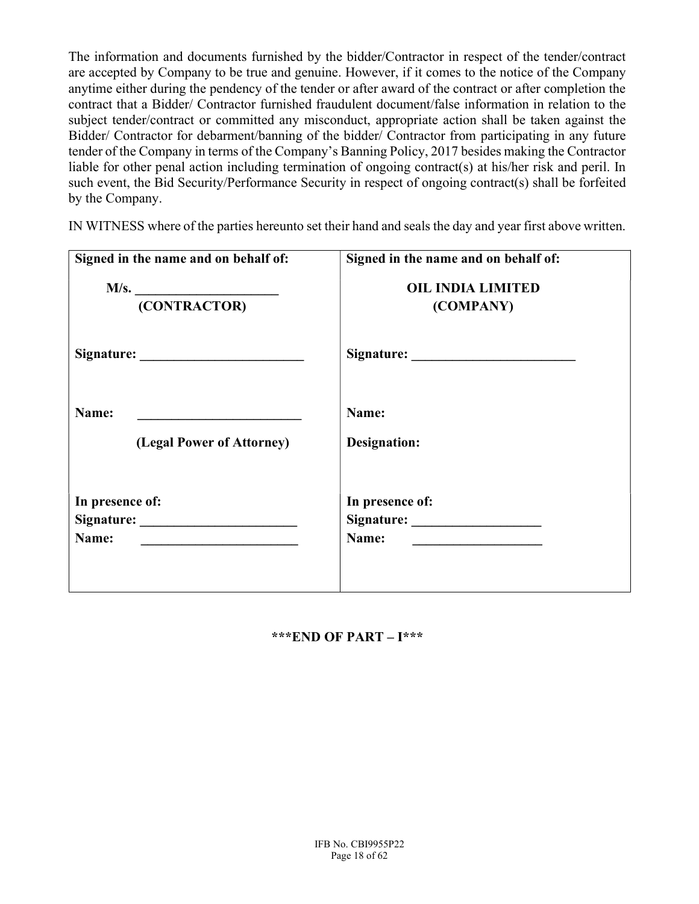The information and documents furnished by the bidder/Contractor in respect of the tender/contract are accepted by Company to be true and genuine. However, if it comes to the notice of the Company anytime either during the pendency of the tender or after award of the contract or after completion the contract that a Bidder/ Contractor furnished fraudulent document/false information in relation to the subject tender/contract or committed any misconduct, appropriate action shall be taken against the Bidder/ Contractor for debarment/banning of the bidder/ Contractor from participating in any future tender of the Company in terms of the Company's Banning Policy, 2017 besides making the Contractor liable for other penal action including termination of ongoing contract(s) at his/her risk and peril. In such event, the Bid Security/Performance Security in respect of ongoing contract(s) shall be forfeited by the Company.

IN WITNESS where of the parties hereunto set their hand and seals the day and year first above written.

| **Signed in the name and on behalf of:** | **Signed in the name and on behalf of:** |
|---|---|
| **M/s. ____________________** | **OIL INDIA LIMITED** |
| **(CONTRACTOR)** | **(COMPANY)** |
| **Signature: ______________________** | **Signature: ______________________** |
| **Name: ______________________** | **Name:** |
| **(Legal Power of Attorney)** | **Designation:** |
| **In presence of:** | **In presence of:** |
| **Signature: ______________________** | **Signature: __________________** |
| **Name: ______________________** | **Name: __________________** |

**\*\*\*END OF PART – I\*\*\***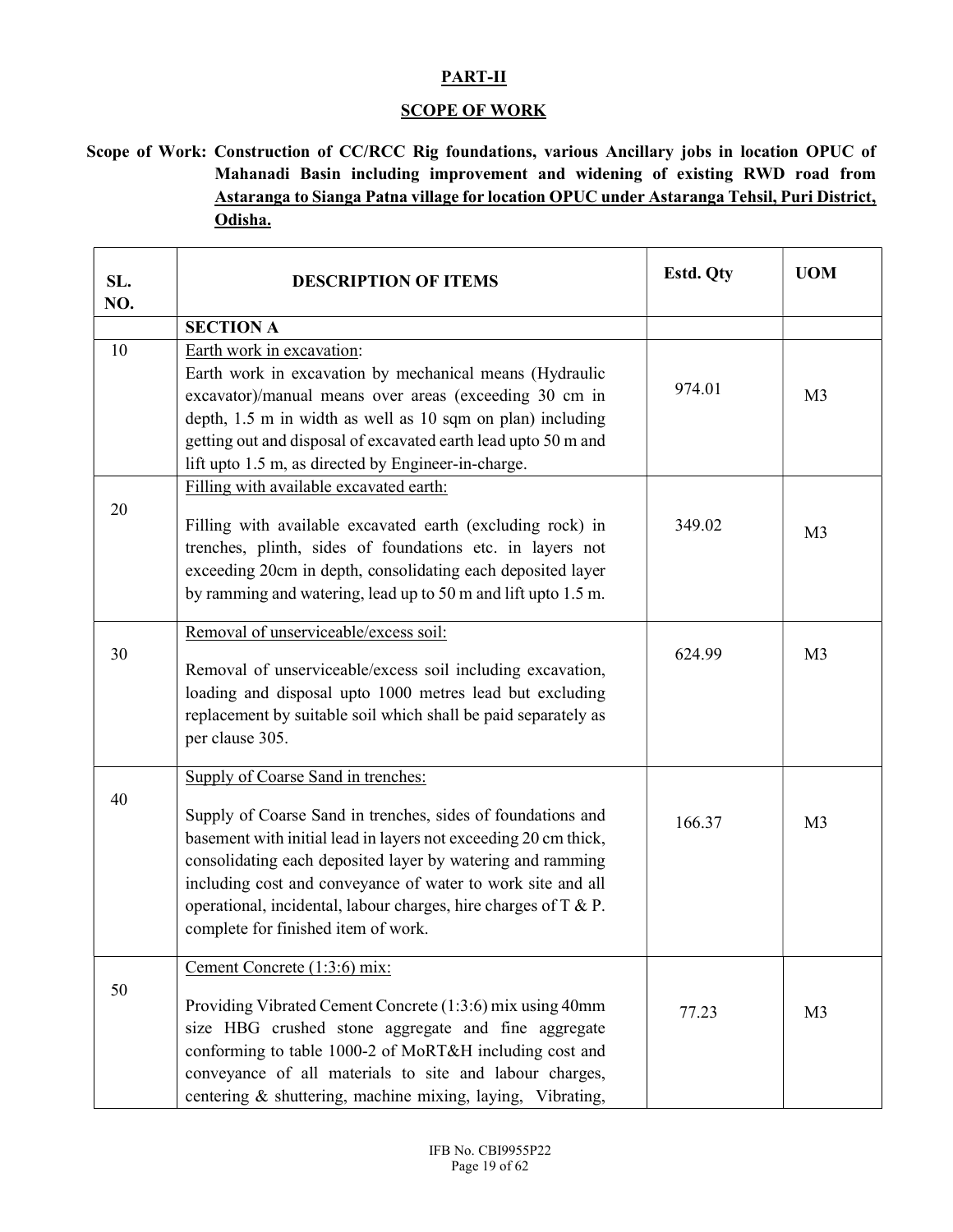## PART-II

## SCOPE OF WORK

**Scope of Work: Construction of CC/RCC Rig foundations, various Ancillary jobs in location OPUC of Mahanadi Basin including improvement and widening of existing RWD road from Astaranga to Sianga Patna village for location OPUC under Astaranga Tehsil, Puri District, Odisha.**

| SL. NO. | DESCRIPTION OF ITEMS | Estd. Qty | UOM |
|---|---|---|---|
| | **SECTION A** | | |
| 10 | Earth work in excavation:<br>Earth work in excavation by mechanical means (Hydraulic excavator)/manual means over areas (exceeding 30 cm in depth, 1.5 m in width as well as 10 sqm on plan) including getting out and disposal of excavated earth lead upto 50 m and lift upto 1.5 m, as directed by Engineer-in-charge. | 974.01 | M3 |
| 20 | Filling with available excavated earth:<br>Filling with available excavated earth (excluding rock) in trenches, plinth, sides of foundations etc. in layers not exceeding 20cm in depth, consolidating each deposited layer by ramming and watering, lead up to 50 m and lift upto 1.5 m. | 349.02 | M3 |
| 30 | Removal of unserviceable/excess soil:<br>Removal of unserviceable/excess soil including excavation, loading and disposal upto 1000 metres lead but excluding replacement by suitable soil which shall be paid separately as per clause 305. | 624.99 | M3 |
| 40 | Supply of Coarse Sand in trenches:<br>Supply of Coarse Sand in trenches, sides of foundations and basement with initial lead in layers not exceeding 20 cm thick, consolidating each deposited layer by watering and ramming including cost and conveyance of water to work site and all operational, incidental, labour charges, hire charges of T & P. complete for finished item of work. | 166.37 | M3 |
| 50 | Cement Concrete (1:3:6) mix:<br>Providing Vibrated Cement Concrete (1:3:6) mix using 40mm size HBG crushed stone aggregate and fine aggregate conforming to table 1000-2 of MoRT&H including cost and conveyance of all materials to site and labour charges, centering & shuttering, machine mixing, laying, Vibrating, | 77.23 | M3 |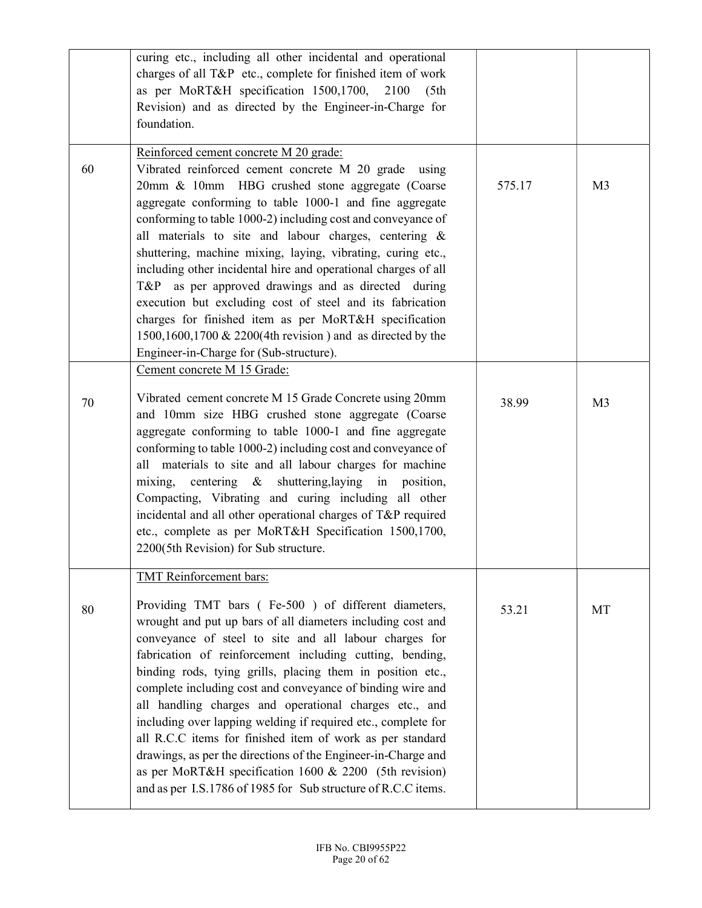| | | | |
|---|---|---|---|
| | curing etc., including all other incidental and operational charges of all T&P etc., complete for finished item of work as per MoRT&H specification 1500,1700, 2100 (5th Revision) and as directed by the Engineer-in-Charge for foundation. | | |
| 60 | Reinforced cement concrete M 20 grade:<br>Vibrated reinforced cement concrete M 20 grade using 20mm & 10mm HBG crushed stone aggregate (Coarse aggregate conforming to table 1000-1 and fine aggregate conforming to table 1000-2) including cost and conveyance of all materials to site and labour charges, centering & shuttering, machine mixing, laying, vibrating, curing etc., including other incidental hire and operational charges of all T&P as per approved drawings and as directed during execution but excluding cost of steel and its fabrication charges for finished item as per MoRT&H specification 1500,1600,1700 & 2200(4th revision ) and as directed by the Engineer-in-Charge for (Sub-structure). | 575.17 | M3 |
| 70 | Cement concrete M 15 Grade:<br>Vibrated cement concrete M 15 Grade Concrete using 20mm and 10mm size HBG crushed stone aggregate (Coarse aggregate conforming to table 1000-1 and fine aggregate conforming to table 1000-2) including cost and conveyance of all materials to site and all labour charges for machine mixing, centering & shuttering,laying in position, Compacting, Vibrating and curing including all other incidental and all other operational charges of T&P required etc., complete as per MoRT&H Specification 1500,1700, 2200(5th Revision) for Sub structure. | 38.99 | M3 |
| 80 | TMT Reinforcement bars:<br>Providing TMT bars ( Fe-500 ) of different diameters, wrought and put up bars of all diameters including cost and conveyance of steel to site and all labour charges for fabrication of reinforcement including cutting, bending, binding rods, tying grills, placing them in position etc., complete including cost and conveyance of binding wire and all handling charges and operational charges etc., and including over lapping welding if required etc., complete for all R.C.C items for finished item of work as per standard drawings, as per the directions of the Engineer-in-Charge and as per MoRT&H specification 1600 & 2200 (5th revision) and as per I.S.1786 of 1985 for Sub structure of R.C.C items. | 53.21 | MT |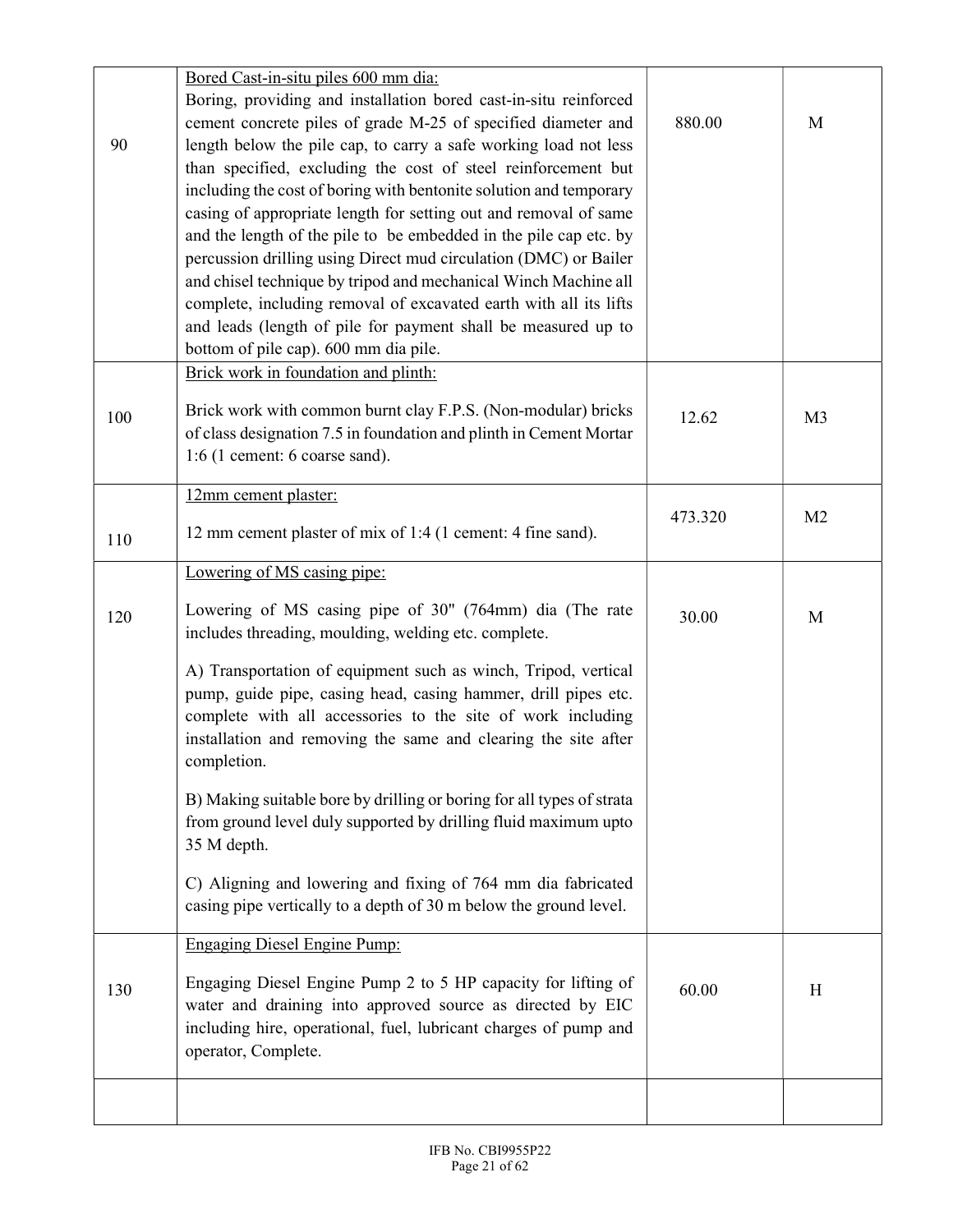| | | | |
|---|---|---|---|
| 90 | Bored Cast-in-situ piles 600 mm dia:<br>Boring, providing and installation bored cast-in-situ reinforced cement concrete piles of grade M-25 of specified diameter and length below the pile cap, to carry a safe working load not less than specified, excluding the cost of steel reinforcement but including the cost of boring with bentonite solution and temporary casing of appropriate length for setting out and removal of same and the length of the pile to be embedded in the pile cap etc. by percussion drilling using Direct mud circulation (DMC) or Bailer and chisel technique by tripod and mechanical Winch Machine all complete, including removal of excavated earth with all its lifts and leads (length of pile for payment shall be measured up to bottom of pile cap). 600 mm dia pile. | 880.00 | M |
| 100 | Brick work in foundation and plinth:<br><br>Brick work with common burnt clay F.P.S. (Non-modular) bricks of class designation 7.5 in foundation and plinth in Cement Mortar 1:6 (1 cement: 6 coarse sand). | 12.62 | M3 |
| 110 | 12mm cement plaster:<br><br>12 mm cement plaster of mix of 1:4 (1 cement: 4 fine sand). | 473.320 | M2 |
| 120 | Lowering of MS casing pipe:<br><br>Lowering of MS casing pipe of 30" (764mm) dia (The rate includes threading, moulding, welding etc. complete.<br><br>A) Transportation of equipment such as winch, Tripod, vertical pump, guide pipe, casing head, casing hammer, drill pipes etc. complete with all accessories to the site of work including installation and removing the same and clearing the site after completion.<br><br>B) Making suitable bore by drilling or boring for all types of strata from ground level duly supported by drilling fluid maximum upto 35 M depth.<br><br>C) Aligning and lowering and fixing of 764 mm dia fabricated casing pipe vertically to a depth of 30 m below the ground level. | 30.00 | M |
| 130 | Engaging Diesel Engine Pump:<br><br>Engaging Diesel Engine Pump 2 to 5 HP capacity for lifting of water and draining into approved source as directed by EIC including hire, operational, fuel, lubricant charges of pump and operator, Complete. | 60.00 | H |
| | | | |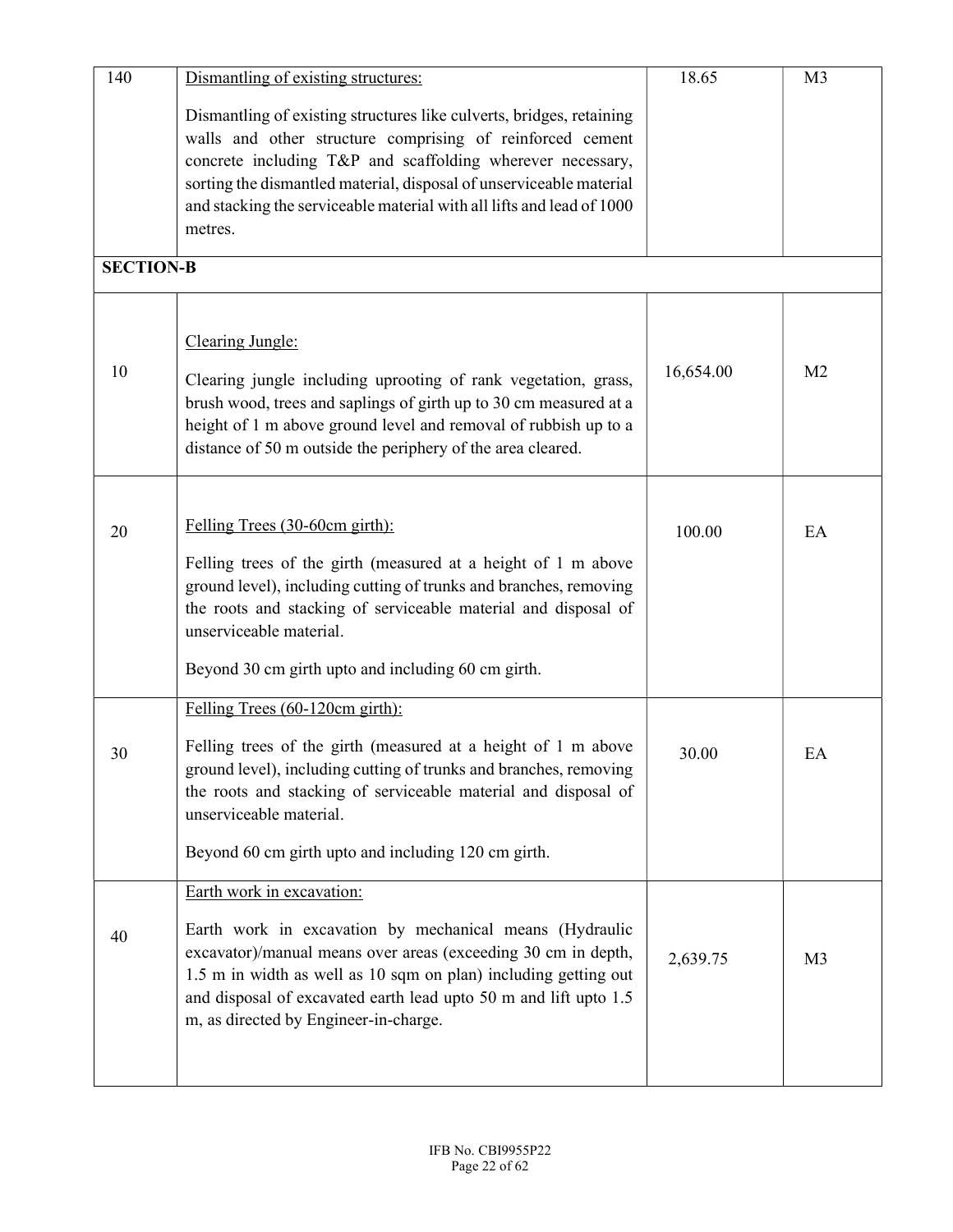| | | | |
|---|---|---|---|
| 140 | Dismantling of existing structures:<br><br>Dismantling of existing structures like culverts, bridges, retaining walls and other structure comprising of reinforced cement concrete including T&P and scaffolding wherever necessary, sorting the dismantled material, disposal of unserviceable material and stacking the serviceable material with all lifts and lead of 1000 metres. | 18.65 | M3 |
| **SECTION-B** | | | |
| 10 | Clearing Jungle:<br><br>Clearing jungle including uprooting of rank vegetation, grass, brush wood, trees and saplings of girth up to 30 cm measured at a height of 1 m above ground level and removal of rubbish up to a distance of 50 m outside the periphery of the area cleared. | 16,654.00 | M2 |
| 20 | Felling Trees (30-60cm girth):<br><br>Felling trees of the girth (measured at a height of 1 m above ground level), including cutting of trunks and branches, removing the roots and stacking of serviceable material and disposal of unserviceable material.<br><br>Beyond 30 cm girth upto and including 60 cm girth. | 100.00 | EA |
| 30 | Felling Trees (60-120cm girth):<br><br>Felling trees of the girth (measured at a height of 1 m above ground level), including cutting of trunks and branches, removing the roots and stacking of serviceable material and disposal of unserviceable material.<br><br>Beyond 60 cm girth upto and including 120 cm girth. | 30.00 | EA |
| 40 | Earth work in excavation:<br><br>Earth work in excavation by mechanical means (Hydraulic excavator)/manual means over areas (exceeding 30 cm in depth, 1.5 m in width as well as 10 sqm on plan) including getting out and disposal of excavated earth lead upto 50 m and lift upto 1.5 m, as directed by Engineer-in-charge. | 2,639.75 | M3 |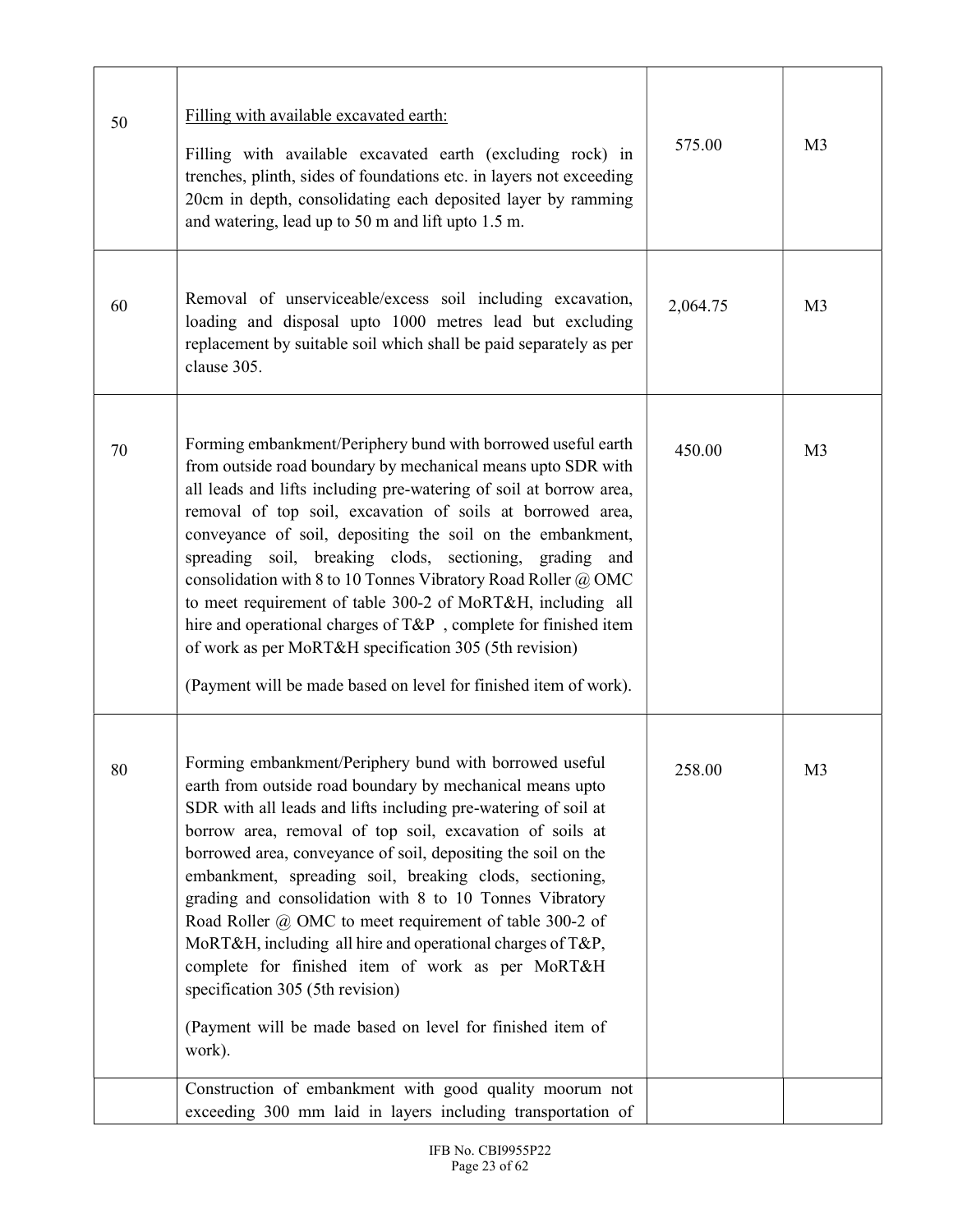| | | | |
|---|---|---|---|
| 50 | Filling with available excavated earth:<br><br>Filling with available excavated earth (excluding rock) in trenches, plinth, sides of foundations etc. in layers not exceeding 20cm in depth, consolidating each deposited layer by ramming and watering, lead up to 50 m and lift upto 1.5 m. | 575.00 | M3 |
| 60 | Removal of unserviceable/excess soil including excavation, loading and disposal upto 1000 metres lead but excluding replacement by suitable soil which shall be paid separately as per clause 305. | 2,064.75 | M3 |
| 70 | Forming embankment/Periphery bund with borrowed useful earth from outside road boundary by mechanical means upto SDR with all leads and lifts including pre-watering of soil at borrow area, removal of top soil, excavation of soils at borrowed area, conveyance of soil, depositing the soil on the embankment, spreading soil, breaking clods, sectioning, grading and consolidation with 8 to 10 Tonnes Vibratory Road Roller @ OMC to meet requirement of table 300-2 of MoRT&H, including all hire and operational charges of T&P , complete for finished item of work as per MoRT&H specification 305 (5th revision)<br><br>(Payment will be made based on level for finished item of work). | 450.00 | M3 |
| 80 | Forming embankment/Periphery bund with borrowed useful earth from outside road boundary by mechanical means upto SDR with all leads and lifts including pre-watering of soil at borrow area, removal of top soil, excavation of soils at borrowed area, conveyance of soil, depositing the soil on the embankment, spreading soil, breaking clods, sectioning, grading and consolidation with 8 to 10 Tonnes Vibratory Road Roller @ OMC to meet requirement of table 300-2 of MoRT&H, including all hire and operational charges of T&P, complete for finished item of work as per MoRT&H specification 305 (5th revision)<br><br>(Payment will be made based on level for finished item of work). | 258.00 | M3 |
| | Construction of embankment with good quality moorum not exceeding 300 mm laid in layers including transportation of | | |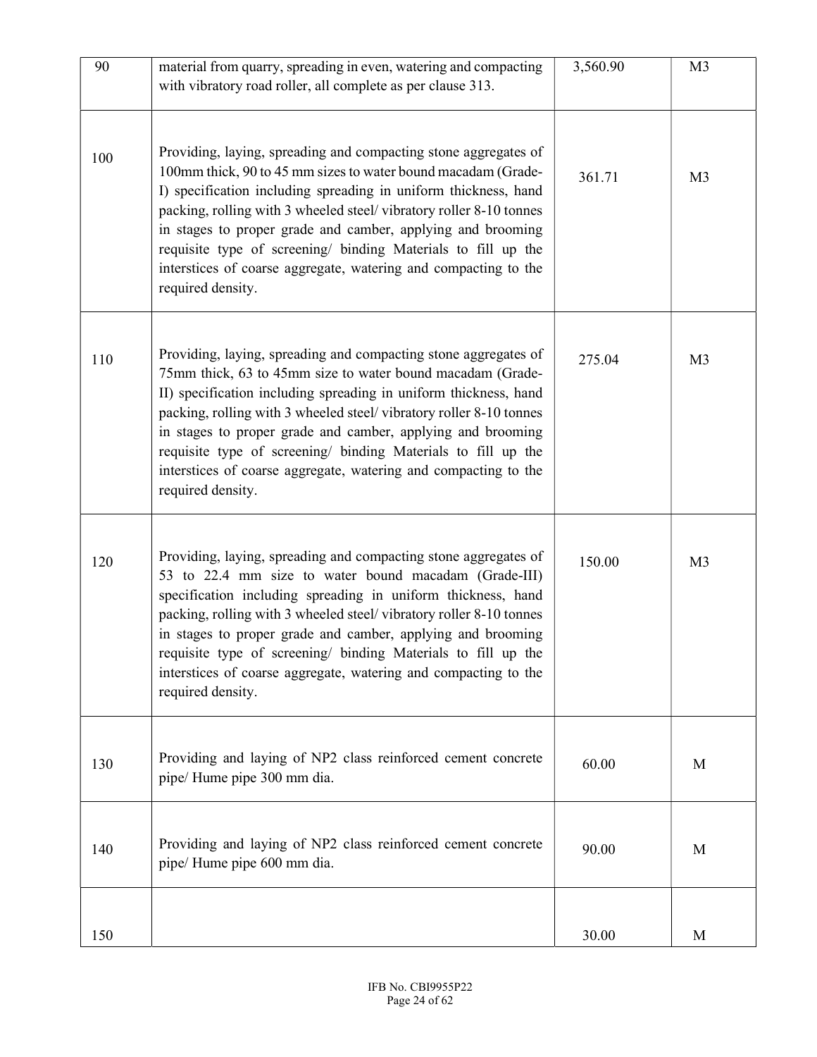| | | | |
|---|---|---|---|
| 90 | material from quarry, spreading in even, watering and compacting with vibratory road roller, all complete as per clause 313. | 3,560.90 | M3 |
| 100 | Providing, laying, spreading and compacting stone aggregates of 100mm thick, 90 to 45 mm sizes to water bound macadam (Grade-I) specification including spreading in uniform thickness, hand packing, rolling with 3 wheeled steel/ vibratory roller 8-10 tonnes in stages to proper grade and camber, applying and brooming requisite type of screening/ binding Materials to fill up the interstices of coarse aggregate, watering and compacting to the required density. | 361.71 | M3 |
| 110 | Providing, laying, spreading and compacting stone aggregates of 75mm thick, 63 to 45mm size to water bound macadam (Grade-II) specification including spreading in uniform thickness, hand packing, rolling with 3 wheeled steel/ vibratory roller 8-10 tonnes in stages to proper grade and camber, applying and brooming requisite type of screening/ binding Materials to fill up the interstices of coarse aggregate, watering and compacting to the required density. | 275.04 | M3 |
| 120 | Providing, laying, spreading and compacting stone aggregates of 53 to 22.4 mm size to water bound macadam (Grade-III) specification including spreading in uniform thickness, hand packing, rolling with 3 wheeled steel/ vibratory roller 8-10 tonnes in stages to proper grade and camber, applying and brooming requisite type of screening/ binding Materials to fill up the interstices of coarse aggregate, watering and compacting to the required density. | 150.00 | M3 |
| 130 | Providing and laying of NP2 class reinforced cement concrete pipe/ Hume pipe 300 mm dia. | 60.00 | M |
| 140 | Providing and laying of NP2 class reinforced cement concrete pipe/ Hume pipe 600 mm dia. | 90.00 | M |
| 150 | | 30.00 | M |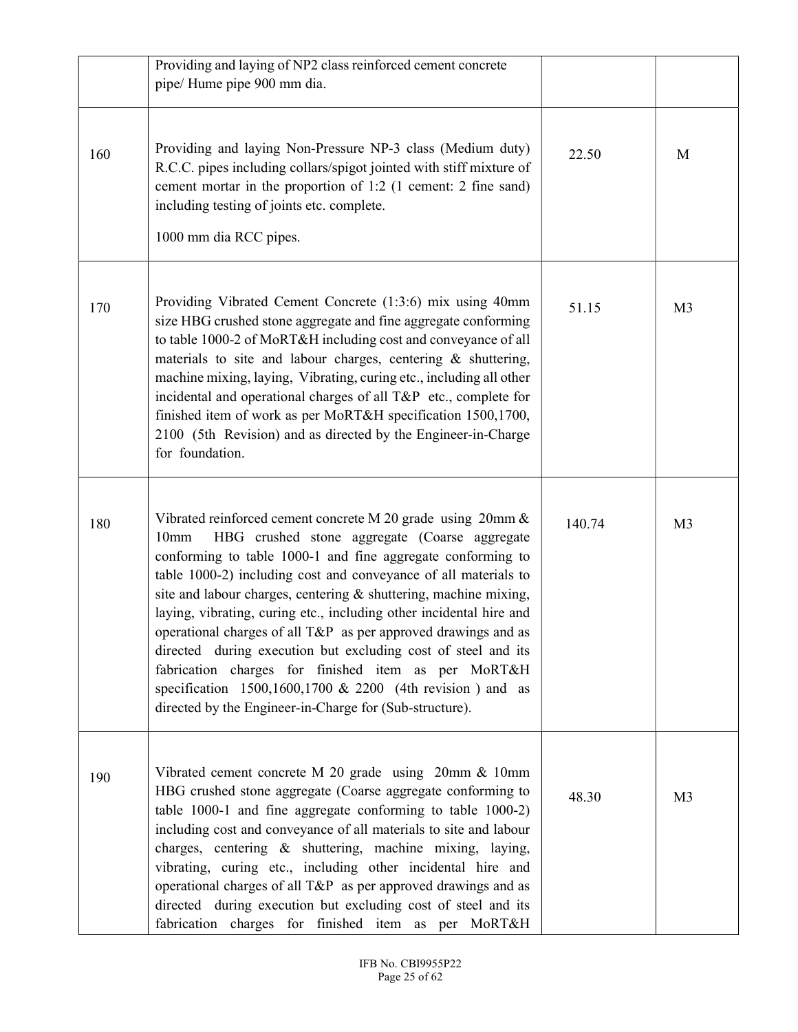| | | | |
|---|---|---|---|
| | Providing and laying of NP2 class reinforced cement concrete pipe/ Hume pipe 900 mm dia. | | |
| 160 | Providing and laying Non-Pressure NP-3 class (Medium duty) R.C.C. pipes including collars/spigot jointed with stiff mixture of cement mortar in the proportion of 1:2 (1 cement: 2 fine sand) including testing of joints etc. complete.<br><br>1000 mm dia RCC pipes. | 22.50 | M |
| 170 | Providing Vibrated Cement Concrete (1:3:6) mix using 40mm size HBG crushed stone aggregate and fine aggregate conforming to table 1000-2 of MoRT&H including cost and conveyance of all materials to site and labour charges, centering & shuttering, machine mixing, laying, Vibrating, curing etc., including all other incidental and operational charges of all T&P etc., complete for finished item of work as per MoRT&H specification 1500,1700, 2100 (5th Revision) and as directed by the Engineer-in-Charge for foundation. | 51.15 | M3 |
| 180 | Vibrated reinforced cement concrete M 20 grade using 20mm & 10mm HBG crushed stone aggregate (Coarse aggregate conforming to table 1000-1 and fine aggregate conforming to table 1000-2) including cost and conveyance of all materials to site and labour charges, centering & shuttering, machine mixing, laying, vibrating, curing etc., including other incidental hire and operational charges of all T&P as per approved drawings and as directed during execution but excluding cost of steel and its fabrication charges for finished item as per MoRT&H specification 1500,1600,1700 & 2200 (4th revision ) and as directed by the Engineer-in-Charge for (Sub-structure). | 140.74 | M3 |
| 190 | Vibrated cement concrete M 20 grade using 20mm & 10mm HBG crushed stone aggregate (Coarse aggregate conforming to table 1000-1 and fine aggregate conforming to table 1000-2) including cost and conveyance of all materials to site and labour charges, centering & shuttering, machine mixing, laying, vibrating, curing etc., including other incidental hire and operational charges of all T&P as per approved drawings and as directed during execution but excluding cost of steel and its fabrication charges for finished item as per MoRT&H | 48.30 | M3 |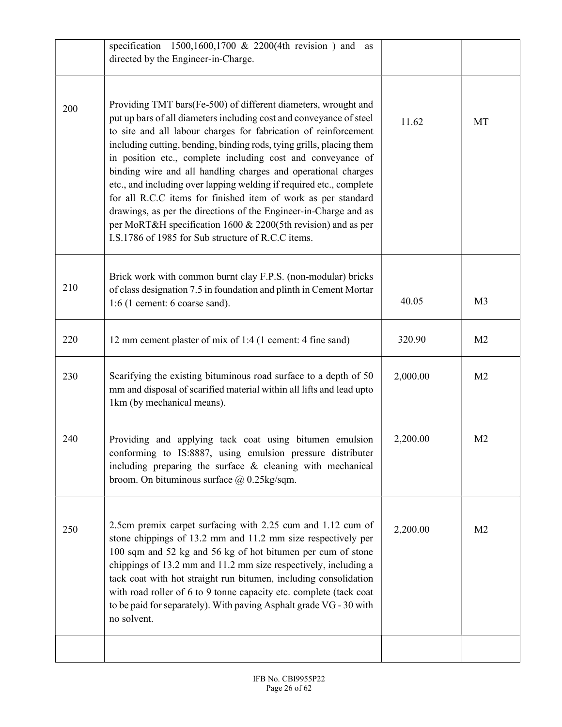| | | | |
|---|---|---|---|
| | specification 1500,1600,1700 & 2200(4th revision ) and as directed by the Engineer-in-Charge. | | |
| 200 | Providing TMT bars(Fe-500) of different diameters, wrought and put up bars of all diameters including cost and conveyance of steel to site and all labour charges for fabrication of reinforcement including cutting, bending, binding rods, tying grills, placing them in position etc., complete including cost and conveyance of binding wire and all handling charges and operational charges etc., and including over lapping welding if required etc., complete for all R.C.C items for finished item of work as per standard drawings, as per the directions of the Engineer-in-Charge and as per MoRT&H specification 1600 & 2200(5th revision) and as per I.S.1786 of 1985 for Sub structure of R.C.C items. | 11.62 | MT |
| 210 | Brick work with common burnt clay F.P.S. (non-modular) bricks of class designation 7.5 in foundation and plinth in Cement Mortar 1:6 (1 cement: 6 coarse sand). | 40.05 | M3 |
| 220 | 12 mm cement plaster of mix of 1:4 (1 cement: 4 fine sand) | 320.90 | M2 |
| 230 | Scarifying the existing bituminous road surface to a depth of 50 mm and disposal of scarified material within all lifts and lead upto 1km (by mechanical means). | 2,000.00 | M2 |
| 240 | Providing and applying tack coat using bitumen emulsion conforming to IS:8887, using emulsion pressure distributer including preparing the surface & cleaning with mechanical broom. On bituminous surface @ 0.25kg/sqm. | 2,200.00 | M2 |
| 250 | 2.5cm premix carpet surfacing with 2.25 cum and 1.12 cum of stone chippings of 13.2 mm and 11.2 mm size respectively per 100 sqm and 52 kg and 56 kg of hot bitumen per cum of stone chippings of 13.2 mm and 11.2 mm size respectively, including a tack coat with hot straight run bitumen, including consolidation with road roller of 6 to 9 tonne capacity etc. complete (tack coat to be paid for separately). With paving Asphalt grade VG - 30 with no solvent. | 2,200.00 | M2 |
| | | | |

IFB No. CBI9955P22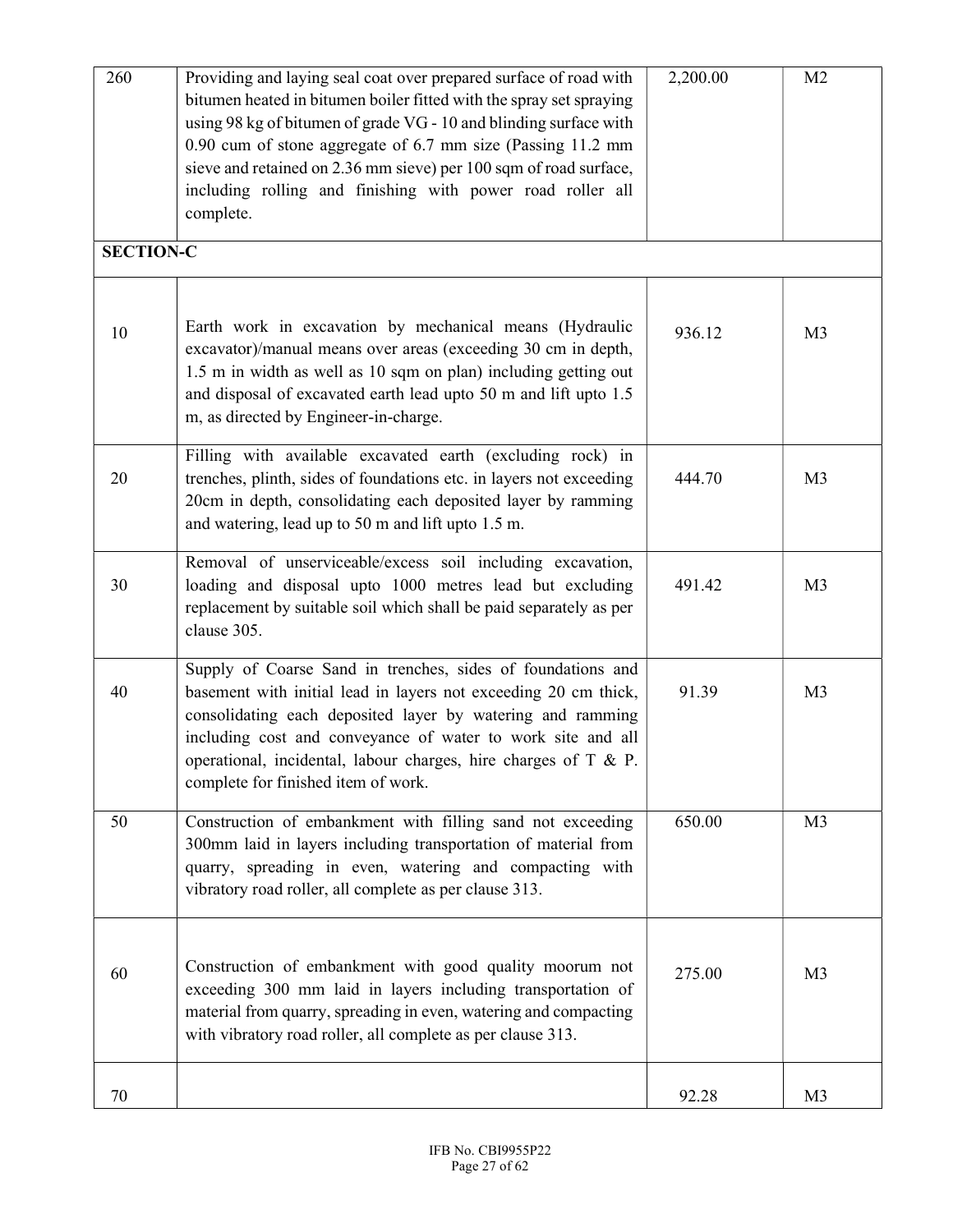| | | | |
|---|---|---|---|
| 260 | Providing and laying seal coat over prepared surface of road with bitumen heated in bitumen boiler fitted with the spray set spraying using 98 kg of bitumen of grade VG - 10 and blinding surface with 0.90 cum of stone aggregate of 6.7 mm size (Passing 11.2 mm sieve and retained on 2.36 mm sieve) per 100 sqm of road surface, including rolling and finishing with power road roller all complete. | 2,200.00 | M2 |
| **SECTION-C** | | | |
| 10 | Earth work in excavation by mechanical means (Hydraulic excavator)/manual means over areas (exceeding 30 cm in depth, 1.5 m in width as well as 10 sqm on plan) including getting out and disposal of excavated earth lead upto 50 m and lift upto 1.5 m, as directed by Engineer-in-charge. | 936.12 | M3 |
| 20 | Filling with available excavated earth (excluding rock) in trenches, plinth, sides of foundations etc. in layers not exceeding 20cm in depth, consolidating each deposited layer by ramming and watering, lead up to 50 m and lift upto 1.5 m. | 444.70 | M3 |
| 30 | Removal of unserviceable/excess soil including excavation, loading and disposal upto 1000 metres lead but excluding replacement by suitable soil which shall be paid separately as per clause 305. | 491.42 | M3 |
| 40 | Supply of Coarse Sand in trenches, sides of foundations and basement with initial lead in layers not exceeding 20 cm thick, consolidating each deposited layer by watering and ramming including cost and conveyance of water to work site and all operational, incidental, labour charges, hire charges of T & P. complete for finished item of work. | 91.39 | M3 |
| 50 | Construction of embankment with filling sand not exceeding 300mm laid in layers including transportation of material from quarry, spreading in even, watering and compacting with vibratory road roller, all complete as per clause 313. | 650.00 | M3 |
| 60 | Construction of embankment with good quality moorum not exceeding 300 mm laid in layers including transportation of material from quarry, spreading in even, watering and compacting with vibratory road roller, all complete as per clause 313. | 275.00 | M3 |
| 70 | | 92.28 | M3 |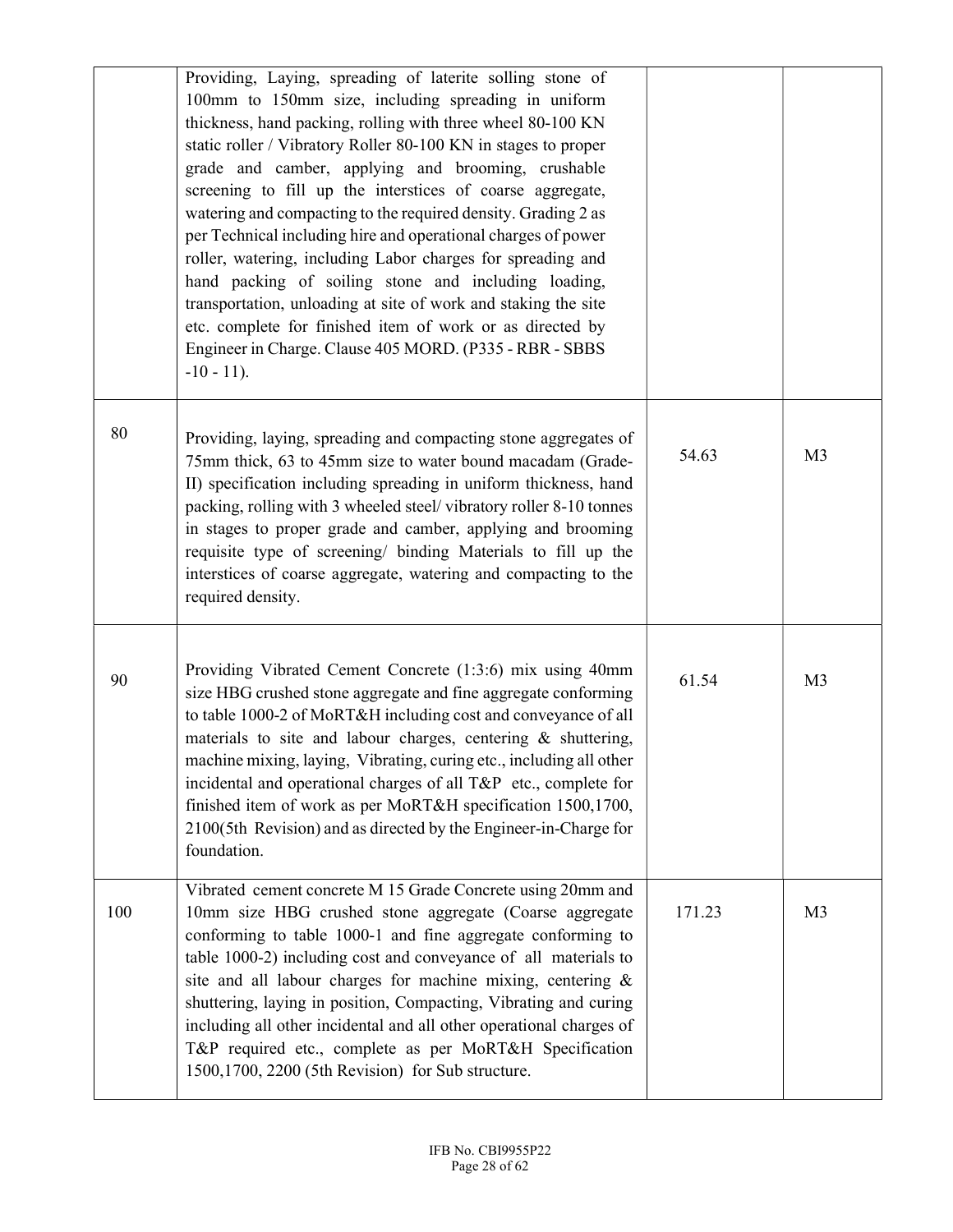|  |  |  |  |
|---|---|---|---|
|  | Providing, Laying, spreading of laterite solling stone of 100mm to 150mm size, including spreading in uniform thickness, hand packing, rolling with three wheel 80-100 KN static roller / Vibratory Roller 80-100 KN in stages to proper grade and camber, applying and brooming, crushable screening to fill up the interstices of coarse aggregate, watering and compacting to the required density. Grading 2 as per Technical including hire and operational charges of power roller, watering, including Labor charges for spreading and hand packing of soiling stone and including loading, transportation, unloading at site of work and staking the site etc. complete for finished item of work or as directed by Engineer in Charge. Clause 405 MORD. (P335 - RBR - SBBS -10 - 11). |  |  |
| 80 | Providing, laying, spreading and compacting stone aggregates of 75mm thick, 63 to 45mm size to water bound macadam (Grade-II) specification including spreading in uniform thickness, hand packing, rolling with 3 wheeled steel/ vibratory roller 8-10 tonnes in stages to proper grade and camber, applying and brooming requisite type of screening/ binding Materials to fill up the interstices of coarse aggregate, watering and compacting to the required density. | 54.63 | M3 |
| 90 | Providing Vibrated Cement Concrete (1:3:6) mix using 40mm size HBG crushed stone aggregate and fine aggregate conforming to table 1000-2 of MoRT&H including cost and conveyance of all materials to site and labour charges, centering & shuttering, machine mixing, laying, Vibrating, curing etc., including all other incidental and operational charges of all T&P etc., complete for finished item of work as per MoRT&H specification 1500,1700, 2100(5th Revision) and as directed by the Engineer-in-Charge for foundation. | 61.54 | M3 |
| 100 | Vibrated cement concrete M 15 Grade Concrete using 20mm and 10mm size HBG crushed stone aggregate (Coarse aggregate conforming to table 1000-1 and fine aggregate conforming to table 1000-2) including cost and conveyance of all materials to site and all labour charges for machine mixing, centering & shuttering, laying in position, Compacting, Vibrating and curing including all other incidental and all other operational charges of T&P required etc., complete as per MoRT&H Specification 1500,1700, 2200 (5th Revision) for Sub structure. | 171.23 | M3 |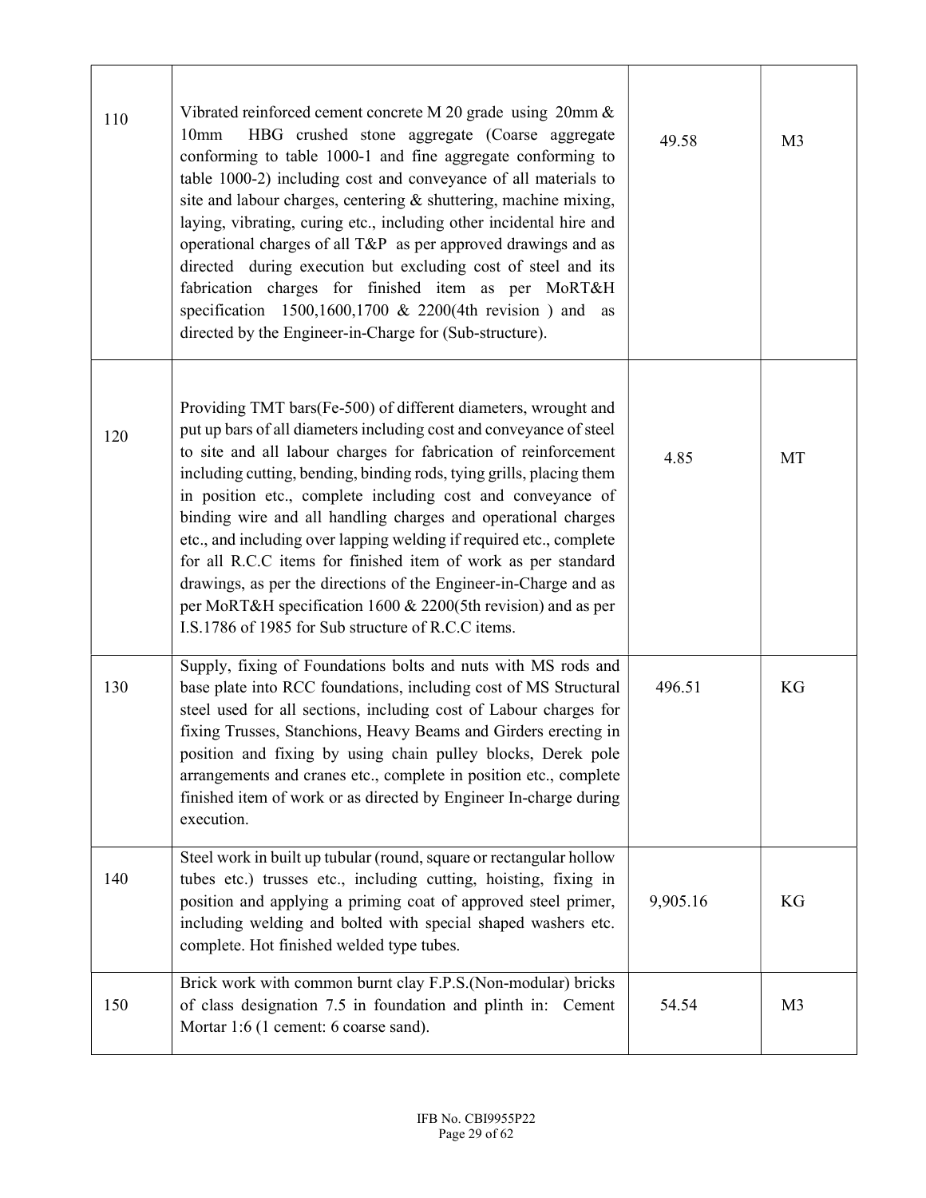| 110 | Vibrated reinforced cement concrete M 20 grade using 20mm & 10mm HBG crushed stone aggregate (Coarse aggregate conforming to table 1000-1 and fine aggregate conforming to table 1000-2) including cost and conveyance of all materials to site and labour charges, centering & shuttering, machine mixing, laying, vibrating, curing etc., including other incidental hire and operational charges of all T&P as per approved drawings and as directed during execution but excluding cost of steel and its fabrication charges for finished item as per MoRT&H specification 1500,1600,1700 & 2200(4th revision ) and as directed by the Engineer-in-Charge for (Sub-structure). | 49.58 | M3 |
|---|---|---|---|
| 120 | Providing TMT bars(Fe-500) of different diameters, wrought and put up bars of all diameters including cost and conveyance of steel to site and all labour charges for fabrication of reinforcement including cutting, bending, binding rods, tying grills, placing them in position etc., complete including cost and conveyance of binding wire and all handling charges and operational charges etc., and including over lapping welding if required etc., complete for all R.C.C items for finished item of work as per standard drawings, as per the directions of the Engineer-in-Charge and as per MoRT&H specification 1600 & 2200(5th revision) and as per I.S.1786 of 1985 for Sub structure of R.C.C items. | 4.85 | MT |
| 130 | Supply, fixing of Foundations bolts and nuts with MS rods and base plate into RCC foundations, including cost of MS Structural steel used for all sections, including cost of Labour charges for fixing Trusses, Stanchions, Heavy Beams and Girders erecting in position and fixing by using chain pulley blocks, Derek pole arrangements and cranes etc., complete in position etc., complete finished item of work or as directed by Engineer In-charge during execution. | 496.51 | KG |
| 140 | Steel work in built up tubular (round, square or rectangular hollow tubes etc.) trusses etc., including cutting, hoisting, fixing in position and applying a priming coat of approved steel primer, including welding and bolted with special shaped washers etc. complete. Hot finished welded type tubes. | 9,905.16 | KG |
| 150 | Brick work with common burnt clay F.P.S.(Non-modular) bricks of class designation 7.5 in foundation and plinth in: Cement Mortar 1:6 (1 cement: 6 coarse sand). | 54.54 | M3 |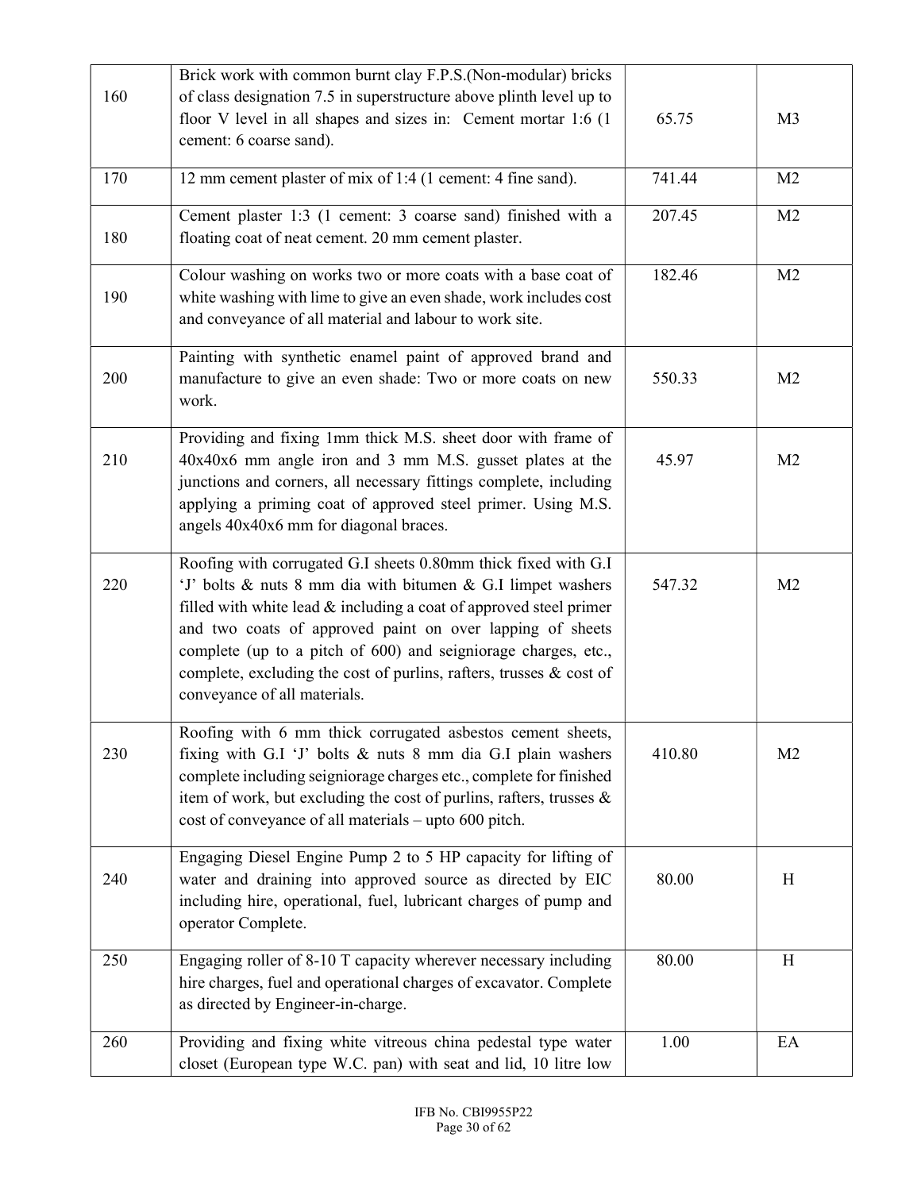| | | | |
|---|---|---|---|
| 160 | Brick work with common burnt clay F.P.S.(Non-modular) bricks of class designation 7.5 in superstructure above plinth level up to floor V level in all shapes and sizes in: Cement mortar 1:6 (1 cement: 6 coarse sand). | 65.75 | M3 |
| 170 | 12 mm cement plaster of mix of 1:4 (1 cement: 4 fine sand). | 741.44 | M2 |
| 180 | Cement plaster 1:3 (1 cement: 3 coarse sand) finished with a floating coat of neat cement. 20 mm cement plaster. | 207.45 | M2 |
| 190 | Colour washing on works two or more coats with a base coat of white washing with lime to give an even shade, work includes cost and conveyance of all material and labour to work site. | 182.46 | M2 |
| 200 | Painting with synthetic enamel paint of approved brand and manufacture to give an even shade: Two or more coats on new work. | 550.33 | M2 |
| 210 | Providing and fixing 1mm thick M.S. sheet door with frame of 40x40x6 mm angle iron and 3 mm M.S. gusset plates at the junctions and corners, all necessary fittings complete, including applying a priming coat of approved steel primer. Using M.S. angels 40x40x6 mm for diagonal braces. | 45.97 | M2 |
| 220 | Roofing with corrugated G.I sheets 0.80mm thick fixed with G.I 'J' bolts & nuts 8 mm dia with bitumen & G.I limpet washers filled with white lead & including a coat of approved steel primer and two coats of approved paint on over lapping of sheets complete (up to a pitch of 600) and seigniorage charges, etc., complete, excluding the cost of purlins, rafters, trusses & cost of conveyance of all materials. | 547.32 | M2 |
| 230 | Roofing with 6 mm thick corrugated asbestos cement sheets, fixing with G.I 'J' bolts & nuts 8 mm dia G.I plain washers complete including seigniorage charges etc., complete for finished item of work, but excluding the cost of purlins, rafters, trusses & cost of conveyance of all materials – upto 600 pitch. | 410.80 | M2 |
| 240 | Engaging Diesel Engine Pump 2 to 5 HP capacity for lifting of water and draining into approved source as directed by EIC including hire, operational, fuel, lubricant charges of pump and operator Complete. | 80.00 | H |
| 250 | Engaging roller of 8-10 T capacity wherever necessary including hire charges, fuel and operational charges of excavator. Complete as directed by Engineer-in-charge. | 80.00 | H |
| 260 | Providing and fixing white vitreous china pedestal type water closet (European type W.C. pan) with seat and lid, 10 litre low | 1.00 | EA |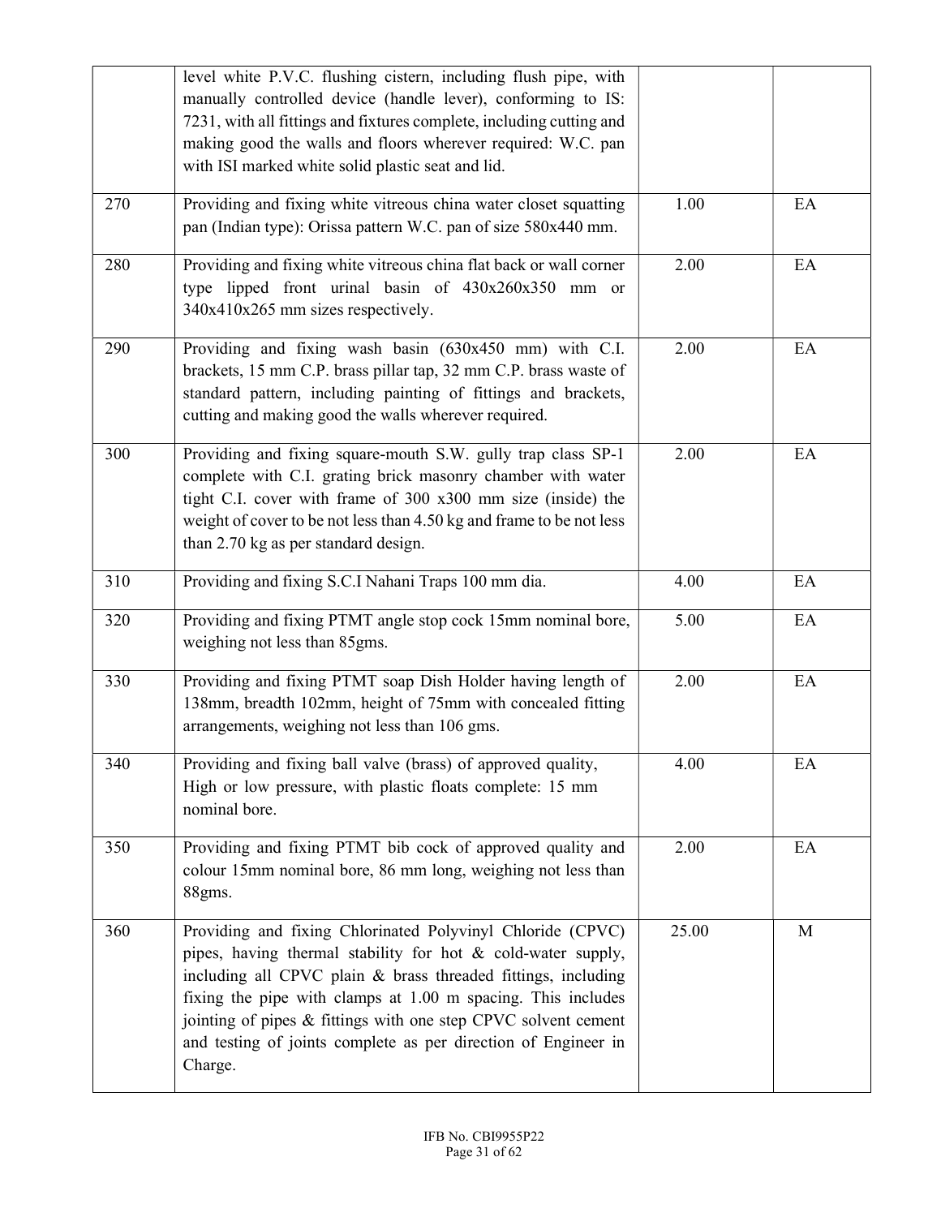|  |  |  |  |
|---|---|---|---|
|  | level white P.V.C. flushing cistern, including flush pipe, with manually controlled device (handle lever), conforming to IS: 7231, with all fittings and fixtures complete, including cutting and making good the walls and floors wherever required: W.C. pan with ISI marked white solid plastic seat and lid. |  |  |
| 270 | Providing and fixing white vitreous china water closet squatting pan (Indian type): Orissa pattern W.C. pan of size 580x440 mm. | 1.00 | EA |
| 280 | Providing and fixing white vitreous china flat back or wall corner type lipped front urinal basin of 430x260x350 mm or 340x410x265 mm sizes respectively. | 2.00 | EA |
| 290 | Providing and fixing wash basin (630x450 mm) with C.I. brackets, 15 mm C.P. brass pillar tap, 32 mm C.P. brass waste of standard pattern, including painting of fittings and brackets, cutting and making good the walls wherever required. | 2.00 | EA |
| 300 | Providing and fixing square-mouth S.W. gully trap class SP-1 complete with C.I. grating brick masonry chamber with water tight C.I. cover with frame of 300 x300 mm size (inside) the weight of cover to be not less than 4.50 kg and frame to be not less than 2.70 kg as per standard design. | 2.00 | EA |
| 310 | Providing and fixing S.C.I Nahani Traps 100 mm dia. | 4.00 | EA |
| 320 | Providing and fixing PTMT angle stop cock 15mm nominal bore, weighing not less than 85gms. | 5.00 | EA |
| 330 | Providing and fixing PTMT soap Dish Holder having length of 138mm, breadth 102mm, height of 75mm with concealed fitting arrangements, weighing not less than 106 gms. | 2.00 | EA |
| 340 | Providing and fixing ball valve (brass) of approved quality, High or low pressure, with plastic floats complete: 15 mm nominal bore. | 4.00 | EA |
| 350 | Providing and fixing PTMT bib cock of approved quality and colour 15mm nominal bore, 86 mm long, weighing not less than 88gms. | 2.00 | EA |
| 360 | Providing and fixing Chlorinated Polyvinyl Chloride (CPVC) pipes, having thermal stability for hot & cold-water supply, including all CPVC plain & brass threaded fittings, including fixing the pipe with clamps at 1.00 m spacing. This includes jointing of pipes & fittings with one step CPVC solvent cement and testing of joints complete as per direction of Engineer in Charge. | 25.00 | M |

IFB No. CBI9955P22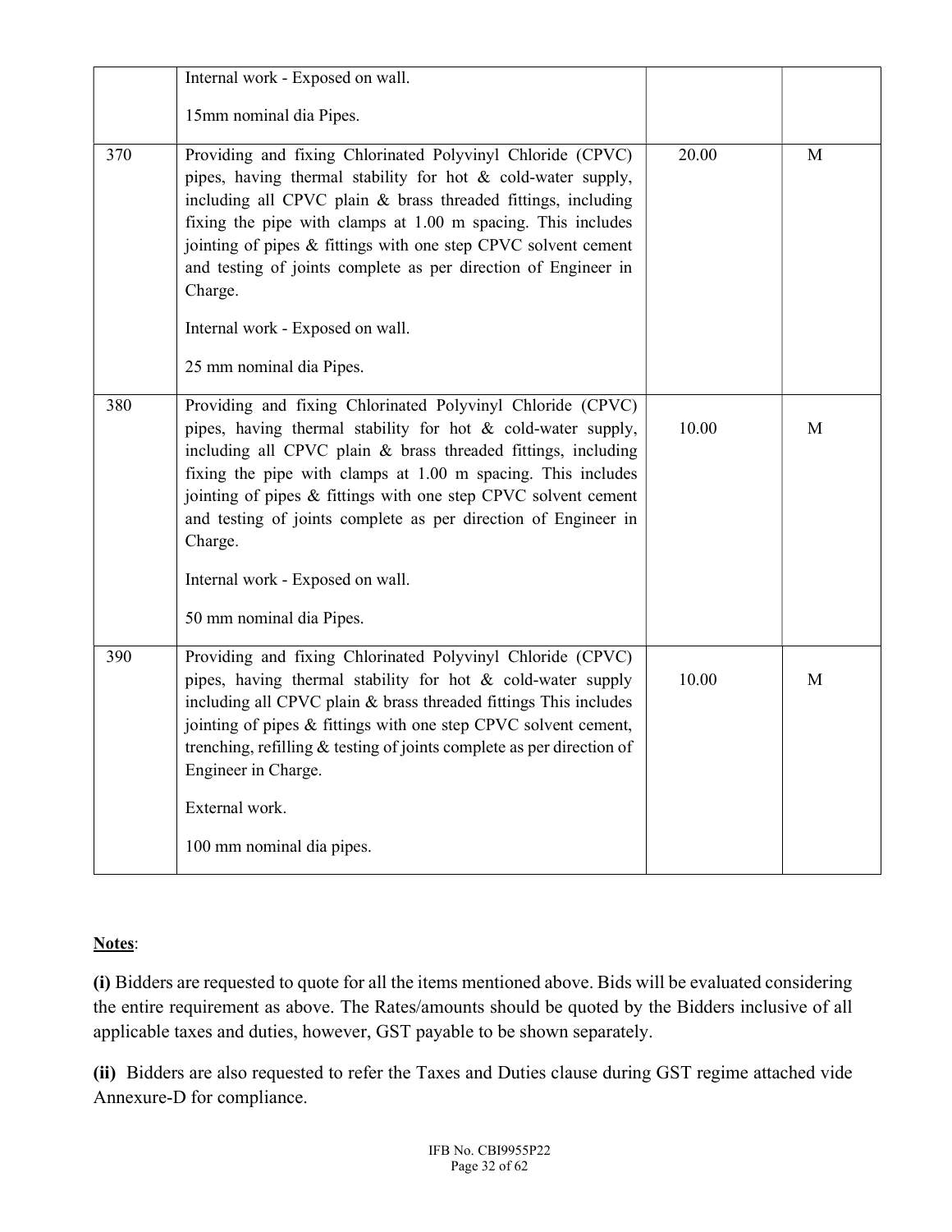| | | | |
|---|---|---|---|
| | Internal work - Exposed on wall.<br><br>15mm nominal dia Pipes. | | |
| 370 | Providing and fixing Chlorinated Polyvinyl Chloride (CPVC) pipes, having thermal stability for hot & cold-water supply, including all CPVC plain & brass threaded fittings, including fixing the pipe with clamps at 1.00 m spacing. This includes jointing of pipes & fittings with one step CPVC solvent cement and testing of joints complete as per direction of Engineer in Charge.<br><br>Internal work - Exposed on wall.<br><br>25 mm nominal dia Pipes. | 20.00 | M |
| 380 | Providing and fixing Chlorinated Polyvinyl Chloride (CPVC) pipes, having thermal stability for hot & cold-water supply, including all CPVC plain & brass threaded fittings, including fixing the pipe with clamps at 1.00 m spacing. This includes jointing of pipes & fittings with one step CPVC solvent cement and testing of joints complete as per direction of Engineer in Charge.<br><br>Internal work - Exposed on wall.<br><br>50 mm nominal dia Pipes. | 10.00 | M |
| 390 | Providing and fixing Chlorinated Polyvinyl Chloride (CPVC) pipes, having thermal stability for hot & cold-water supply including all CPVC plain & brass threaded fittings This includes jointing of pipes & fittings with one step CPVC solvent cement, trenching, refilling & testing of joints complete as per direction of Engineer in Charge.<br><br>External work.<br><br>100 mm nominal dia pipes. | 10.00 | M |

<u>**Notes**</u>:

**(i)** Bidders are requested to quote for all the items mentioned above. Bids will be evaluated considering the entire requirement as above. The Rates/amounts should be quoted by the Bidders inclusive of all applicable taxes and duties, however, GST payable to be shown separately.

**(ii)** Bidders are also requested to refer the Taxes and Duties clause during GST regime attached vide Annexure-D for compliance.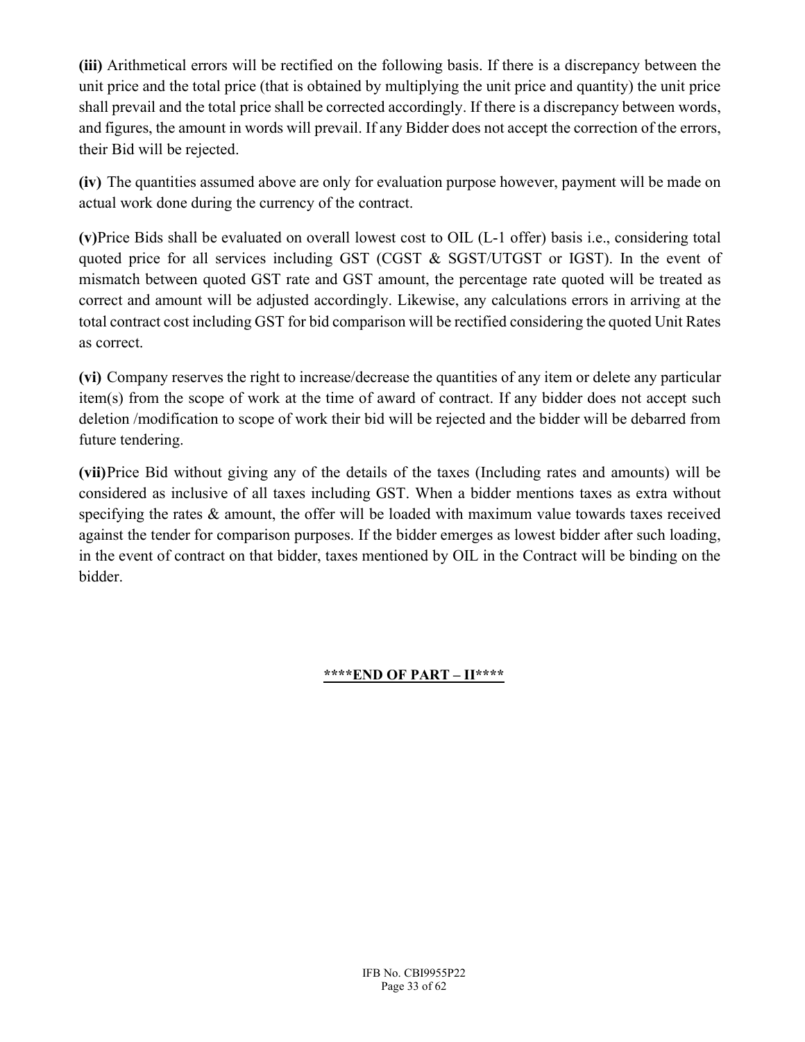**(iii)** Arithmetical errors will be rectified on the following basis. If there is a discrepancy between the unit price and the total price (that is obtained by multiplying the unit price and quantity) the unit price shall prevail and the total price shall be corrected accordingly. If there is a discrepancy between words, and figures, the amount in words will prevail. If any Bidder does not accept the correction of the errors, their Bid will be rejected.

**(iv)** The quantities assumed above are only for evaluation purpose however, payment will be made on actual work done during the currency of the contract.

**(v)** Price Bids shall be evaluated on overall lowest cost to OIL (L-1 offer) basis i.e., considering total quoted price for all services including GST (CGST & SGST/UTGST or IGST). In the event of mismatch between quoted GST rate and GST amount, the percentage rate quoted will be treated as correct and amount will be adjusted accordingly. Likewise, any calculations errors in arriving at the total contract cost including GST for bid comparison will be rectified considering the quoted Unit Rates as correct.

**(vi)** Company reserves the right to increase/decrease the quantities of any item or delete any particular item(s) from the scope of work at the time of award of contract. If any bidder does not accept such deletion /modification to scope of work their bid will be rejected and the bidder will be debarred from future tendering.

**(vii)** Price Bid without giving any of the details of the taxes (Including rates and amounts) will be considered as inclusive of all taxes including GST. When a bidder mentions taxes as extra without specifying the rates & amount, the offer will be loaded with maximum value towards taxes received against the tender for comparison purposes. If the bidder emerges as lowest bidder after such loading, in the event of contract on that bidder, taxes mentioned by OIL in the Contract will be binding on the bidder.

**\*\*\*\*END OF PART – II\*\*\*\***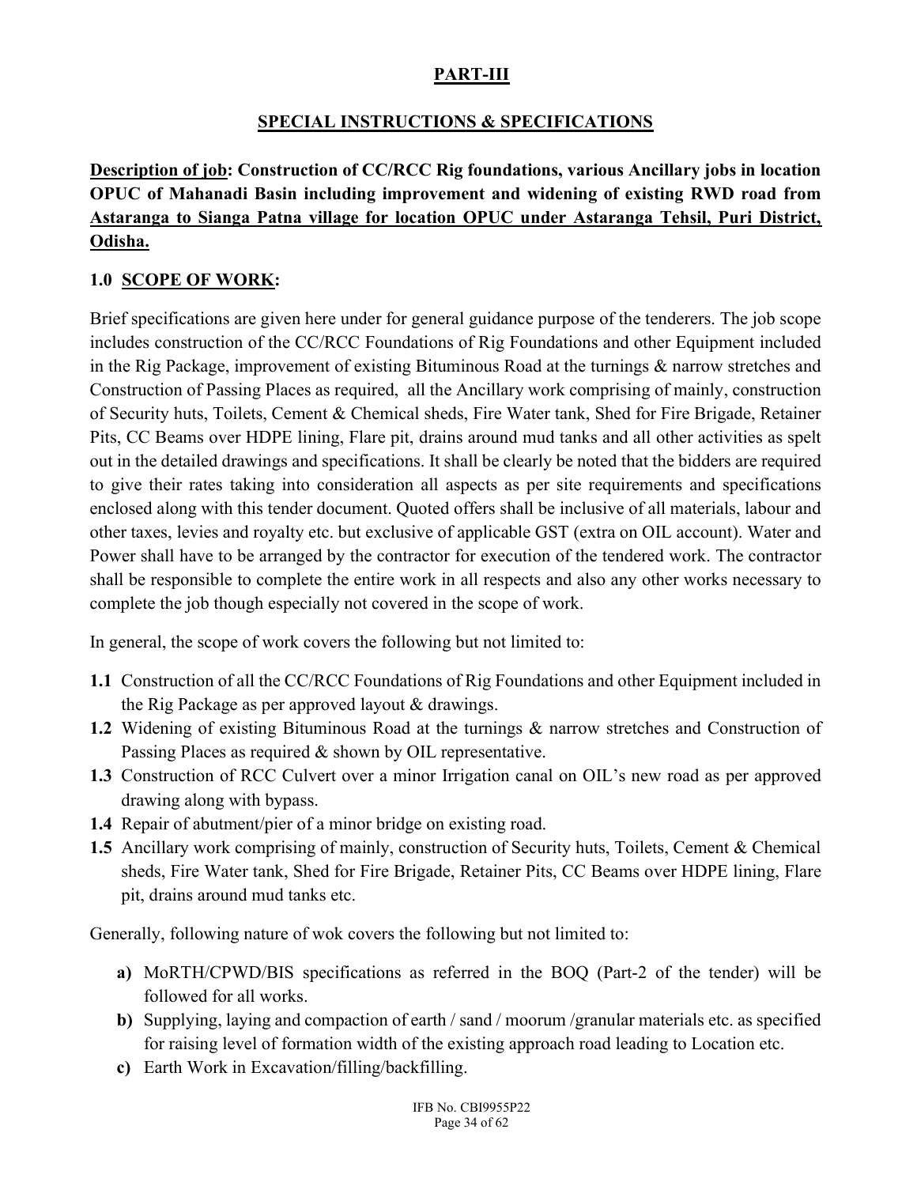## PART-III

## SPECIAL INSTRUCTIONS & SPECIFICATIONS

**Description of job: Construction of CC/RCC Rig foundations, various Ancillary jobs in location OPUC of Mahanadi Basin including improvement and widening of existing RWD road from Astaranga to Sianga Patna village for location OPUC under Astaranga Tehsil, Puri District, Odisha.**

### 1.0 SCOPE OF WORK:

Brief specifications are given here under for general guidance purpose of the tenderers. The job scope includes construction of the CC/RCC Foundations of Rig Foundations and other Equipment included in the Rig Package, improvement of existing Bituminous Road at the turnings & narrow stretches and Construction of Passing Places as required, all the Ancillary work comprising of mainly, construction of Security huts, Toilets, Cement & Chemical sheds, Fire Water tank, Shed for Fire Brigade, Retainer Pits, CC Beams over HDPE lining, Flare pit, drains around mud tanks and all other activities as spelt out in the detailed drawings and specifications. It shall be clearly be noted that the bidders are required to give their rates taking into consideration all aspects as per site requirements and specifications enclosed along with this tender document. Quoted offers shall be inclusive of all materials, labour and other taxes, levies and royalty etc. but exclusive of applicable GST (extra on OIL account). Water and Power shall have to be arranged by the contractor for execution of the tendered work. The contractor shall be responsible to complete the entire work in all respects and also any other works necessary to complete the job though especially not covered in the scope of work.

In general, the scope of work covers the following but not limited to:

- **1.1** Construction of all the CC/RCC Foundations of Rig Foundations and other Equipment included in the Rig Package as per approved layout & drawings.
- **1.2** Widening of existing Bituminous Road at the turnings & narrow stretches and Construction of Passing Places as required & shown by OIL representative.
- **1.3** Construction of RCC Culvert over a minor Irrigation canal on OIL's new road as per approved drawing along with bypass.
- **1.4** Repair of abutment/pier of a minor bridge on existing road.
- **1.5** Ancillary work comprising of mainly, construction of Security huts, Toilets, Cement & Chemical sheds, Fire Water tank, Shed for Fire Brigade, Retainer Pits, CC Beams over HDPE lining, Flare pit, drains around mud tanks etc.

Generally, following nature of wok covers the following but not limited to:

- **a)** MoRTH/CPWD/BIS specifications as referred in the BOQ (Part-2 of the tender) will be followed for all works.
- **b)** Supplying, laying and compaction of earth / sand / moorum /granular materials etc. as specified for raising level of formation width of the existing approach road leading to Location etc.
- **c)** Earth Work in Excavation/filling/backfilling.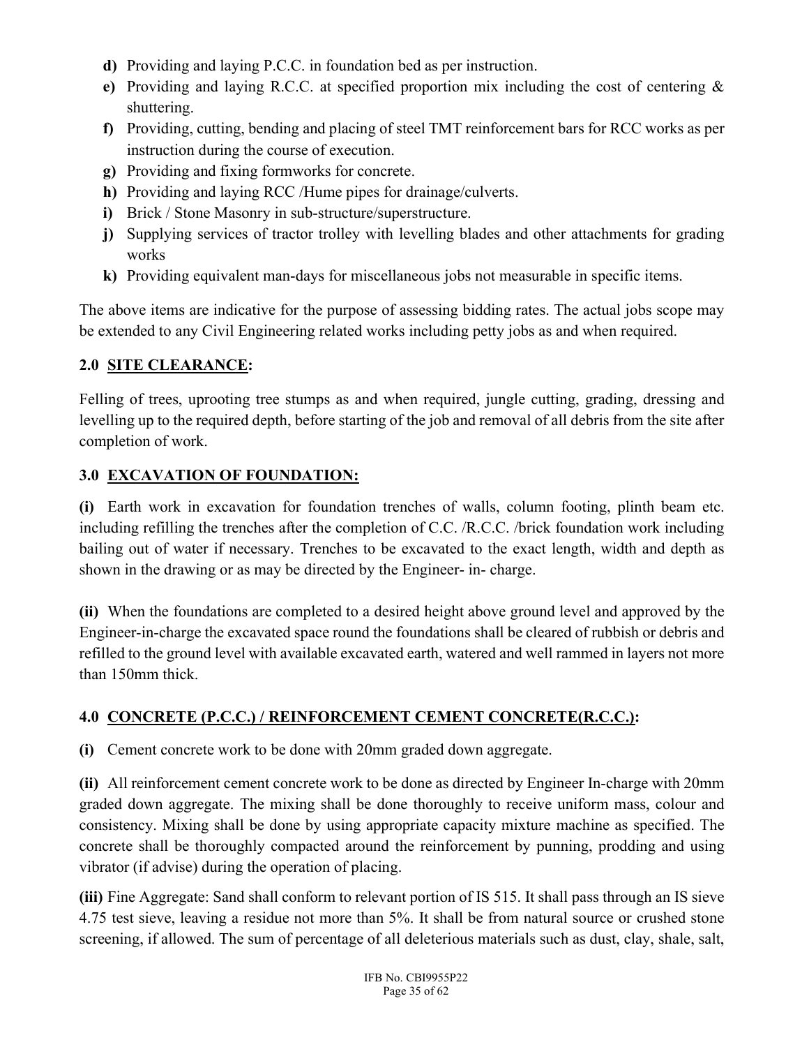- **d)** Providing and laying P.C.C. in foundation bed as per instruction.
- **e)** Providing and laying R.C.C. at specified proportion mix including the cost of centering & shuttering.
- **f)** Providing, cutting, bending and placing of steel TMT reinforcement bars for RCC works as per instruction during the course of execution.
- **g)** Providing and fixing formworks for concrete.
- **h)** Providing and laying RCC /Hume pipes for drainage/culverts.
- **i)** Brick / Stone Masonry in sub-structure/superstructure.
- **j)** Supplying services of tractor trolley with levelling blades and other attachments for grading works
- **k)** Providing equivalent man-days for miscellaneous jobs not measurable in specific items.

The above items are indicative for the purpose of assessing bidding rates. The actual jobs scope may be extended to any Civil Engineering related works including petty jobs as and when required.

## 2.0 SITE CLEARANCE:

Felling of trees, uprooting tree stumps as and when required, jungle cutting, grading, dressing and levelling up to the required depth, before starting of the job and removal of all debris from the site after completion of work.

## 3.0 EXCAVATION OF FOUNDATION:

**(i)** Earth work in excavation for foundation trenches of walls, column footing, plinth beam etc. including refilling the trenches after the completion of C.C. /R.C.C. /brick foundation work including bailing out of water if necessary. Trenches to be excavated to the exact length, width and depth as shown in the drawing or as may be directed by the Engineer- in- charge.

**(ii)** When the foundations are completed to a desired height above ground level and approved by the Engineer-in-charge the excavated space round the foundations shall be cleared of rubbish or debris and refilled to the ground level with available excavated earth, watered and well rammed in layers not more than 150mm thick.

## 4.0 CONCRETE (P.C.C.) / REINFORCEMENT CEMENT CONCRETE(R.C.C.):

**(i)** Cement concrete work to be done with 20mm graded down aggregate.

**(ii)** All reinforcement cement concrete work to be done as directed by Engineer In-charge with 20mm graded down aggregate. The mixing shall be done thoroughly to receive uniform mass, colour and consistency. Mixing shall be done by using appropriate capacity mixture machine as specified. The concrete shall be thoroughly compacted around the reinforcement by punning, prodding and using vibrator (if advise) during the operation of placing.

**(iii)** Fine Aggregate: Sand shall conform to relevant portion of IS 515. It shall pass through an IS sieve 4.75 test sieve, leaving a residue not more than 5%. It shall be from natural source or crushed stone screening, if allowed. The sum of percentage of all deleterious materials such as dust, clay, shale, salt,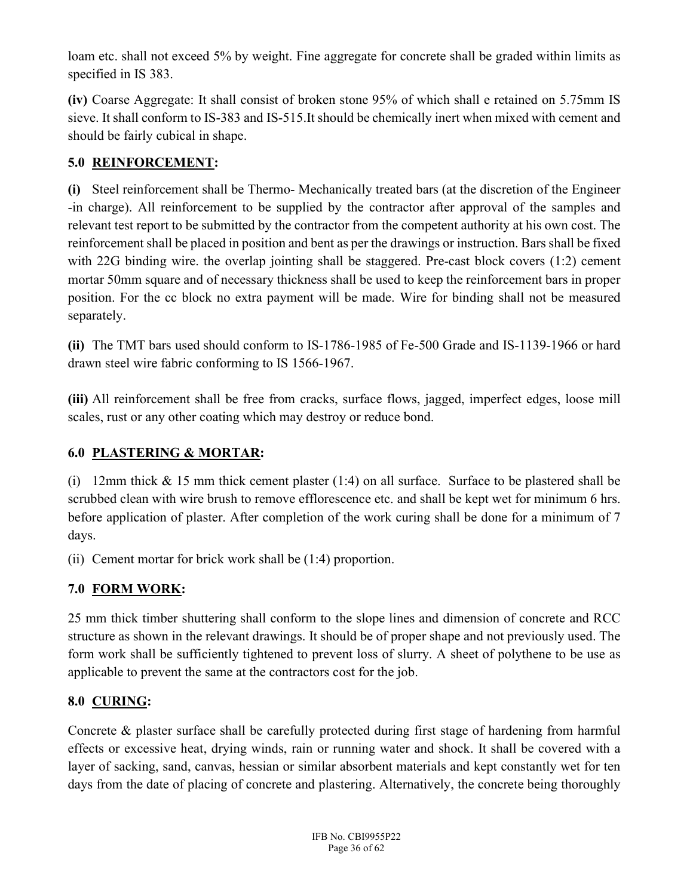loam etc. shall not exceed 5% by weight. Fine aggregate for concrete shall be graded within limits as specified in IS 383.

**(iv)** Coarse Aggregate: It shall consist of broken stone 95% of which shall e retained on 5.75mm IS sieve. It shall conform to IS-383 and IS-515.It should be chemically inert when mixed with cement and should be fairly cubical in shape.

## 5.0 REINFORCEMENT:

**(i)** Steel reinforcement shall be Thermo- Mechanically treated bars (at the discretion of the Engineer -in charge). All reinforcement to be supplied by the contractor after approval of the samples and relevant test report to be submitted by the contractor from the competent authority at his own cost. The reinforcement shall be placed in position and bent as per the drawings or instruction. Bars shall be fixed with 22G binding wire. the overlap jointing shall be staggered. Pre-cast block covers (1:2) cement mortar 50mm square and of necessary thickness shall be used to keep the reinforcement bars in proper position. For the cc block no extra payment will be made. Wire for binding shall not be measured separately.

**(ii)** The TMT bars used should conform to IS-1786-1985 of Fe-500 Grade and IS-1139-1966 or hard drawn steel wire fabric conforming to IS 1566-1967.

**(iii)** All reinforcement shall be free from cracks, surface flows, jagged, imperfect edges, loose mill scales, rust or any other coating which may destroy or reduce bond.

## 6.0 PLASTERING & MORTAR:

(i) 12mm thick & 15 mm thick cement plaster (1:4) on all surface. Surface to be plastered shall be scrubbed clean with wire brush to remove efflorescence etc. and shall be kept wet for minimum 6 hrs. before application of plaster. After completion of the work curing shall be done for a minimum of 7 days.

(ii) Cement mortar for brick work shall be (1:4) proportion.

## 7.0 FORM WORK:

25 mm thick timber shuttering shall conform to the slope lines and dimension of concrete and RCC structure as shown in the relevant drawings. It should be of proper shape and not previously used. The form work shall be sufficiently tightened to prevent loss of slurry. A sheet of polythene to be use as applicable to prevent the same at the contractors cost for the job.

## 8.0 CURING:

Concrete & plaster surface shall be carefully protected during first stage of hardening from harmful effects or excessive heat, drying winds, rain or running water and shock. It shall be covered with a layer of sacking, sand, canvas, hessian or similar absorbent materials and kept constantly wet for ten days from the date of placing of concrete and plastering. Alternatively, the concrete being thoroughly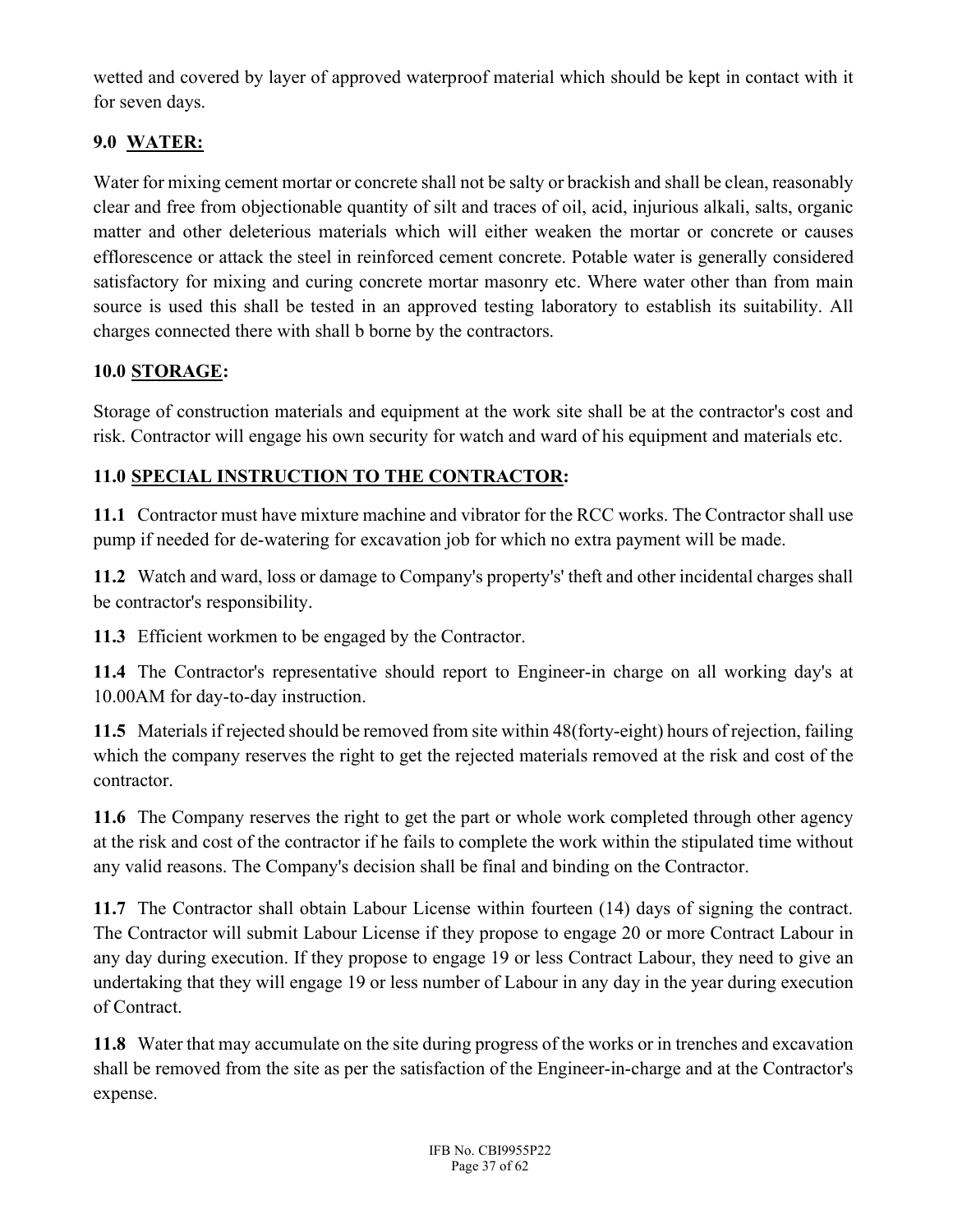wetted and covered by layer of approved waterproof material which should be kept in contact with it for seven days.

## 9.0 <u>WATER:</u>

Water for mixing cement mortar or concrete shall not be salty or brackish and shall be clean, reasonably clear and free from objectionable quantity of silt and traces of oil, acid, injurious alkali, salts, organic matter and other deleterious materials which will either weaken the mortar or concrete or causes efflorescence or attack the steel in reinforced cement concrete. Potable water is generally considered satisfactory for mixing and curing concrete mortar masonry etc. Where water other than from main source is used this shall be tested in an approved testing laboratory to establish its suitability. All charges connected there with shall b borne by the contractors.

## 10.0 <u>STORAGE</u>:

Storage of construction materials and equipment at the work site shall be at the contractor's cost and risk. Contractor will engage his own security for watch and ward of his equipment and materials etc.

## 11.0 <u>SPECIAL INSTRUCTION TO THE CONTRACTOR</u>:

**11.1** Contractor must have mixture machine and vibrator for the RCC works. The Contractor shall use pump if needed for de-watering for excavation job for which no extra payment will be made.

**11.2** Watch and ward, loss or damage to Company's property's' theft and other incidental charges shall be contractor's responsibility.

**11.3** Efficient workmen to be engaged by the Contractor.

**11.4** The Contractor's representative should report to Engineer-in charge on all working day's at 10.00AM for day-to-day instruction.

**11.5** Materials if rejected should be removed from site within 48(forty-eight) hours of rejection, failing which the company reserves the right to get the rejected materials removed at the risk and cost of the contractor.

**11.6** The Company reserves the right to get the part or whole work completed through other agency at the risk and cost of the contractor if he fails to complete the work within the stipulated time without any valid reasons. The Company's decision shall be final and binding on the Contractor.

**11.7** The Contractor shall obtain Labour License within fourteen (14) days of signing the contract. The Contractor will submit Labour License if they propose to engage 20 or more Contract Labour in any day during execution. If they propose to engage 19 or less Contract Labour, they need to give an undertaking that they will engage 19 or less number of Labour in any day in the year during execution of Contract.

**11.8** Water that may accumulate on the site during progress of the works or in trenches and excavation shall be removed from the site as per the satisfaction of the Engineer-in-charge and at the Contractor's expense.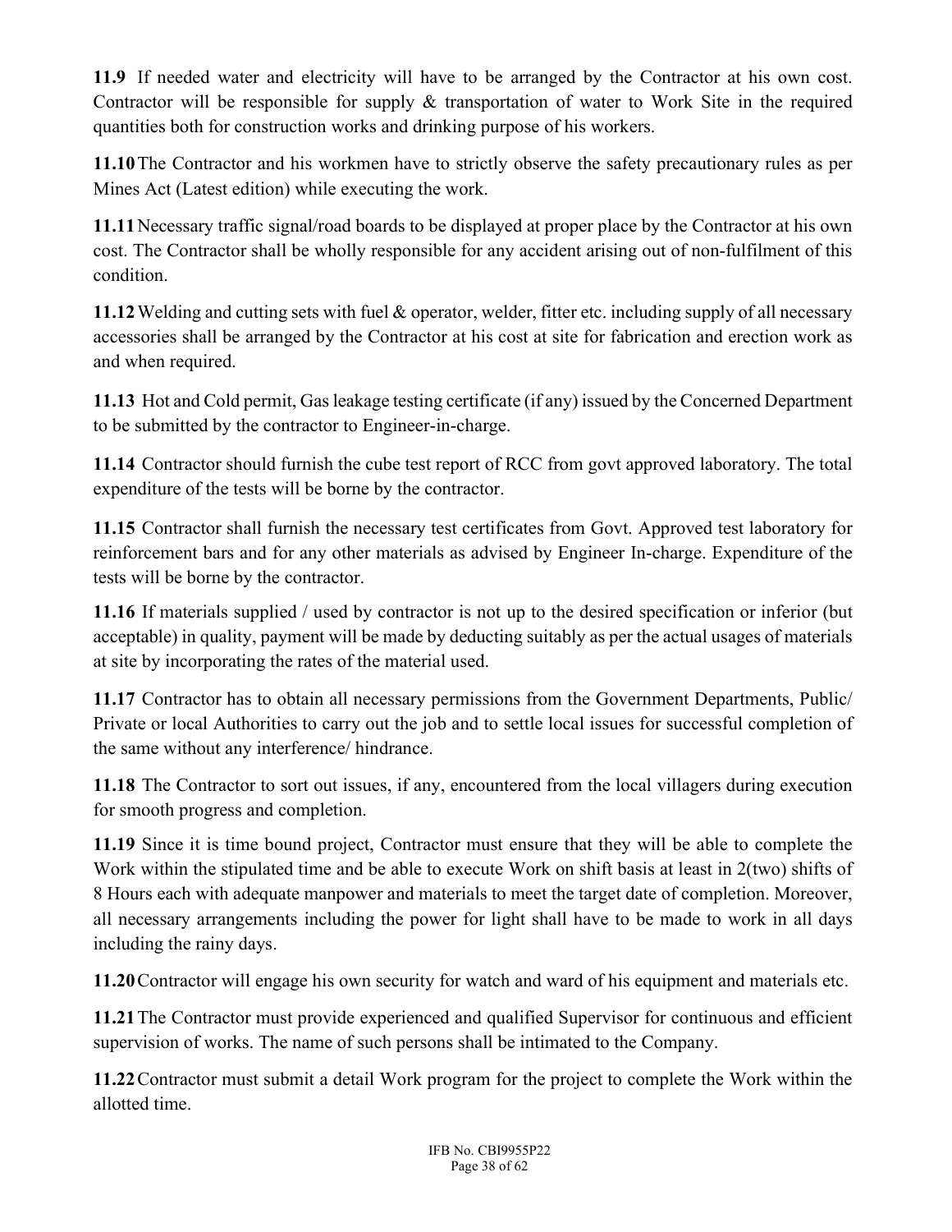**11.9** If needed water and electricity will have to be arranged by the Contractor at his own cost. Contractor will be responsible for supply & transportation of water to Work Site in the required quantities both for construction works and drinking purpose of his workers.

**11.10** The Contractor and his workmen have to strictly observe the safety precautionary rules as per Mines Act (Latest edition) while executing the work.

**11.11** Necessary traffic signal/road boards to be displayed at proper place by the Contractor at his own cost. The Contractor shall be wholly responsible for any accident arising out of non-fulfilment of this condition.

**11.12** Welding and cutting sets with fuel & operator, welder, fitter etc. including supply of all necessary accessories shall be arranged by the Contractor at his cost at site for fabrication and erection work as and when required.

**11.13** Hot and Cold permit, Gas leakage testing certificate (if any) issued by the Concerned Department to be submitted by the contractor to Engineer-in-charge.

**11.14** Contractor should furnish the cube test report of RCC from govt approved laboratory. The total expenditure of the tests will be borne by the contractor.

**11.15** Contractor shall furnish the necessary test certificates from Govt. Approved test laboratory for reinforcement bars and for any other materials as advised by Engineer In-charge. Expenditure of the tests will be borne by the contractor.

**11.16** If materials supplied / used by contractor is not up to the desired specification or inferior (but acceptable) in quality, payment will be made by deducting suitably as per the actual usages of materials at site by incorporating the rates of the material used.

**11.17** Contractor has to obtain all necessary permissions from the Government Departments, Public/ Private or local Authorities to carry out the job and to settle local issues for successful completion of the same without any interference/ hindrance.

**11.18** The Contractor to sort out issues, if any, encountered from the local villagers during execution for smooth progress and completion.

**11.19** Since it is time bound project, Contractor must ensure that they will be able to complete the Work within the stipulated time and be able to execute Work on shift basis at least in 2(two) shifts of 8 Hours each with adequate manpower and materials to meet the target date of completion. Moreover, all necessary arrangements including the power for light shall have to be made to work in all days including the rainy days.

**11.20** Contractor will engage his own security for watch and ward of his equipment and materials etc.

**11.21** The Contractor must provide experienced and qualified Supervisor for continuous and efficient supervision of works. The name of such persons shall be intimated to the Company.

**11.22** Contractor must submit a detail Work program for the project to complete the Work within the allotted time.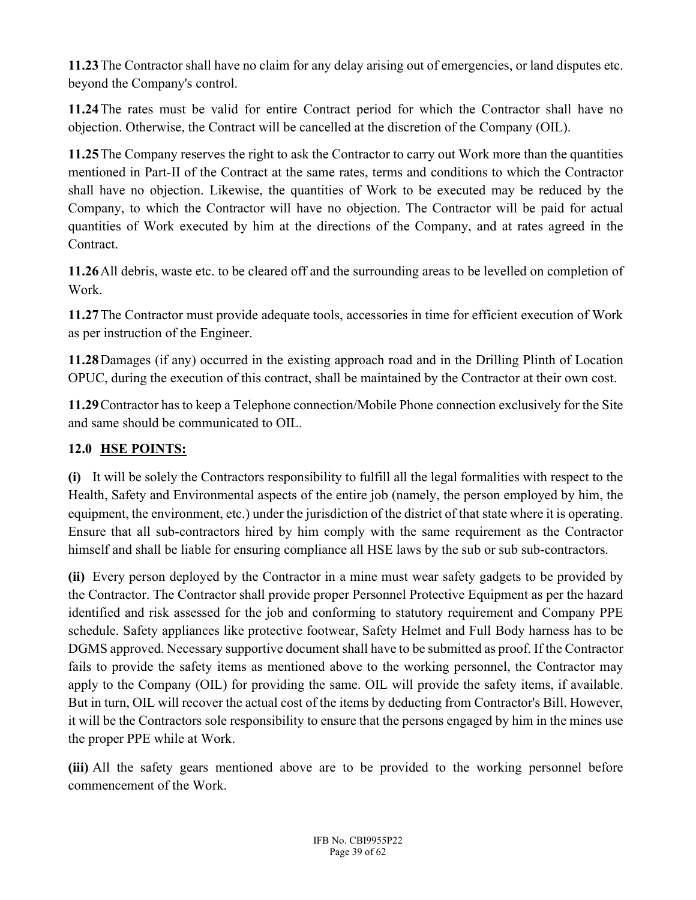**11.23** The Contractor shall have no claim for any delay arising out of emergencies, or land disputes etc. beyond the Company's control.

**11.24** The rates must be valid for entire Contract period for which the Contractor shall have no objection. Otherwise, the Contract will be cancelled at the discretion of the Company (OIL).

**11.25** The Company reserves the right to ask the Contractor to carry out Work more than the quantities mentioned in Part-II of the Contract at the same rates, terms and conditions to which the Contractor shall have no objection. Likewise, the quantities of Work to be executed may be reduced by the Company, to which the Contractor will have no objection. The Contractor will be paid for actual quantities of Work executed by him at the directions of the Company, and at rates agreed in the Contract.

**11.26** All debris, waste etc. to be cleared off and the surrounding areas to be levelled on completion of Work.

**11.27** The Contractor must provide adequate tools, accessories in time for efficient execution of Work as per instruction of the Engineer.

**11.28** Damages (if any) occurred in the existing approach road and in the Drilling Plinth of Location OPUC, during the execution of this contract, shall be maintained by the Contractor at their own cost.

**11.29** Contractor has to keep a Telephone connection/Mobile Phone connection exclusively for the Site and same should be communicated to OIL.

## 12.0 HSE POINTS:

**(i)** It will be solely the Contractors responsibility to fulfill all the legal formalities with respect to the Health, Safety and Environmental aspects of the entire job (namely, the person employed by him, the equipment, the environment, etc.) under the jurisdiction of the district of that state where it is operating. Ensure that all sub-contractors hired by him comply with the same requirement as the Contractor himself and shall be liable for ensuring compliance all HSE laws by the sub or sub sub-contractors.

**(ii)** Every person deployed by the Contractor in a mine must wear safety gadgets to be provided by the Contractor. The Contractor shall provide proper Personnel Protective Equipment as per the hazard identified and risk assessed for the job and conforming to statutory requirement and Company PPE schedule. Safety appliances like protective footwear, Safety Helmet and Full Body harness has to be DGMS approved. Necessary supportive document shall have to be submitted as proof. If the Contractor fails to provide the safety items as mentioned above to the working personnel, the Contractor may apply to the Company (OIL) for providing the same. OIL will provide the safety items, if available. But in turn, OIL will recover the actual cost of the items by deducting from Contractor's Bill. However, it will be the Contractors sole responsibility to ensure that the persons engaged by him in the mines use the proper PPE while at Work.

**(iii)** All the safety gears mentioned above are to be provided to the working personnel before commencement of the Work.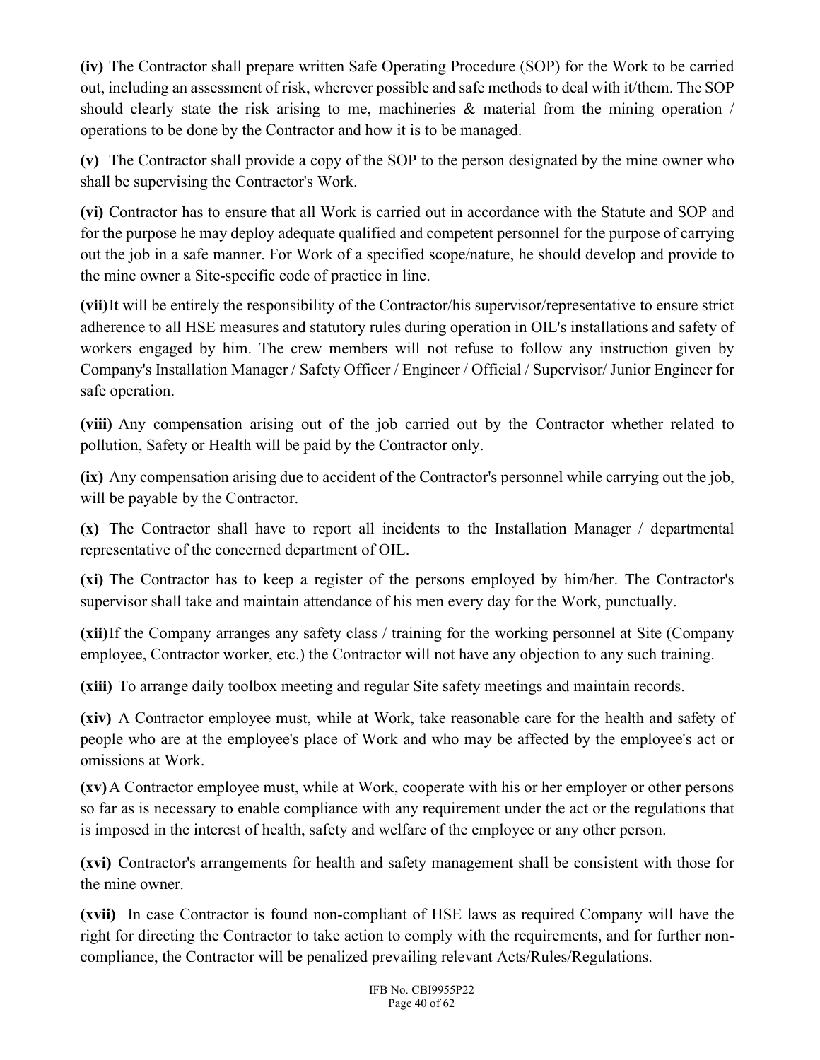**(iv)** The Contractor shall prepare written Safe Operating Procedure (SOP) for the Work to be carried out, including an assessment of risk, wherever possible and safe methods to deal with it/them. The SOP should clearly state the risk arising to me, machineries & material from the mining operation / operations to be done by the Contractor and how it is to be managed.

**(v)** The Contractor shall provide a copy of the SOP to the person designated by the mine owner who shall be supervising the Contractor's Work.

**(vi)** Contractor has to ensure that all Work is carried out in accordance with the Statute and SOP and for the purpose he may deploy adequate qualified and competent personnel for the purpose of carrying out the job in a safe manner. For Work of a specified scope/nature, he should develop and provide to the mine owner a Site-specific code of practice in line.

**(vii)** It will be entirely the responsibility of the Contractor/his supervisor/representative to ensure strict adherence to all HSE measures and statutory rules during operation in OIL's installations and safety of workers engaged by him. The crew members will not refuse to follow any instruction given by Company's Installation Manager / Safety Officer / Engineer / Official / Supervisor/ Junior Engineer for safe operation.

**(viii)** Any compensation arising out of the job carried out by the Contractor whether related to pollution, Safety or Health will be paid by the Contractor only.

**(ix)** Any compensation arising due to accident of the Contractor's personnel while carrying out the job, will be payable by the Contractor.

**(x)** The Contractor shall have to report all incidents to the Installation Manager / departmental representative of the concerned department of OIL.

**(xi)** The Contractor has to keep a register of the persons employed by him/her. The Contractor's supervisor shall take and maintain attendance of his men every day for the Work, punctually.

**(xii)** If the Company arranges any safety class / training for the working personnel at Site (Company employee, Contractor worker, etc.) the Contractor will not have any objection to any such training.

**(xiii)** To arrange daily toolbox meeting and regular Site safety meetings and maintain records.

**(xiv)** A Contractor employee must, while at Work, take reasonable care for the health and safety of people who are at the employee's place of Work and who may be affected by the employee's act or omissions at Work.

**(xv)** A Contractor employee must, while at Work, cooperate with his or her employer or other persons so far as is necessary to enable compliance with any requirement under the act or the regulations that is imposed in the interest of health, safety and welfare of the employee or any other person.

**(xvi)** Contractor's arrangements for health and safety management shall be consistent with those for the mine owner.

**(xvii)** In case Contractor is found non-compliant of HSE laws as required Company will have the right for directing the Contractor to take action to comply with the requirements, and for further non-compliance, the Contractor will be penalized prevailing relevant Acts/Rules/Regulations.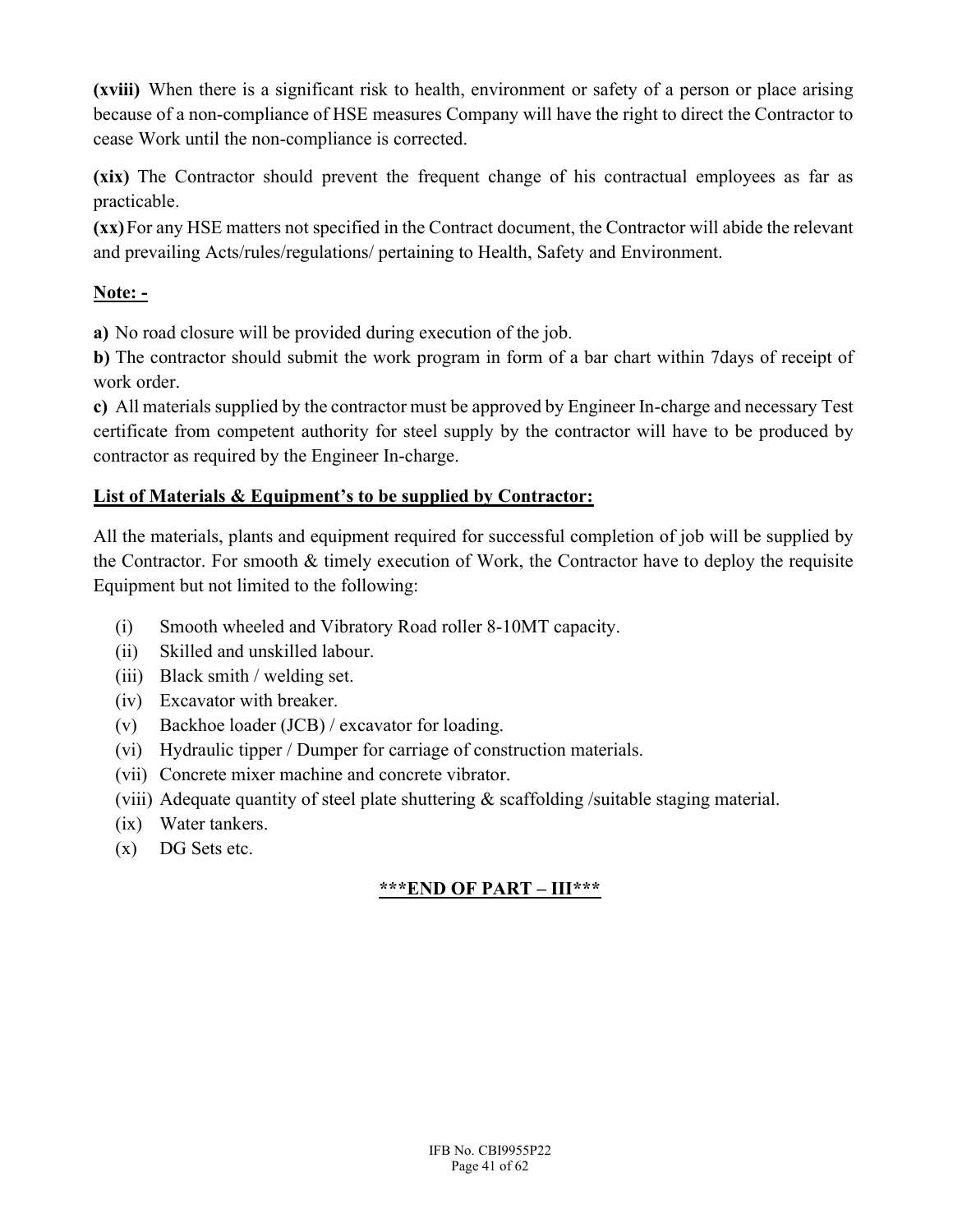**(xviii)** When there is a significant risk to health, environment or safety of a person or place arising because of a non-compliance of HSE measures Company will have the right to direct the Contractor to cease Work until the non-compliance is corrected.

**(xix)** The Contractor should prevent the frequent change of his contractual employees as far as practicable.

**(xx)** For any HSE matters not specified in the Contract document, the Contractor will abide the relevant and prevailing Acts/rules/regulations/ pertaining to Health, Safety and Environment.

**Note: -**

**a)** No road closure will be provided during execution of the job.

**b)** The contractor should submit the work program in form of a bar chart within 7days of receipt of work order.

**c)** All materials supplied by the contractor must be approved by Engineer In-charge and necessary Test certificate from competent authority for steel supply by the contractor will have to be produced by contractor as required by the Engineer In-charge.

**List of Materials & Equipment's to be supplied by Contractor:**

All the materials, plants and equipment required for successful completion of job will be supplied by the Contractor. For smooth & timely execution of Work, the Contractor have to deploy the requisite Equipment but not limited to the following:

(i) Smooth wheeled and Vibratory Road roller 8-10MT capacity.
(ii) Skilled and unskilled labour.
(iii) Black smith / welding set.
(iv) Excavator with breaker.
(v) Backhoe loader (JCB) / excavator for loading.
(vi) Hydraulic tipper / Dumper for carriage of construction materials.
(vii) Concrete mixer machine and concrete vibrator.
(viii) Adequate quantity of steel plate shuttering & scaffolding /suitable staging material.
(ix) Water tankers.
(x) DG Sets etc.

**\*\*\*END OF PART – III\*\*\***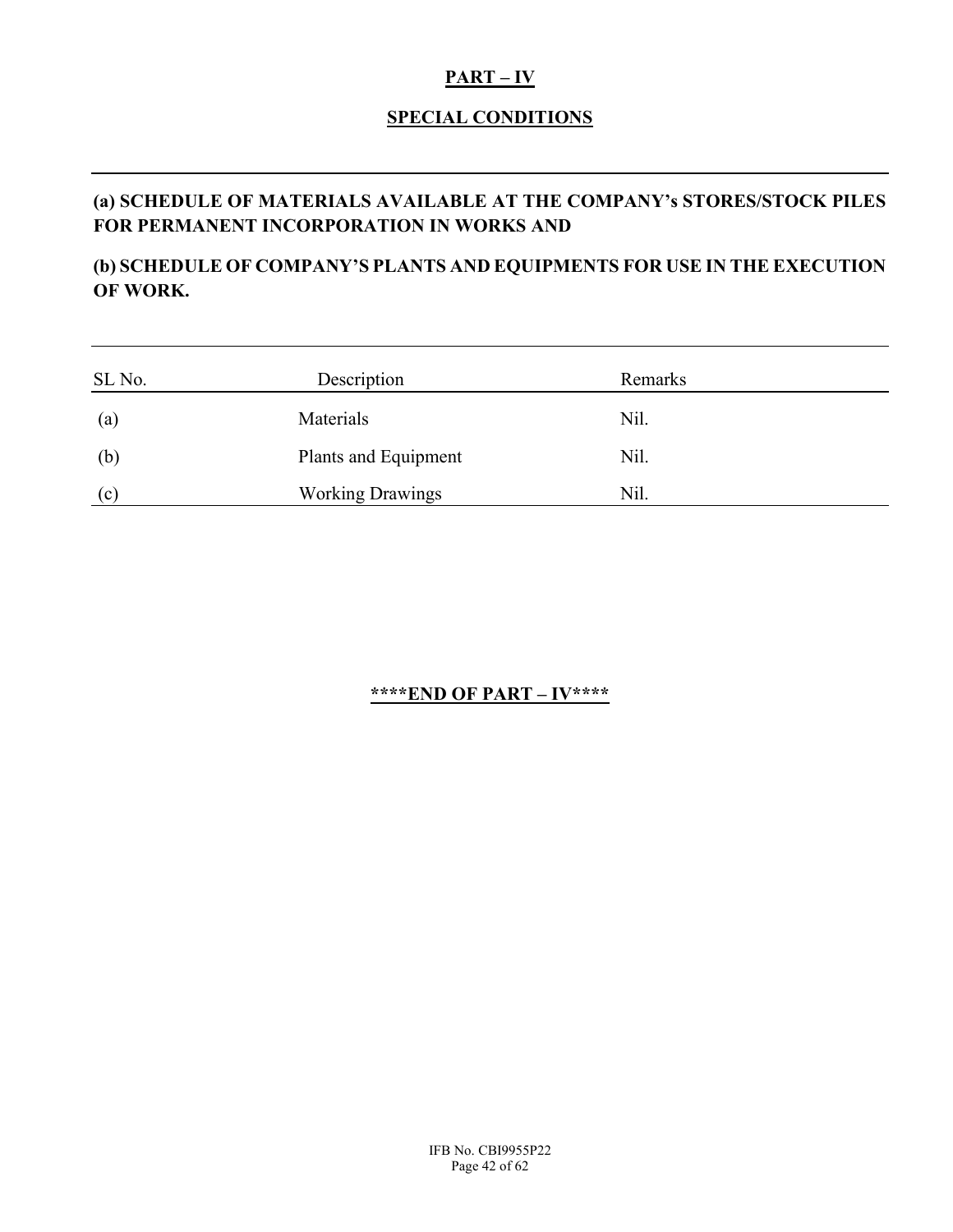## PART – IV

## SPECIAL CONDITIONS

**(a) SCHEDULE OF MATERIALS AVAILABLE AT THE COMPANY's STORES/STOCK PILES FOR PERMANENT INCORPORATION IN WORKS AND**

**(b) SCHEDULE OF COMPANY'S PLANTS AND EQUIPMENTS FOR USE IN THE EXECUTION OF WORK.**

| SL No. | Description | Remarks |
|---|---|---|
| (a) | Materials | Nil. |
| (b) | Plants and Equipment | Nil. |
| (c) | Working Drawings | Nil. |

**\*\*\*\*END OF PART – IV\*\*\*\***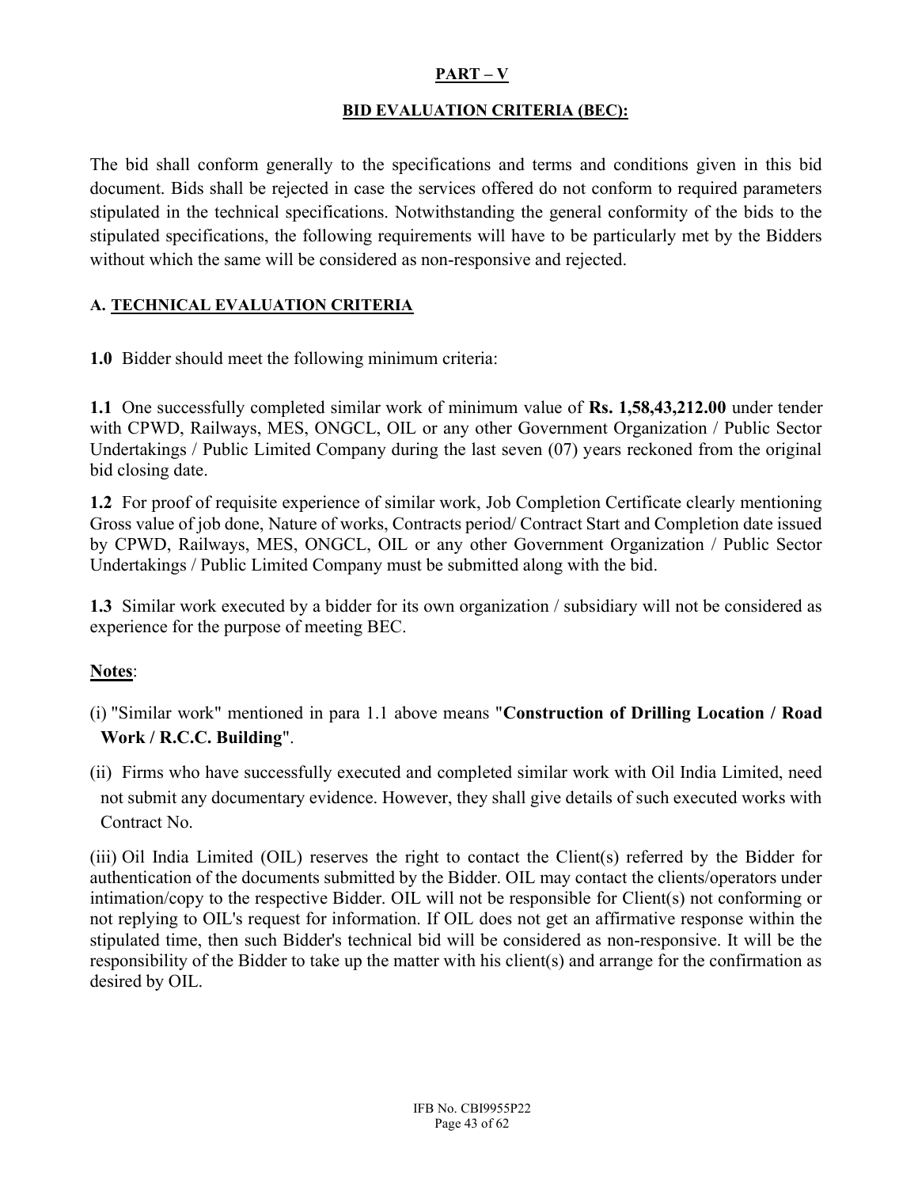## PART – V

### BID EVALUATION CRITERIA (BEC):

The bid shall conform generally to the specifications and terms and conditions given in this bid document. Bids shall be rejected in case the services offered do not conform to required parameters stipulated in the technical specifications. Notwithstanding the general conformity of the bids to the stipulated specifications, the following requirements will have to be particularly met by the Bidders without which the same will be considered as non-responsive and rejected.

### A. TECHNICAL EVALUATION CRITERIA

**1.0** Bidder should meet the following minimum criteria:

**1.1** One successfully completed similar work of minimum value of **Rs. 1,58,43,212.00** under tender with CPWD, Railways, MES, ONGCL, OIL or any other Government Organization / Public Sector Undertakings / Public Limited Company during the last seven (07) years reckoned from the original bid closing date.

**1.2** For proof of requisite experience of similar work, Job Completion Certificate clearly mentioning Gross value of job done, Nature of works, Contracts period/ Contract Start and Completion date issued by CPWD, Railways, MES, ONGCL, OIL or any other Government Organization / Public Sector Undertakings / Public Limited Company must be submitted along with the bid.

**1.3** Similar work executed by a bidder for its own organization / subsidiary will not be considered as experience for the purpose of meeting BEC.

**Notes**:

(i) "Similar work" mentioned in para 1.1 above means "**Construction of Drilling Location / Road Work / R.C.C. Building**".

(ii) Firms who have successfully executed and completed similar work with Oil India Limited, need not submit any documentary evidence. However, they shall give details of such executed works with Contract No.

(iii) Oil India Limited (OIL) reserves the right to contact the Client(s) referred by the Bidder for authentication of the documents submitted by the Bidder. OIL may contact the clients/operators under intimation/copy to the respective Bidder. OIL will not be responsible for Client(s) not conforming or not replying to OIL's request for information. If OIL does not get an affirmative response within the stipulated time, then such Bidder's technical bid will be considered as non-responsive. It will be the responsibility of the Bidder to take up the matter with his client(s) and arrange for the confirmation as desired by OIL.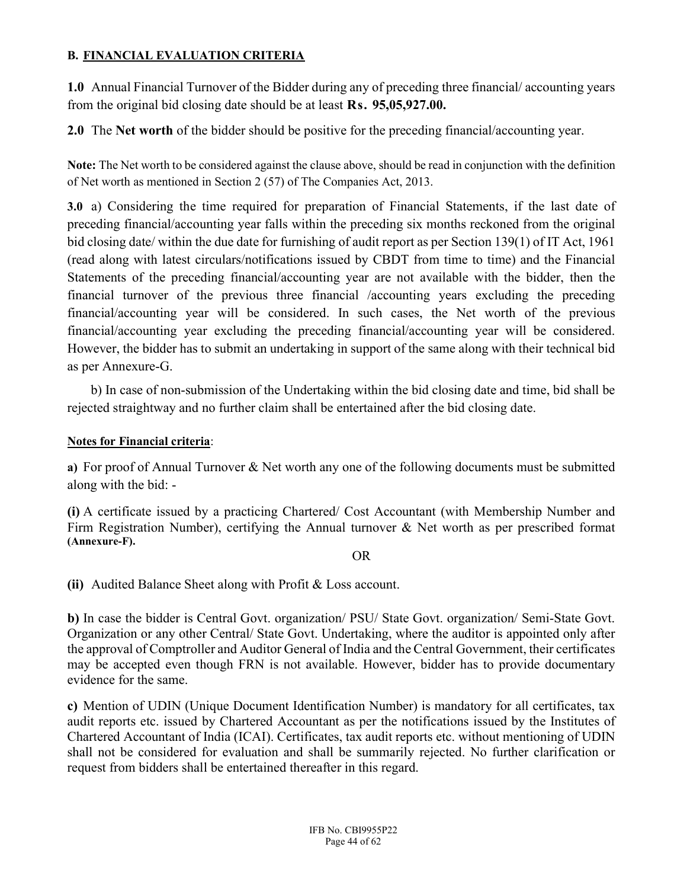**B. FINANCIAL EVALUATION CRITERIA**

**1.0** Annual Financial Turnover of the Bidder during any of preceding three financial/ accounting years from the original bid closing date should be at least **Rs. 95,05,927.00.**

**2.0** The **Net worth** of the bidder should be positive for the preceding financial/accounting year.

**Note:** The Net worth to be considered against the clause above, should be read in conjunction with the definition of Net worth as mentioned in Section 2 (57) of The Companies Act, 2013.

**3.0** a) Considering the time required for preparation of Financial Statements, if the last date of preceding financial/accounting year falls within the preceding six months reckoned from the original bid closing date/ within the due date for furnishing of audit report as per Section 139(1) of IT Act, 1961 (read along with latest circulars/notifications issued by CBDT from time to time) and the Financial Statements of the preceding financial/accounting year are not available with the bidder, then the financial turnover of the previous three financial /accounting years excluding the preceding financial/accounting year will be considered. In such cases, the Net worth of the previous financial/accounting year excluding the preceding financial/accounting year will be considered. However, the bidder has to submit an undertaking in support of the same along with their technical bid as per Annexure-G.

b) In case of non-submission of the Undertaking within the bid closing date and time, bid shall be rejected straightway and no further claim shall be entertained after the bid closing date.

**Notes for Financial criteria**:

**a)** For proof of Annual Turnover & Net worth any one of the following documents must be submitted along with the bid: -

**(i)** A certificate issued by a practicing Chartered/ Cost Accountant (with Membership Number and Firm Registration Number), certifying the Annual turnover & Net worth as per prescribed format **(Annexure-F).**

OR

**(ii)** Audited Balance Sheet along with Profit & Loss account.

**b)** In case the bidder is Central Govt. organization/ PSU/ State Govt. organization/ Semi-State Govt. Organization or any other Central/ State Govt. Undertaking, where the auditor is appointed only after the approval of Comptroller and Auditor General of India and the Central Government, their certificates may be accepted even though FRN is not available. However, bidder has to provide documentary evidence for the same.

**c)** Mention of UDIN (Unique Document Identification Number) is mandatory for all certificates, tax audit reports etc. issued by Chartered Accountant as per the notifications issued by the Institutes of Chartered Accountant of India (ICAI). Certificates, tax audit reports etc. without mentioning of UDIN shall not be considered for evaluation and shall be summarily rejected. No further clarification or request from bidders shall be entertained thereafter in this regard.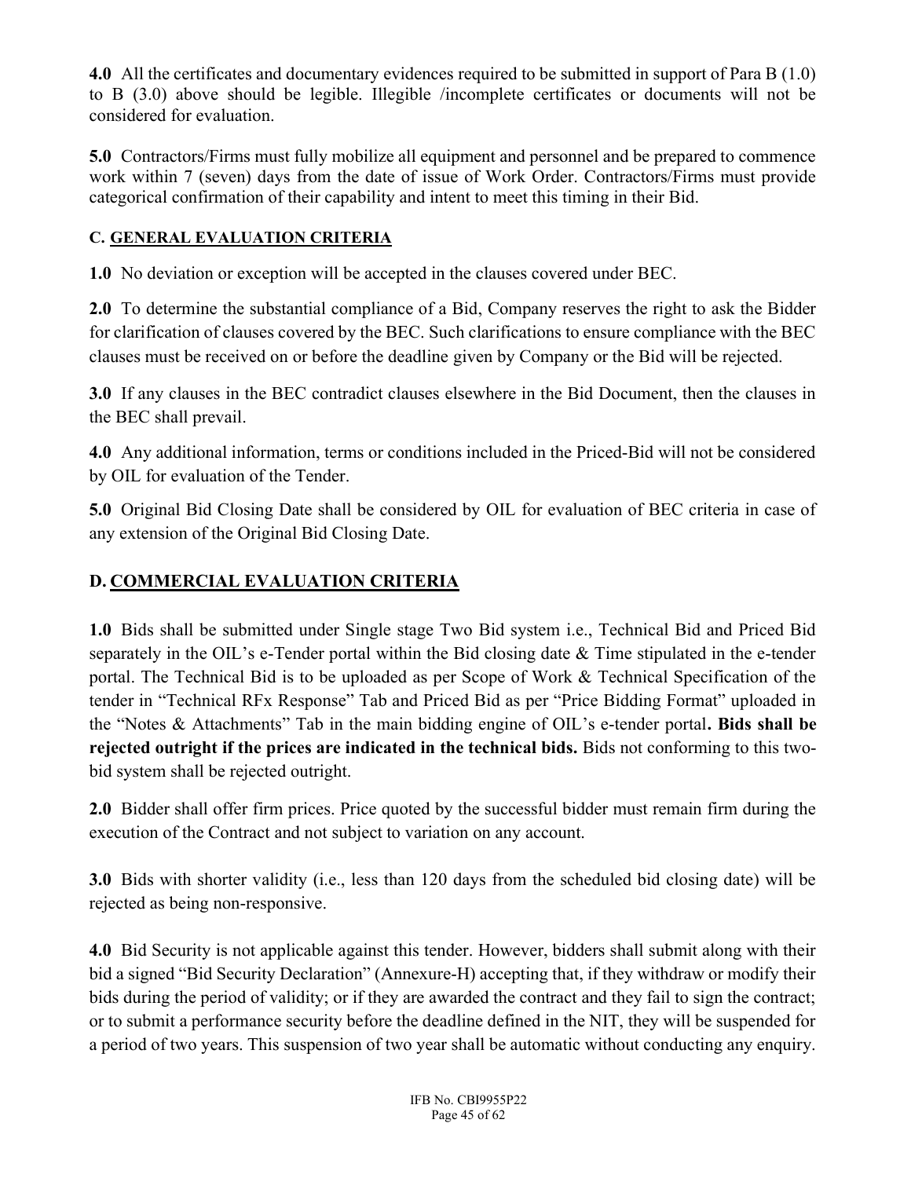**4.0** All the certificates and documentary evidences required to be submitted in support of Para B (1.0) to B (3.0) above should be legible. Illegible /incomplete certificates or documents will not be considered for evaluation.

**5.0** Contractors/Firms must fully mobilize all equipment and personnel and be prepared to commence work within 7 (seven) days from the date of issue of Work Order. Contractors/Firms must provide categorical confirmation of their capability and intent to meet this timing in their Bid.

### C. GENERAL EVALUATION CRITERIA

**1.0** No deviation or exception will be accepted in the clauses covered under BEC.

**2.0** To determine the substantial compliance of a Bid, Company reserves the right to ask the Bidder for clarification of clauses covered by the BEC. Such clarifications to ensure compliance with the BEC clauses must be received on or before the deadline given by Company or the Bid will be rejected.

**3.0** If any clauses in the BEC contradict clauses elsewhere in the Bid Document, then the clauses in the BEC shall prevail.

**4.0** Any additional information, terms or conditions included in the Priced-Bid will not be considered by OIL for evaluation of the Tender.

**5.0** Original Bid Closing Date shall be considered by OIL for evaluation of BEC criteria in case of any extension of the Original Bid Closing Date.

### D. COMMERCIAL EVALUATION CRITERIA

**1.0** Bids shall be submitted under Single stage Two Bid system i.e., Technical Bid and Priced Bid separately in the OIL's e-Tender portal within the Bid closing date & Time stipulated in the e-tender portal. The Technical Bid is to be uploaded as per Scope of Work & Technical Specification of the tender in "Technical RFx Response" Tab and Priced Bid as per "Price Bidding Format" uploaded in the "Notes & Attachments" Tab in the main bidding engine of OIL's e-tender portal**. Bids shall be rejected outright if the prices are indicated in the technical bids.** Bids not conforming to this two-bid system shall be rejected outright.

**2.0** Bidder shall offer firm prices. Price quoted by the successful bidder must remain firm during the execution of the Contract and not subject to variation on any account.

**3.0** Bids with shorter validity (i.e., less than 120 days from the scheduled bid closing date) will be rejected as being non-responsive.

**4.0** Bid Security is not applicable against this tender. However, bidders shall submit along with their bid a signed "Bid Security Declaration" (Annexure-H) accepting that, if they withdraw or modify their bids during the period of validity; or if they are awarded the contract and they fail to sign the contract; or to submit a performance security before the deadline defined in the NIT, they will be suspended for a period of two years. This suspension of two year shall be automatic without conducting any enquiry.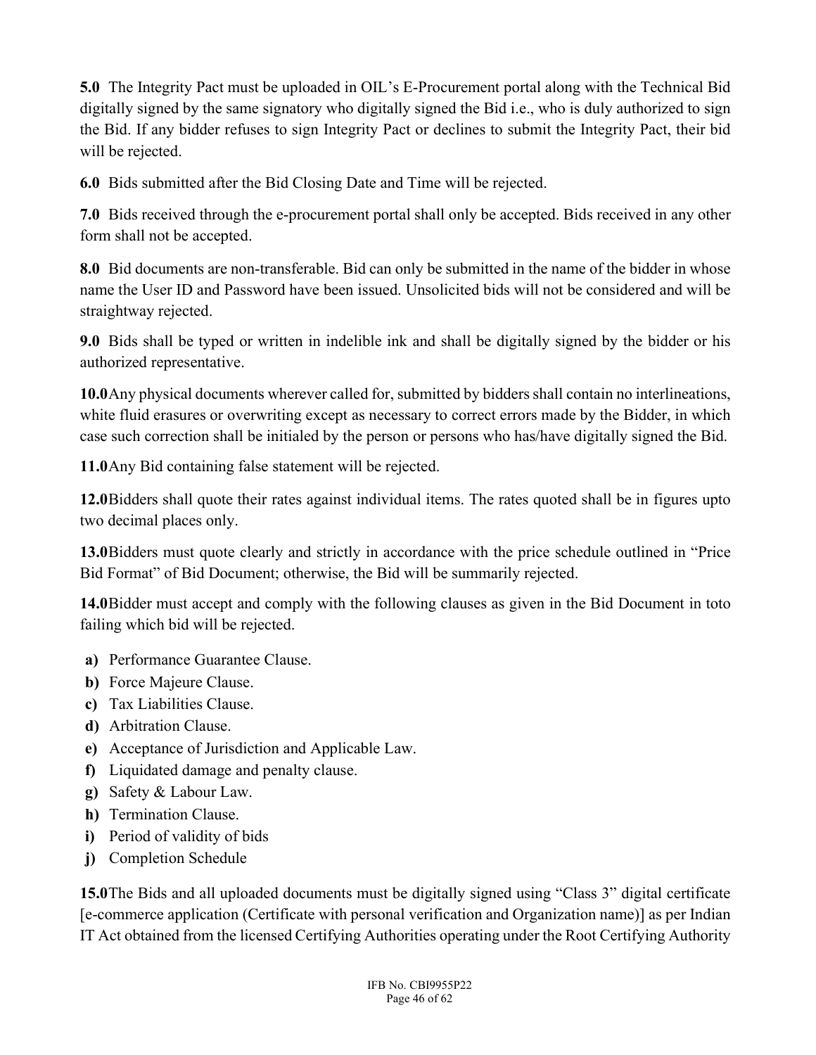**5.0** The Integrity Pact must be uploaded in OIL's E-Procurement portal along with the Technical Bid digitally signed by the same signatory who digitally signed the Bid i.e., who is duly authorized to sign the Bid. If any bidder refuses to sign Integrity Pact or declines to submit the Integrity Pact, their bid will be rejected.

**6.0** Bids submitted after the Bid Closing Date and Time will be rejected.

**7.0** Bids received through the e-procurement portal shall only be accepted. Bids received in any other form shall not be accepted.

**8.0** Bid documents are non-transferable. Bid can only be submitted in the name of the bidder in whose name the User ID and Password have been issued. Unsolicited bids will not be considered and will be straightway rejected.

**9.0** Bids shall be typed or written in indelible ink and shall be digitally signed by the bidder or his authorized representative.

**10.0** Any physical documents wherever called for, submitted by bidders shall contain no interlineations, white fluid erasures or overwriting except as necessary to correct errors made by the Bidder, in which case such correction shall be initialed by the person or persons who has/have digitally signed the Bid.

**11.0** Any Bid containing false statement will be rejected.

**12.0** Bidders shall quote their rates against individual items. The rates quoted shall be in figures upto two decimal places only.

**13.0** Bidders must quote clearly and strictly in accordance with the price schedule outlined in "Price Bid Format" of Bid Document; otherwise, the Bid will be summarily rejected.

**14.0** Bidder must accept and comply with the following clauses as given in the Bid Document in toto failing which bid will be rejected.

- **a)** Performance Guarantee Clause.
- **b)** Force Majeure Clause.
- **c)** Tax Liabilities Clause.
- **d)** Arbitration Clause.
- **e)** Acceptance of Jurisdiction and Applicable Law.
- **f)** Liquidated damage and penalty clause.
- **g)** Safety & Labour Law.
- **h)** Termination Clause.
- **i)** Period of validity of bids
- **j)** Completion Schedule

**15.0** The Bids and all uploaded documents must be digitally signed using "Class 3" digital certificate [e-commerce application (Certificate with personal verification and Organization name)] as per Indian IT Act obtained from the licensed Certifying Authorities operating under the Root Certifying Authority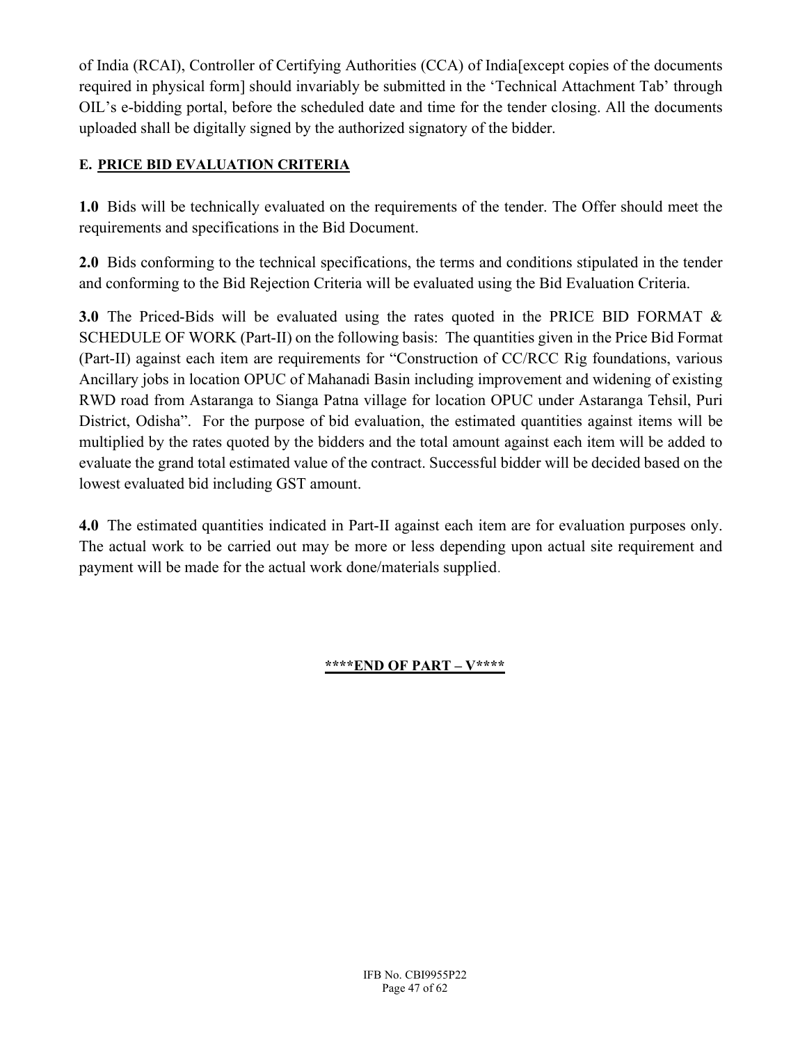of India (RCAI), Controller of Certifying Authorities (CCA) of India[except copies of the documents required in physical form] should invariably be submitted in the 'Technical Attachment Tab' through OIL's e-bidding portal, before the scheduled date and time for the tender closing. All the documents uploaded shall be digitally signed by the authorized signatory of the bidder.

**E. PRICE BID EVALUATION CRITERIA**

**1.0** Bids will be technically evaluated on the requirements of the tender. The Offer should meet the requirements and specifications in the Bid Document.

**2.0** Bids conforming to the technical specifications, the terms and conditions stipulated in the tender and conforming to the Bid Rejection Criteria will be evaluated using the Bid Evaluation Criteria.

**3.0** The Priced-Bids will be evaluated using the rates quoted in the PRICE BID FORMAT & SCHEDULE OF WORK (Part-II) on the following basis: The quantities given in the Price Bid Format (Part-II) against each item are requirements for "Construction of CC/RCC Rig foundations, various Ancillary jobs in location OPUC of Mahanadi Basin including improvement and widening of existing RWD road from Astaranga to Sianga Patna village for location OPUC under Astaranga Tehsil, Puri District, Odisha". For the purpose of bid evaluation, the estimated quantities against items will be multiplied by the rates quoted by the bidders and the total amount against each item will be added to evaluate the grand total estimated value of the contract. Successful bidder will be decided based on the lowest evaluated bid including GST amount.

**4.0** The estimated quantities indicated in Part-II against each item are for evaluation purposes only. The actual work to be carried out may be more or less depending upon actual site requirement and payment will be made for the actual work done/materials supplied.

**\*\*\*\*END OF PART – V\*\*\*\***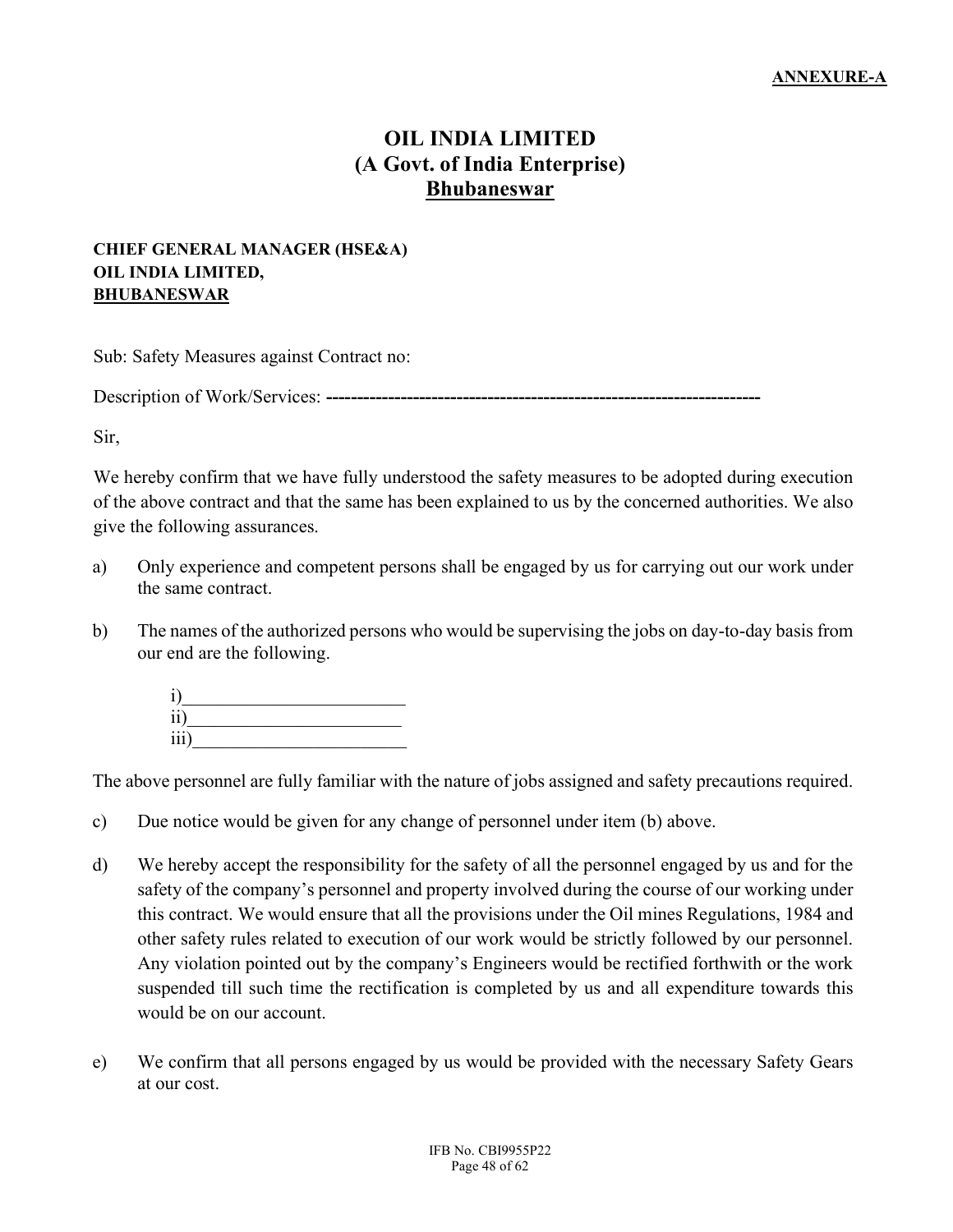**ANNEXURE-A**

# OIL INDIA LIMITED
# (A Govt. of India Enterprise)
# Bhubaneswar

**CHIEF GENERAL MANAGER (HSE&A)**
**OIL INDIA LIMITED,**
**BHUBANESWAR**

Sub: Safety Measures against Contract no:

Description of Work/Services: ---------------------------------------------------------------------

Sir,

We hereby confirm that we have fully understood the safety measures to be adopted during execution of the above contract and that the same has been explained to us by the concerned authorities. We also give the following assurances.

a) Only experience and competent persons shall be engaged by us for carrying out our work under the same contract.

b) The names of the authorized persons who would be supervising the jobs on day-to-day basis from our end are the following.

   i)________________________
   ii)_______________________
   iii)_______________________

The above personnel are fully familiar with the nature of jobs assigned and safety precautions required.

c) Due notice would be given for any change of personnel under item (b) above.

d) We hereby accept the responsibility for the safety of all the personnel engaged by us and for the safety of the company's personnel and property involved during the course of our working under this contract. We would ensure that all the provisions under the Oil mines Regulations, 1984 and other safety rules related to execution of our work would be strictly followed by our personnel. Any violation pointed out by the company's Engineers would be rectified forthwith or the work suspended till such time the rectification is completed by us and all expenditure towards this would be on our account.

e) We confirm that all persons engaged by us would be provided with the necessary Safety Gears at our cost.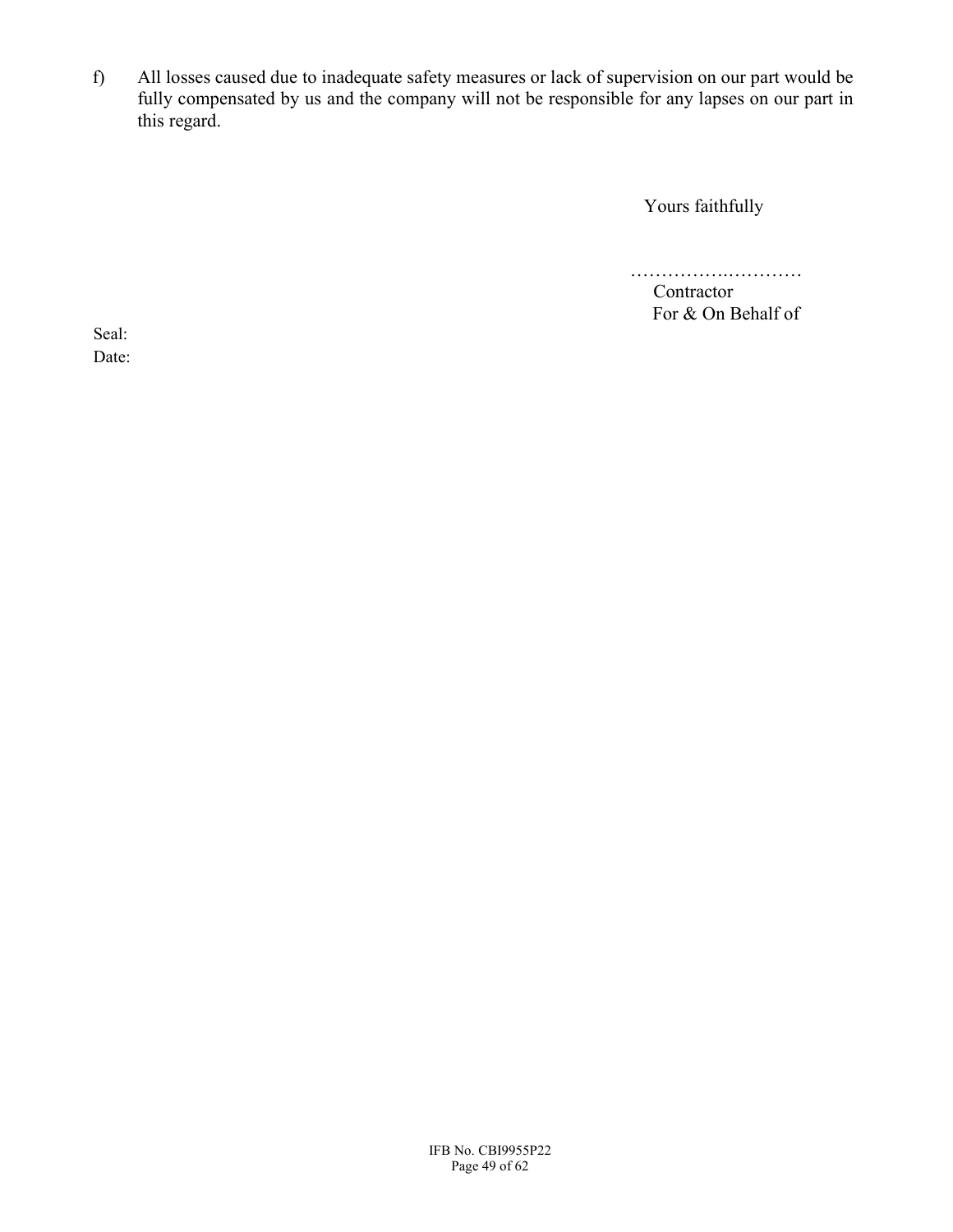f) All losses caused due to inadequate safety measures or lack of supervision on our part would be fully compensated by us and the company will not be responsible for any lapses on our part in this regard.

Yours faithfully

…………….…………

Contractor

For & On Behalf of

Seal:

Date: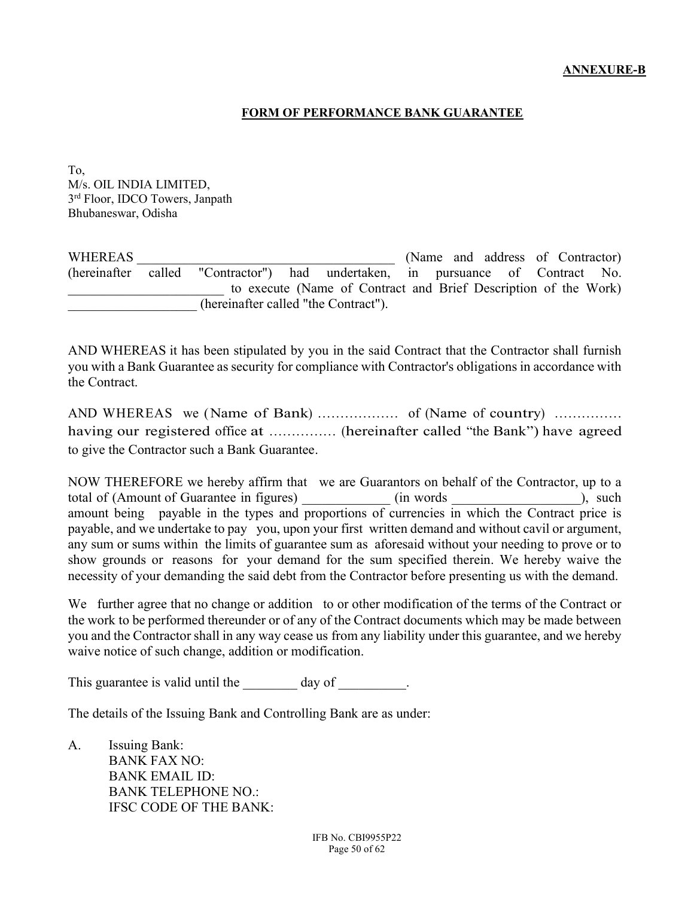**ANNEXURE-B**

**FORM OF PERFORMANCE BANK GUARANTEE**

To,
M/s. OIL INDIA LIMITED,
3rd Floor, IDCO Towers, Janpath
Bhubaneswar, Odisha

WHEREAS ______________________________________ (Name and address of Contractor) (hereinafter called "Contractor") had undertaken, in pursuance of Contract No. _______________________ to execute (Name of Contract and Brief Description of the Work) ___________________ (hereinafter called "the Contract").

AND WHEREAS it has been stipulated by you in the said Contract that the Contractor shall furnish you with a Bank Guarantee as security for compliance with Contractor's obligations in accordance with the Contract.

AND WHEREAS we (Name of Bank) ……………… of (Name of country) …………… having our registered office at …………… (hereinafter called "the Bank") have agreed to give the Contractor such a Bank Guarantee.

NOW THEREFORE we hereby affirm that we are Guarantors on behalf of the Contractor, up to a total of (Amount of Guarantee in figures) ____________ (in words __________________), such amount being payable in the types and proportions of currencies in which the Contract price is payable, and we undertake to pay you, upon your first written demand and without cavil or argument, any sum or sums within the limits of guarantee sum as aforesaid without your needing to prove or to show grounds or reasons for your demand for the sum specified therein. We hereby waive the necessity of your demanding the said debt from the Contractor before presenting us with the demand.

We further agree that no change or addition to or other modification of the terms of the Contract or the work to be performed thereunder or of any of the Contract documents which may be made between you and the Contractor shall in any way cease us from any liability under this guarantee, and we hereby waive notice of such change, addition or modification.

This guarantee is valid until the ________ day of __________.

The details of the Issuing Bank and Controlling Bank are as under:

A. Issuing Bank:
   BANK FAX NO:
   BANK EMAIL ID:
   BANK TELEPHONE NO.:
   IFSC CODE OF THE BANK: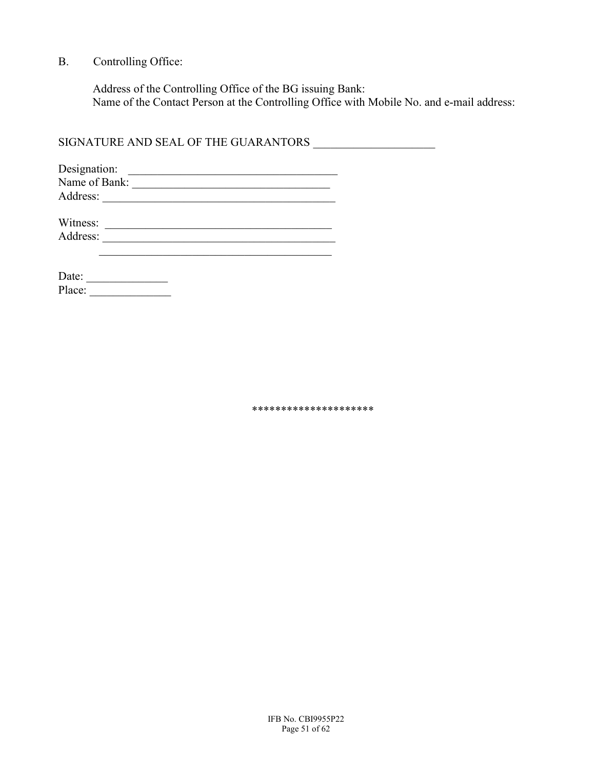B. Controlling Office:

Address of the Controlling Office of the BG issuing Bank:
Name of the Contact Person at the Controlling Office with Mobile No. and e-mail address:

SIGNATURE AND SEAL OF THE GUARANTORS ____________________

Designation: ____________________________________
Name of Bank: __________________________________
Address: _______________________________________

Witness: ______________________________________
Address: _______________________________________
_______________________________________

Date: ______________
Place: ______________

********************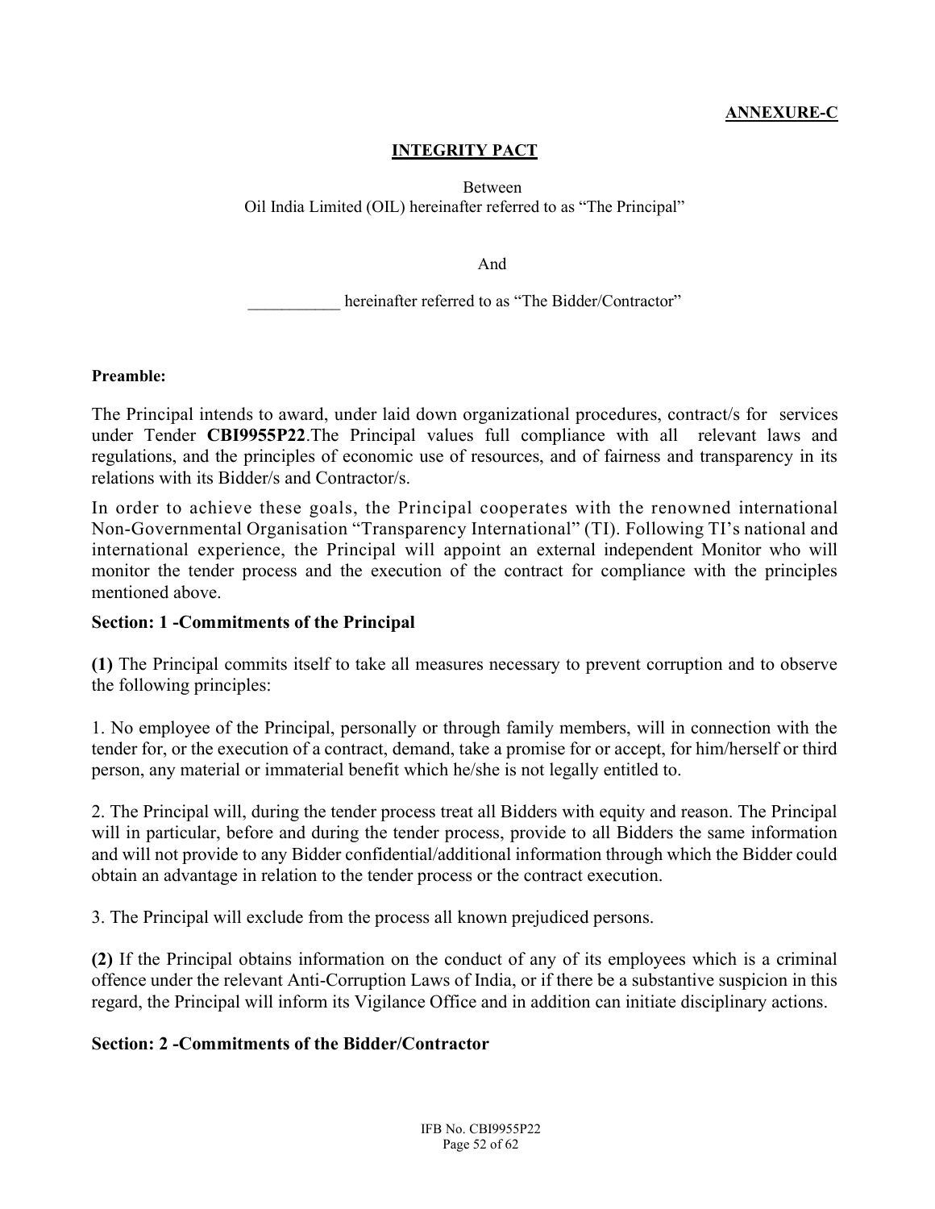**ANNEXURE-C**

## INTEGRITY PACT

Between
Oil India Limited (OIL) hereinafter referred to as "The Principal"

And

___________ hereinafter referred to as "The Bidder/Contractor"

**Preamble:**

The Principal intends to award, under laid down organizational procedures, contract/s for services under Tender **CBI9955P22**.The Principal values full compliance with all relevant laws and regulations, and the principles of economic use of resources, and of fairness and transparency in its relations with its Bidder/s and Contractor/s.

In order to achieve these goals, the Principal cooperates with the renowned international Non-Governmental Organisation "Transparency International" (TI). Following TI's national and international experience, the Principal will appoint an external independent Monitor who will monitor the tender process and the execution of the contract for compliance with the principles mentioned above.

### Section: 1 -Commitments of the Principal

**(1)** The Principal commits itself to take all measures necessary to prevent corruption and to observe the following principles:

1. No employee of the Principal, personally or through family members, will in connection with the tender for, or the execution of a contract, demand, take a promise for or accept, for him/herself or third person, any material or immaterial benefit which he/she is not legally entitled to.

2. The Principal will, during the tender process treat all Bidders with equity and reason. The Principal will in particular, before and during the tender process, provide to all Bidders the same information and will not provide to any Bidder confidential/additional information through which the Bidder could obtain an advantage in relation to the tender process or the contract execution.

3. The Principal will exclude from the process all known prejudiced persons.

**(2)** If the Principal obtains information on the conduct of any of its employees which is a criminal offence under the relevant Anti-Corruption Laws of India, or if there be a substantive suspicion in this regard, the Principal will inform its Vigilance Office and in addition can initiate disciplinary actions.

### Section: 2 -Commitments of the Bidder/Contractor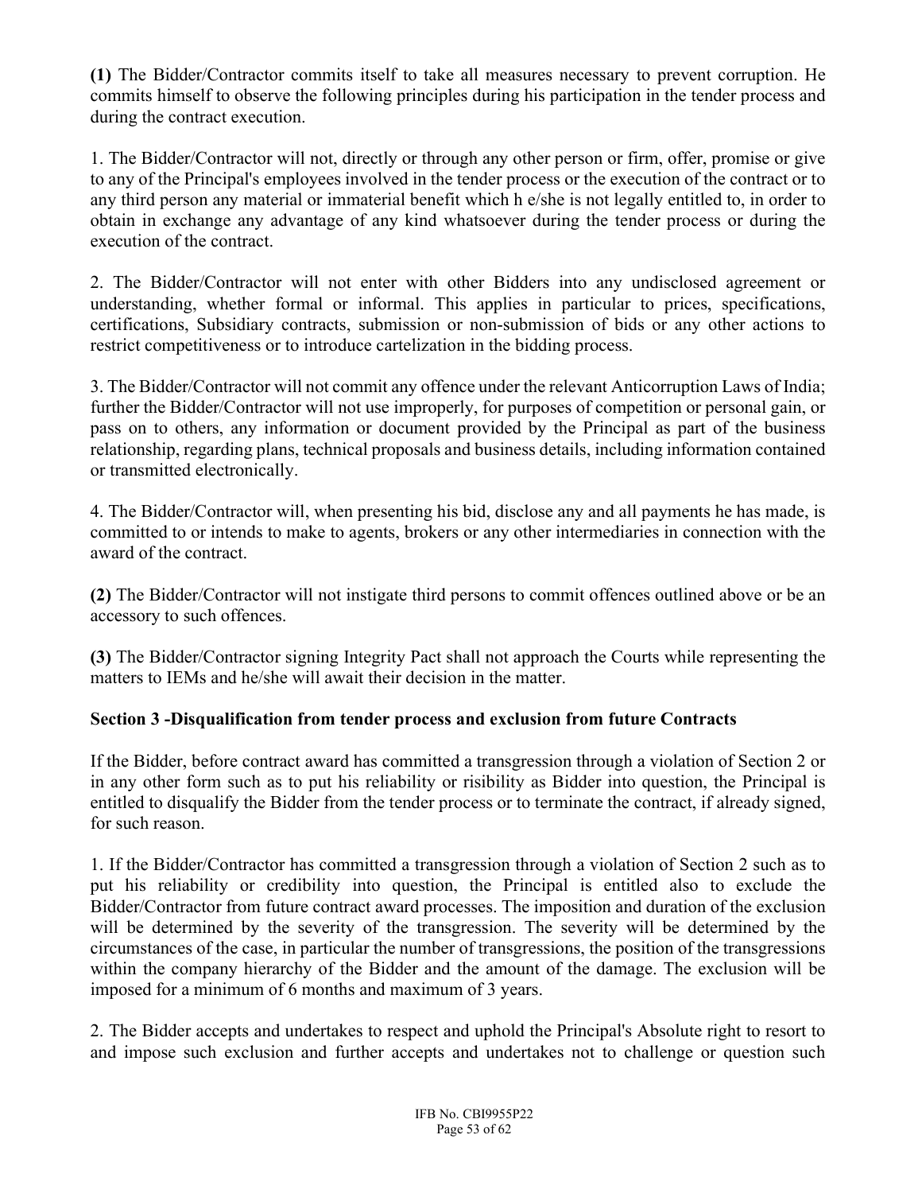**(1)** The Bidder/Contractor commits itself to take all measures necessary to prevent corruption. He commits himself to observe the following principles during his participation in the tender process and during the contract execution.

1. The Bidder/Contractor will not, directly or through any other person or firm, offer, promise or give to any of the Principal's employees involved in the tender process or the execution of the contract or to any third person any material or immaterial benefit which h e/she is not legally entitled to, in order to obtain in exchange any advantage of any kind whatsoever during the tender process or during the execution of the contract.

2. The Bidder/Contractor will not enter with other Bidders into any undisclosed agreement or understanding, whether formal or informal. This applies in particular to prices, specifications, certifications, Subsidiary contracts, submission or non-submission of bids or any other actions to restrict competitiveness or to introduce cartelization in the bidding process.

3. The Bidder/Contractor will not commit any offence under the relevant Anticorruption Laws of India; further the Bidder/Contractor will not use improperly, for purposes of competition or personal gain, or pass on to others, any information or document provided by the Principal as part of the business relationship, regarding plans, technical proposals and business details, including information contained or transmitted electronically.

4. The Bidder/Contractor will, when presenting his bid, disclose any and all payments he has made, is committed to or intends to make to agents, brokers or any other intermediaries in connection with the award of the contract.

**(2)** The Bidder/Contractor will not instigate third persons to commit offences outlined above or be an accessory to such offences.

**(3)** The Bidder/Contractor signing Integrity Pact shall not approach the Courts while representing the matters to IEMs and he/she will await their decision in the matter.

**Section 3 -Disqualification from tender process and exclusion from future Contracts**

If the Bidder, before contract award has committed a transgression through a violation of Section 2 or in any other form such as to put his reliability or risibility as Bidder into question, the Principal is entitled to disqualify the Bidder from the tender process or to terminate the contract, if already signed, for such reason.

1. If the Bidder/Contractor has committed a transgression through a violation of Section 2 such as to put his reliability or credibility into question, the Principal is entitled also to exclude the Bidder/Contractor from future contract award processes. The imposition and duration of the exclusion will be determined by the severity of the transgression. The severity will be determined by the circumstances of the case, in particular the number of transgressions, the position of the transgressions within the company hierarchy of the Bidder and the amount of the damage. The exclusion will be imposed for a minimum of 6 months and maximum of 3 years.

2. The Bidder accepts and undertakes to respect and uphold the Principal's Absolute right to resort to and impose such exclusion and further accepts and undertakes not to challenge or question such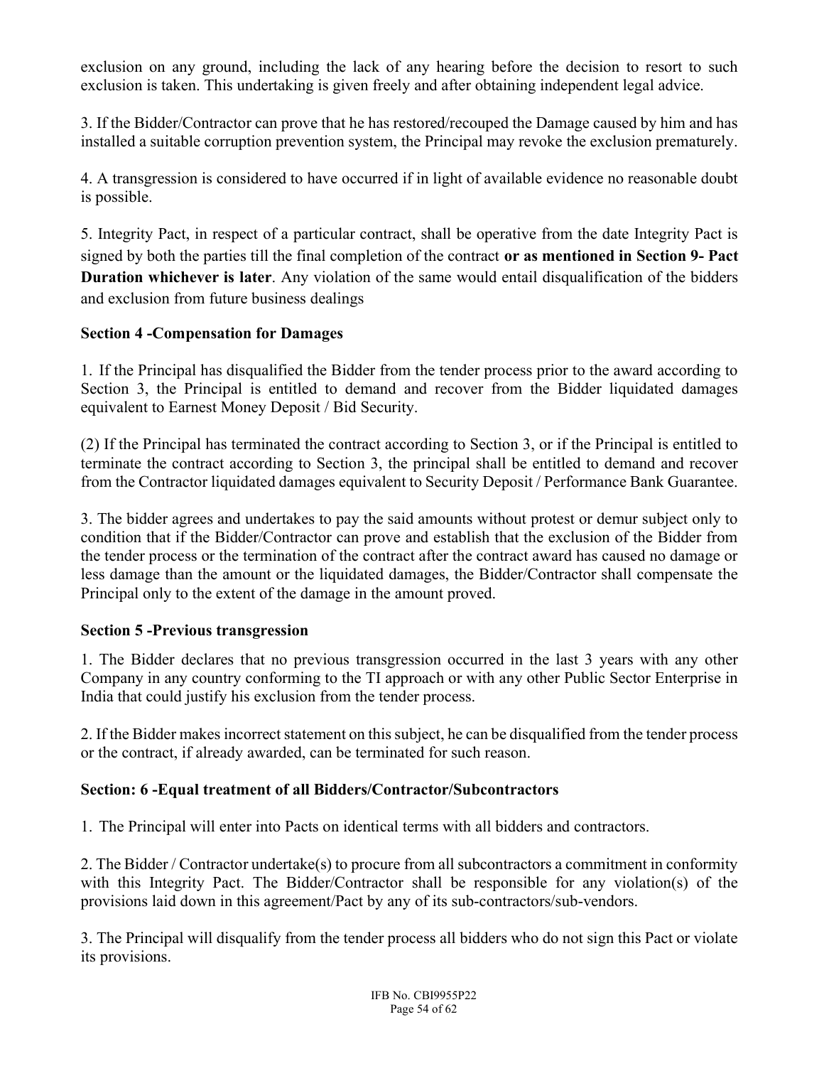exclusion on any ground, including the lack of any hearing before the decision to resort to such exclusion is taken. This undertaking is given freely and after obtaining independent legal advice.

3. If the Bidder/Contractor can prove that he has restored/recouped the Damage caused by him and has installed a suitable corruption prevention system, the Principal may revoke the exclusion prematurely.

4. A transgression is considered to have occurred if in light of available evidence no reasonable doubt is possible.

5. Integrity Pact, in respect of a particular contract, shall be operative from the date Integrity Pact is signed by both the parties till the final completion of the contract **or as mentioned in Section 9- Pact Duration whichever is later**. Any violation of the same would entail disqualification of the bidders and exclusion from future business dealings

### Section 4 -Compensation for Damages

1. If the Principal has disqualified the Bidder from the tender process prior to the award according to Section 3, the Principal is entitled to demand and recover from the Bidder liquidated damages equivalent to Earnest Money Deposit / Bid Security.

(2) If the Principal has terminated the contract according to Section 3, or if the Principal is entitled to terminate the contract according to Section 3, the principal shall be entitled to demand and recover from the Contractor liquidated damages equivalent to Security Deposit / Performance Bank Guarantee.

3. The bidder agrees and undertakes to pay the said amounts without protest or demur subject only to condition that if the Bidder/Contractor can prove and establish that the exclusion of the Bidder from the tender process or the termination of the contract after the contract award has caused no damage or less damage than the amount or the liquidated damages, the Bidder/Contractor shall compensate the Principal only to the extent of the damage in the amount proved.

### Section 5 -Previous transgression

1. The Bidder declares that no previous transgression occurred in the last 3 years with any other Company in any country conforming to the TI approach or with any other Public Sector Enterprise in India that could justify his exclusion from the tender process.

2. If the Bidder makes incorrect statement on this subject, he can be disqualified from the tender process or the contract, if already awarded, can be terminated for such reason.

### Section: 6 -Equal treatment of all Bidders/Contractor/Subcontractors

1. The Principal will enter into Pacts on identical terms with all bidders and contractors.

2. The Bidder / Contractor undertake(s) to procure from all subcontractors a commitment in conformity with this Integrity Pact. The Bidder/Contractor shall be responsible for any violation(s) of the provisions laid down in this agreement/Pact by any of its sub-contractors/sub-vendors.

3. The Principal will disqualify from the tender process all bidders who do not sign this Pact or violate its provisions.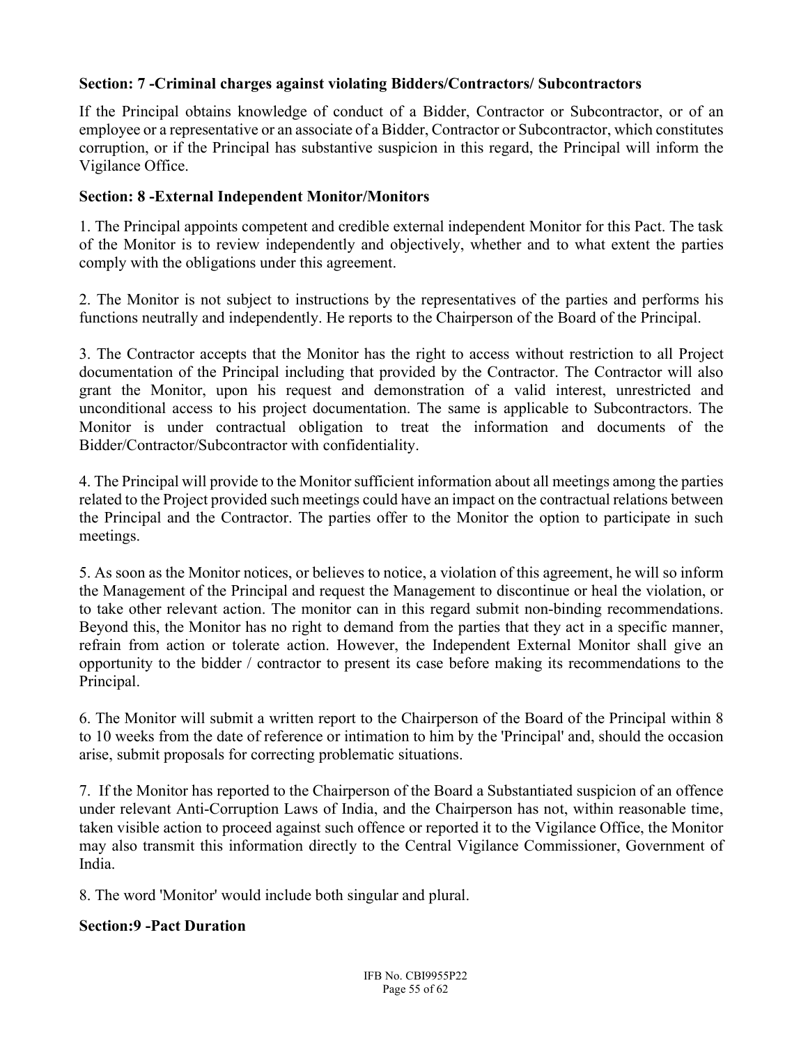**Section: 7 -Criminal charges against violating Bidders/Contractors/ Subcontractors**

If the Principal obtains knowledge of conduct of a Bidder, Contractor or Subcontractor, or of an employee or a representative or an associate of a Bidder, Contractor or Subcontractor, which constitutes corruption, or if the Principal has substantive suspicion in this regard, the Principal will inform the Vigilance Office.

**Section: 8 -External Independent Monitor/Monitors**

1. The Principal appoints competent and credible external independent Monitor for this Pact. The task of the Monitor is to review independently and objectively, whether and to what extent the parties comply with the obligations under this agreement.

2. The Monitor is not subject to instructions by the representatives of the parties and performs his functions neutrally and independently. He reports to the Chairperson of the Board of the Principal.

3. The Contractor accepts that the Monitor has the right to access without restriction to all Project documentation of the Principal including that provided by the Contractor. The Contractor will also grant the Monitor, upon his request and demonstration of a valid interest, unrestricted and unconditional access to his project documentation. The same is applicable to Subcontractors. The Monitor is under contractual obligation to treat the information and documents of the Bidder/Contractor/Subcontractor with confidentiality.

4. The Principal will provide to the Monitor sufficient information about all meetings among the parties related to the Project provided such meetings could have an impact on the contractual relations between the Principal and the Contractor. The parties offer to the Monitor the option to participate in such meetings.

5. As soon as the Monitor notices, or believes to notice, a violation of this agreement, he will so inform the Management of the Principal and request the Management to discontinue or heal the violation, or to take other relevant action. The monitor can in this regard submit non-binding recommendations. Beyond this, the Monitor has no right to demand from the parties that they act in a specific manner, refrain from action or tolerate action. However, the Independent External Monitor shall give an opportunity to the bidder / contractor to present its case before making its recommendations to the Principal.

6. The Monitor will submit a written report to the Chairperson of the Board of the Principal within 8 to 10 weeks from the date of reference or intimation to him by the 'Principal' and, should the occasion arise, submit proposals for correcting problematic situations.

7. If the Monitor has reported to the Chairperson of the Board a Substantiated suspicion of an offence under relevant Anti-Corruption Laws of India, and the Chairperson has not, within reasonable time, taken visible action to proceed against such offence or reported it to the Vigilance Office, the Monitor may also transmit this information directly to the Central Vigilance Commissioner, Government of India.

8. The word 'Monitor' would include both singular and plural.

**Section:9 -Pact Duration**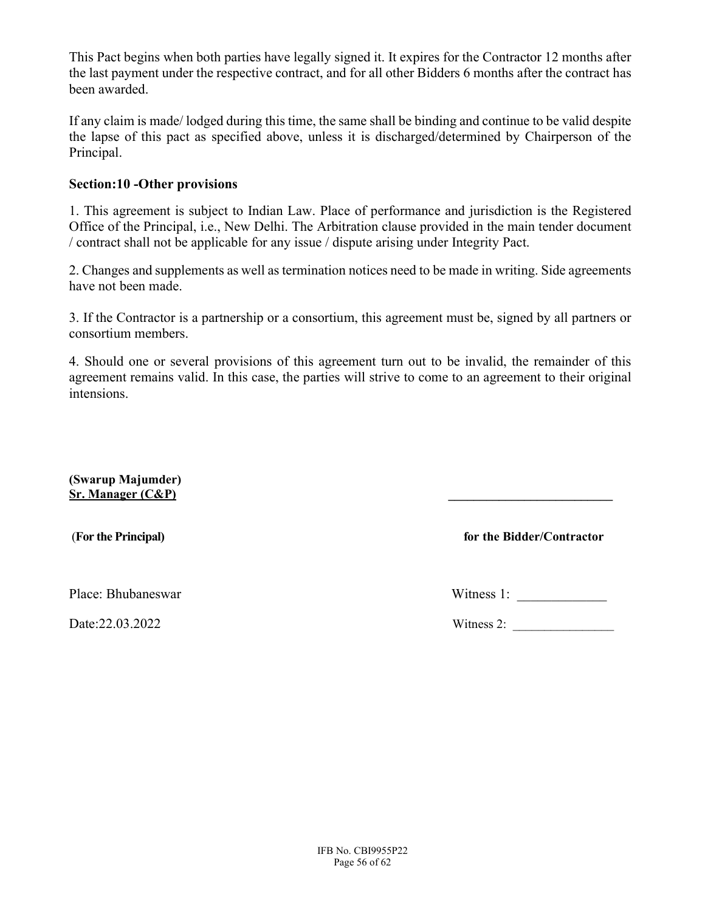This Pact begins when both parties have legally signed it. It expires for the Contractor 12 months after the last payment under the respective contract, and for all other Bidders 6 months after the contract has been awarded.

If any claim is made/ lodged during this time, the same shall be binding and continue to be valid despite the lapse of this pact as specified above, unless it is discharged/determined by Chairperson of the Principal.

**Section:10 -Other provisions**

1. This agreement is subject to Indian Law. Place of performance and jurisdiction is the Registered Office of the Principal, i.e., New Delhi. The Arbitration clause provided in the main tender document / contract shall not be applicable for any issue / dispute arising under Integrity Pact.

2. Changes and supplements as well as termination notices need to be made in writing. Side agreements have not been made.

3. If the Contractor is a partnership or a consortium, this agreement must be, signed by all partners or consortium members.

4. Should one or several provisions of this agreement turn out to be invalid, the remainder of this agreement remains valid. In this case, the parties will strive to come to an agreement to their original intensions.

**(Swarup Majumder)**
**Sr. Manager (C&P)** ___________________________

**(For the Principal)** **for the Bidder/Contractor**

Place: Bhubaneswar Witness 1: _____________

Date:22.03.2022 Witness 2: _______________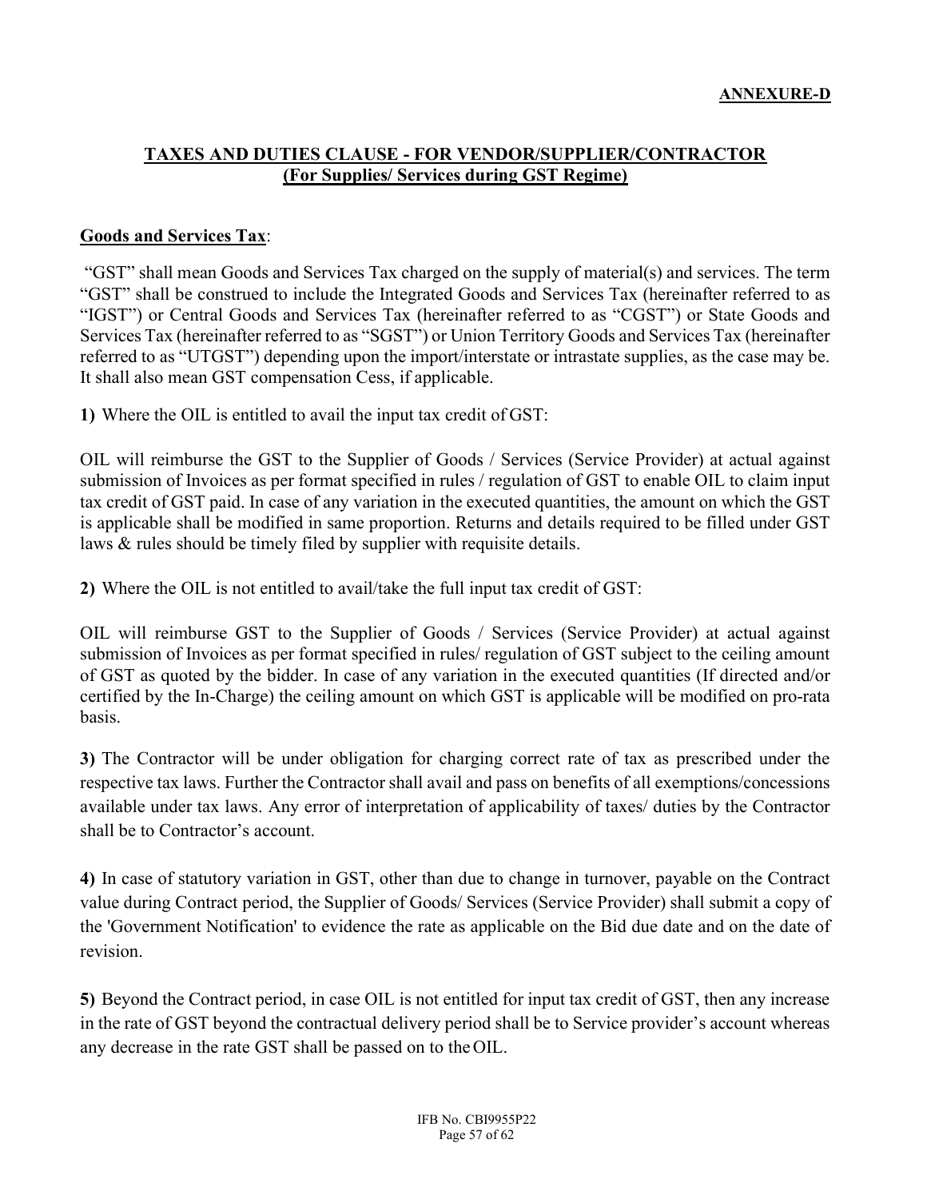**ANNEXURE-D**

# TAXES AND DUTIES CLAUSE - FOR VENDOR/SUPPLIER/CONTRACTOR (For Supplies/ Services during GST Regime)

## Goods and Services Tax:

"GST" shall mean Goods and Services Tax charged on the supply of material(s) and services. The term "GST" shall be construed to include the Integrated Goods and Services Tax (hereinafter referred to as "IGST") or Central Goods and Services Tax (hereinafter referred to as "CGST") or State Goods and Services Tax (hereinafter referred to as "SGST") or Union Territory Goods and Services Tax (hereinafter referred to as "UTGST") depending upon the import/interstate or intrastate supplies, as the case may be. It shall also mean GST compensation Cess, if applicable.

**1)** Where the OIL is entitled to avail the input tax credit of GST:

OIL will reimburse the GST to the Supplier of Goods / Services (Service Provider) at actual against submission of Invoices as per format specified in rules / regulation of GST to enable OIL to claim input tax credit of GST paid. In case of any variation in the executed quantities, the amount on which the GST is applicable shall be modified in same proportion. Returns and details required to be filled under GST laws & rules should be timely filed by supplier with requisite details.

**2)** Where the OIL is not entitled to avail/take the full input tax credit of GST:

OIL will reimburse GST to the Supplier of Goods / Services (Service Provider) at actual against submission of Invoices as per format specified in rules/ regulation of GST subject to the ceiling amount of GST as quoted by the bidder. In case of any variation in the executed quantities (If directed and/or certified by the In-Charge) the ceiling amount on which GST is applicable will be modified on pro-rata basis.

**3)** The Contractor will be under obligation for charging correct rate of tax as prescribed under the respective tax laws. Further the Contractor shall avail and pass on benefits of all exemptions/concessions available under tax laws. Any error of interpretation of applicability of taxes/ duties by the Contractor shall be to Contractor's account.

**4)** In case of statutory variation in GST, other than due to change in turnover, payable on the Contract value during Contract period, the Supplier of Goods/ Services (Service Provider) shall submit a copy of the 'Government Notification' to evidence the rate as applicable on the Bid due date and on the date of revision.

**5)** Beyond the Contract period, in case OIL is not entitled for input tax credit of GST, then any increase in the rate of GST beyond the contractual delivery period shall be to Service provider's account whereas any decrease in the rate GST shall be passed on to the OIL.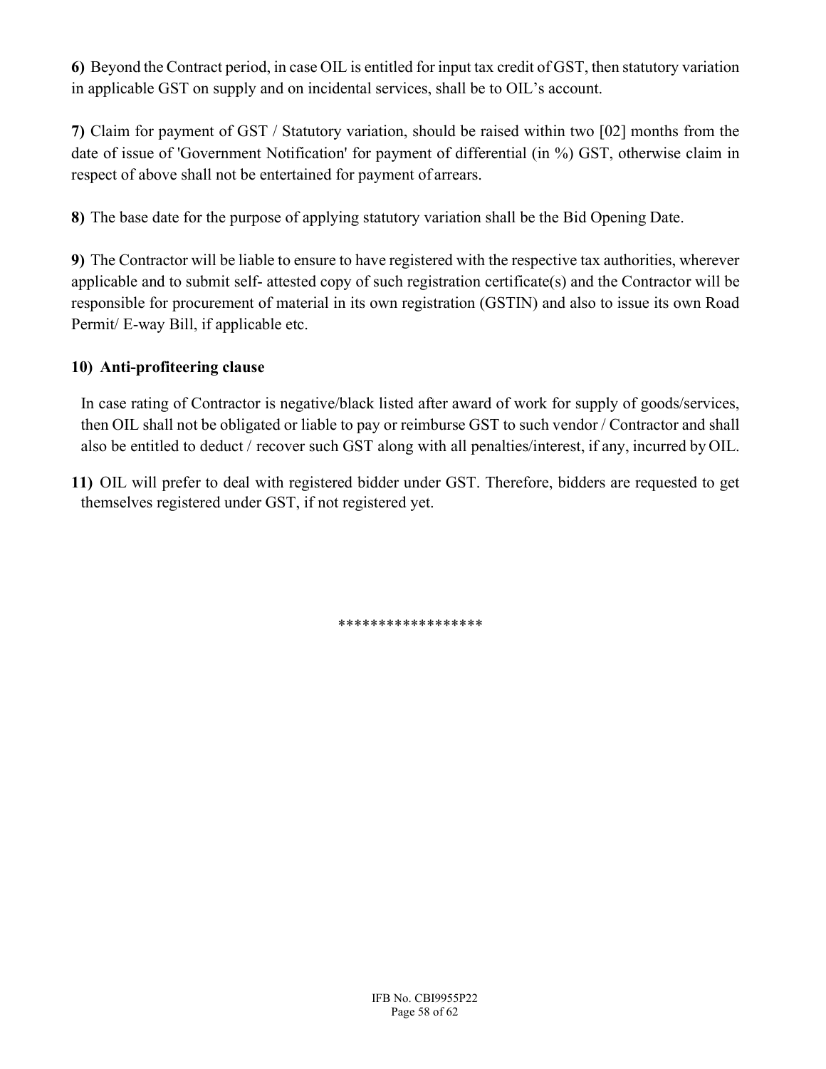**6)** Beyond the Contract period, in case OIL is entitled for input tax credit of GST, then statutory variation in applicable GST on supply and on incidental services, shall be to OIL's account.

**7)** Claim for payment of GST / Statutory variation, should be raised within two [02] months from the date of issue of 'Government Notification' for payment of differential (in %) GST, otherwise claim in respect of above shall not be entertained for payment of arrears.

**8)** The base date for the purpose of applying statutory variation shall be the Bid Opening Date.

**9)** The Contractor will be liable to ensure to have registered with the respective tax authorities, wherever applicable and to submit self- attested copy of such registration certificate(s) and the Contractor will be responsible for procurement of material in its own registration (GSTIN) and also to issue its own Road Permit/ E-way Bill, if applicable etc.

**10) Anti-profiteering clause**

In case rating of Contractor is negative/black listed after award of work for supply of goods/services, then OIL shall not be obligated or liable to pay or reimburse GST to such vendor / Contractor and shall also be entitled to deduct / recover such GST along with all penalties/interest, if any, incurred by OIL.

**11)** OIL will prefer to deal with registered bidder under GST. Therefore, bidders are requested to get themselves registered under GST, if not registered yet.

*****************

IFB No. CBI9955P22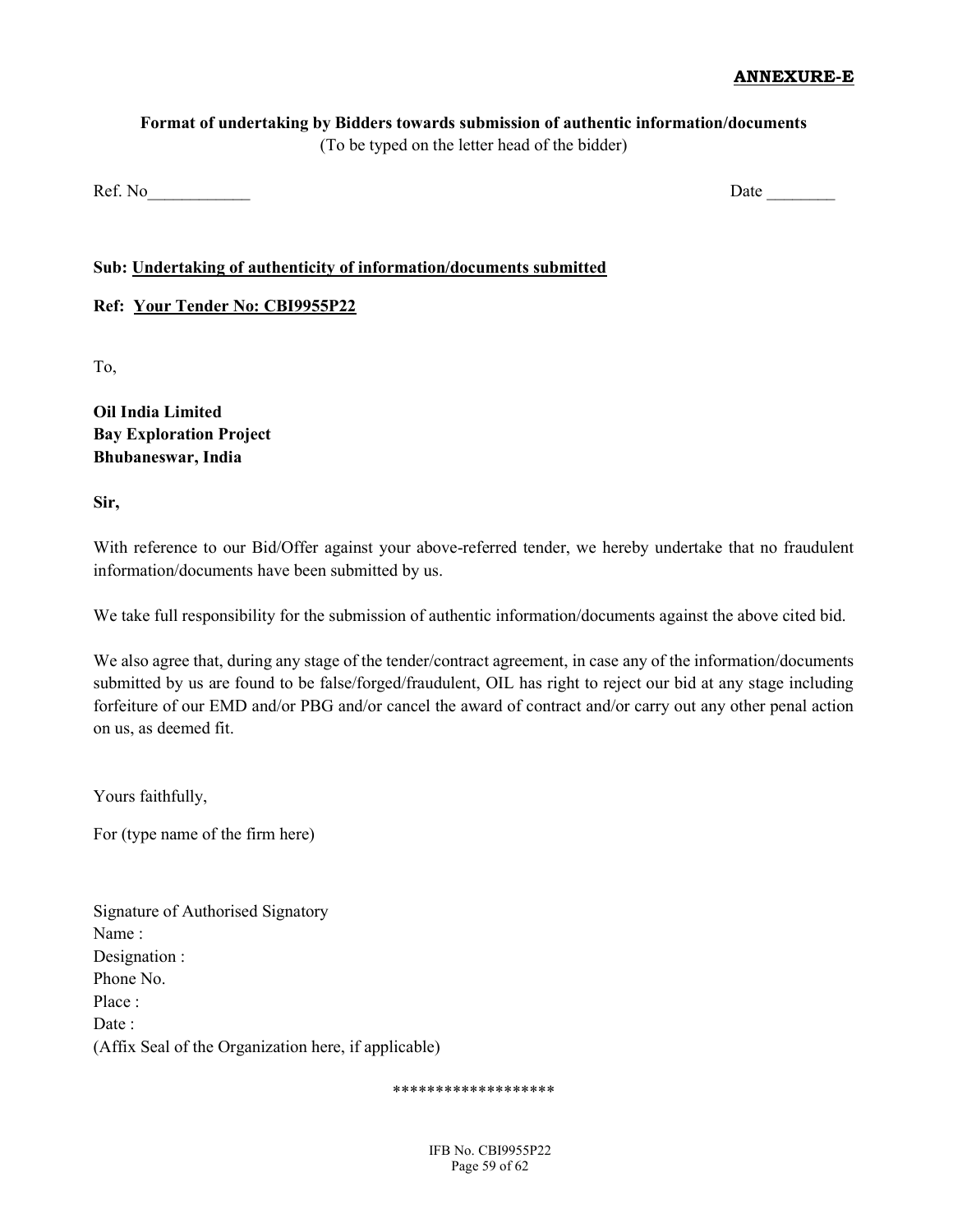**ANNEXURE-E**

**Format of undertaking by Bidders towards submission of authentic information/documents**

(To be typed on the letter head of the bidder)

Ref. No____________ Date ________

**Sub: <u>Undertaking of authenticity of information/documents submitted</u>**

**Ref: <u>Your Tender No: CBI9955P22</u>**

To,

**Oil India Limited**
**Bay Exploration Project**
**Bhubaneswar, India**

**Sir,**

With reference to our Bid/Offer against your above-referred tender, we hereby undertake that no fraudulent information/documents have been submitted by us.

We take full responsibility for the submission of authentic information/documents against the above cited bid.

We also agree that, during any stage of the tender/contract agreement, in case any of the information/documents submitted by us are found to be false/forged/fraudulent, OIL has right to reject our bid at any stage including forfeiture of our EMD and/or PBG and/or cancel the award of contract and/or carry out any other penal action on us, as deemed fit.

Yours faithfully,

For (type name of the firm here)

Signature of Authorised Signatory
Name :
Designation :
Phone No.
Place :
Date :
(Affix Seal of the Organization here, if applicable)

*******************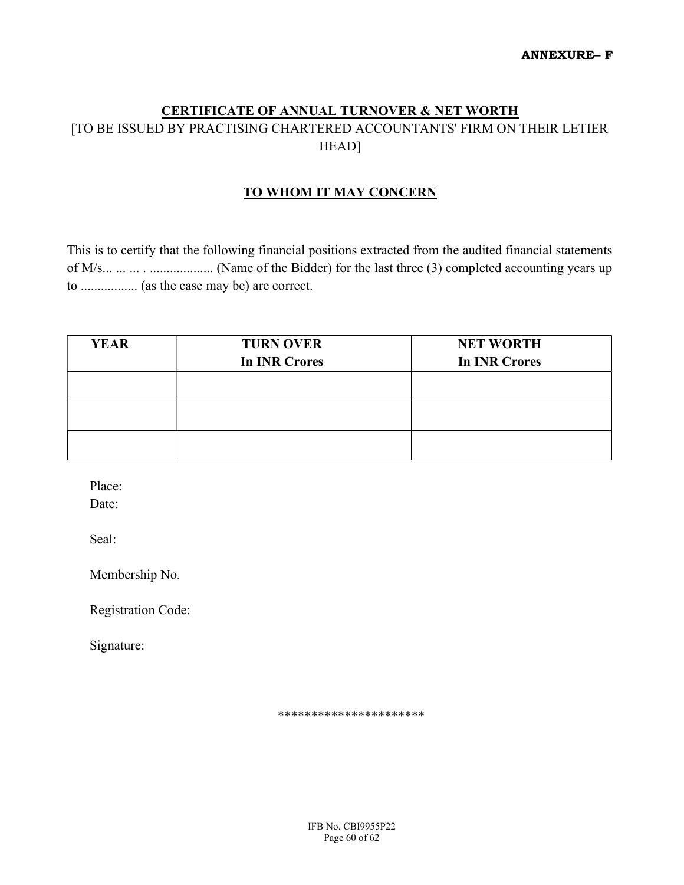**ANNEXURE– F**

## CERTIFICATE OF ANNUAL TURNOVER & NET WORTH

[TO BE ISSUED BY PRACTISING CHARTERED ACCOUNTANTS' FIRM ON THEIR LETIER HEAD]

### TO WHOM IT MAY CONCERN

This is to certify that the following financial positions extracted from the audited financial statements of M/s... ... ... . ................... (Name of the Bidder) for the last three (3) completed accounting years up to ................. (as the case may be) are correct.

| YEAR | TURN OVER In INR Crores | NET WORTH In INR Crores |
|---|---|---|
| | | |
| | | |
| | | |

Place:

Date:

Seal:

Membership No.

Registration Code:

Signature:

*********************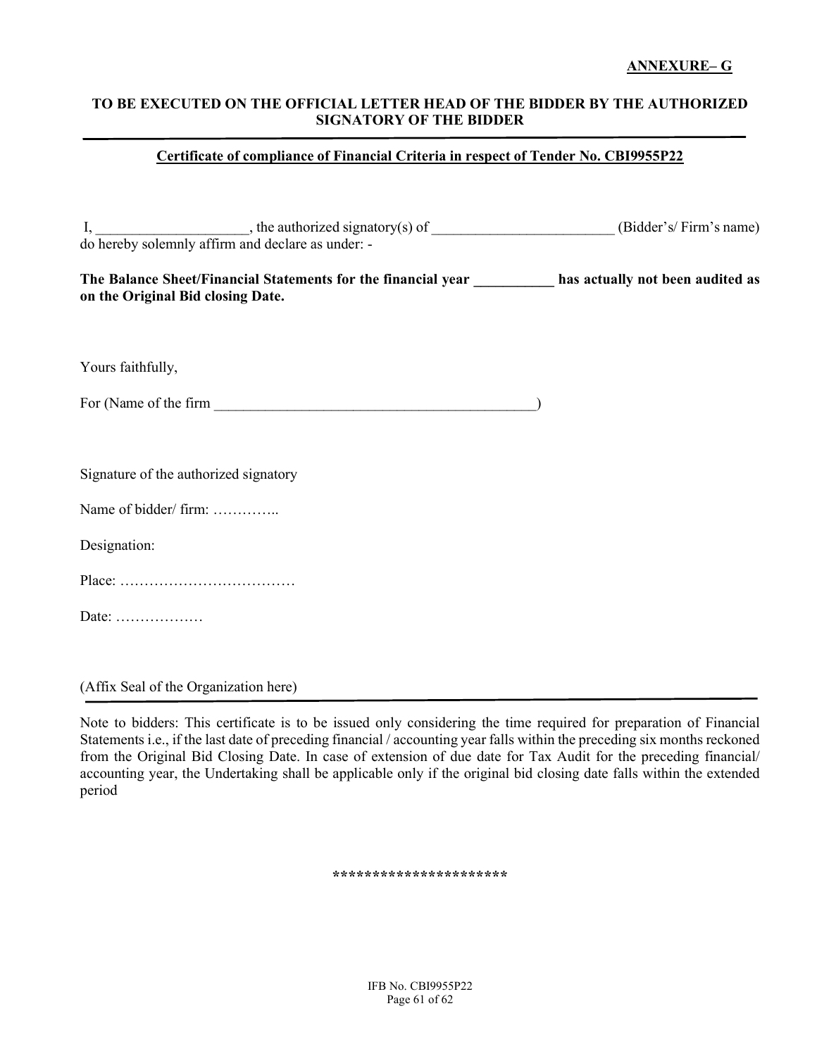**ANNEXURE– G**

**TO BE EXECUTED ON THE OFFICIAL LETTER HEAD OF THE BIDDER BY THE AUTHORIZED SIGNATORY OF THE BIDDER**

---

**Certificate of compliance of Financial Criteria in respect of Tender No. CBI9955P22**

I, ____________________, the authorized signatory(s) of ________________________ (Bidder's/ Firm's name) do hereby solemnly affirm and declare as under: -

**The Balance Sheet/Financial Statements for the financial year ___________ has actually not been audited as on the Original Bid closing Date.**

Yours faithfully,

For (Name of the firm ____________________________________________)

Signature of the authorized signatory

Name of bidder/ firm: …………..

Designation:

Place: ………………………………

Date: ………………

(Affix Seal of the Organization here)

---

Note to bidders: This certificate is to be issued only considering the time required for preparation of Financial Statements i.e., if the last date of preceding financial / accounting year falls within the preceding six months reckoned from the Original Bid Closing Date. In case of extension of due date for Tax Audit for the preceding financial/ accounting year, the Undertaking shall be applicable only if the original bid closing date falls within the extended period

*********************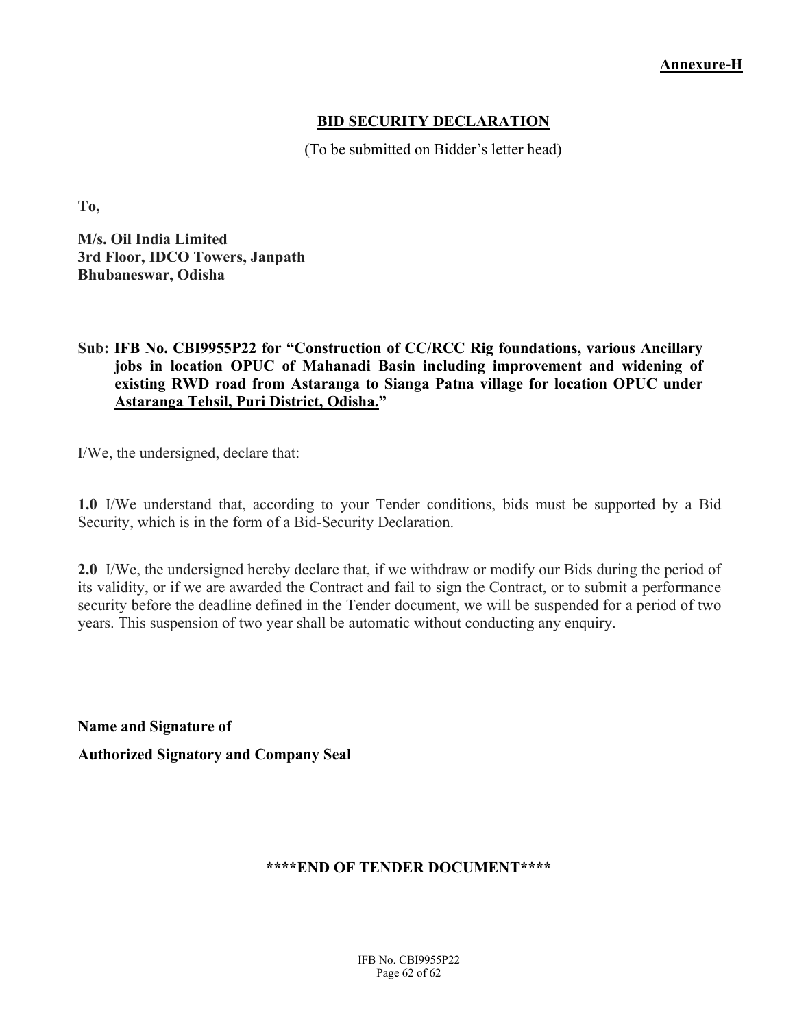**Annexure-H**

## BID SECURITY DECLARATION

(To be submitted on Bidder's letter head)

**To,**

**M/s. Oil India Limited**
**3rd Floor, IDCO Towers, Janpath**
**Bhubaneswar, Odisha**

**Sub: IFB No. CBI9955P22 for "Construction of CC/RCC Rig foundations, various Ancillary jobs in location OPUC of Mahanadi Basin including improvement and widening of existing RWD road from Astaranga to Sianga Patna village for location OPUC under Astaranga Tehsil, Puri District, Odisha."**

I/We, the undersigned, declare that:

**1.0** I/We understand that, according to your Tender conditions, bids must be supported by a Bid Security, which is in the form of a Bid-Security Declaration.

**2.0** I/We, the undersigned hereby declare that, if we withdraw or modify our Bids during the period of its validity, or if we are awarded the Contract and fail to sign the Contract, or to submit a performance security before the deadline defined in the Tender document, we will be suspended for a period of two years. This suspension of two year shall be automatic without conducting any enquiry.

**Name and Signature of**

**Authorized Signatory and Company Seal**

**\*\*\*\*END OF TENDER DOCUMENT\*\*\*\***